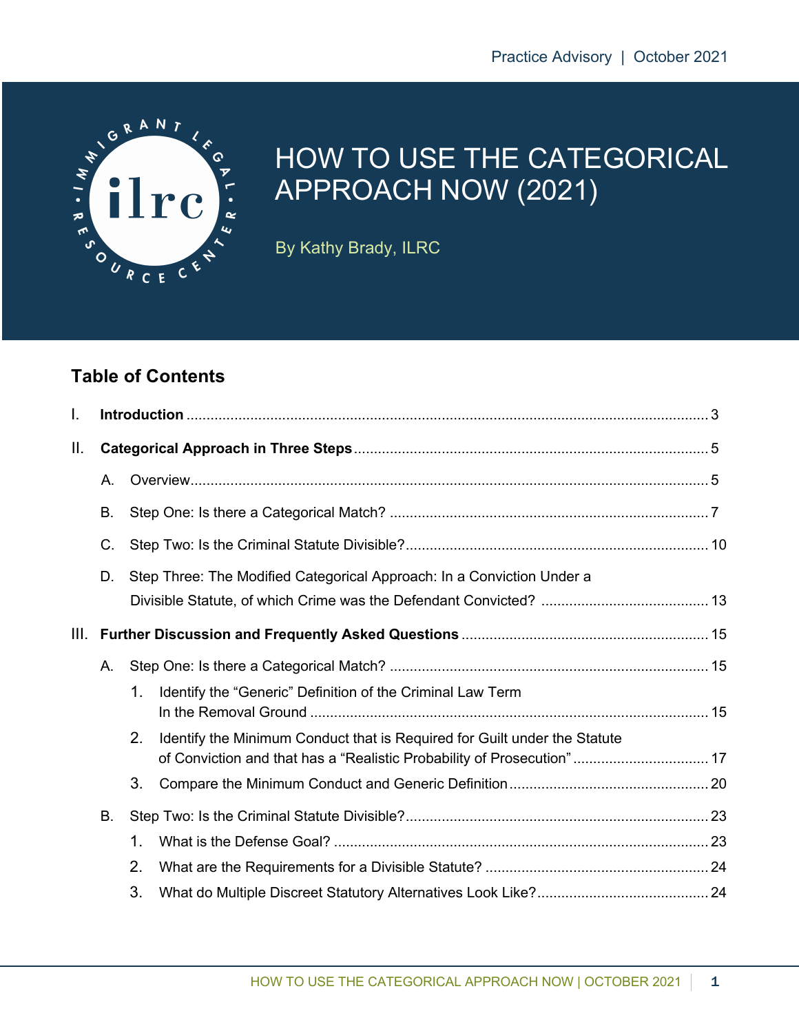Practice Advisory | October 2021

# HOW TO USE THE CATEGORICAL APPROACH NOW (2021)

By Kathy Brady, ILRC

## Table of Contents

I. **Introduction** ..... 3

II. **Categorical Approach in Three Steps** ..... 5

- A. Overview ..... 5
- B. Step One: Is there a Categorical Match? ..... 7
- C. Step Two: Is the Criminal Statute Divisible? ..... 10
- D. Step Three: The Modified Categorical Approach: In a Conviction Under a Divisible Statute, of which Crime was the Defendant Convicted? ..... 13

III. **Further Discussion and Frequently Asked Questions** ..... 15

- A. Step One: Is there a Categorical Match? ..... 15
  1. Identify the "Generic" Definition of the Criminal Law Term In the Removal Ground ..... 15
  2. Identify the Minimum Conduct that is Required for Guilt under the Statute of Conviction and that has a "Realistic Probability of Prosecution" ..... 17
  3. Compare the Minimum Conduct and Generic Definition ..... 20
- B. Step Two: Is the Criminal Statute Divisible? ..... 23
  1. What is the Defense Goal? ..... 23
  2. What are the Requirements for a Divisible Statute? ..... 24
  3. What do Multiple Discreet Statutory Alternatives Look Like? ..... 24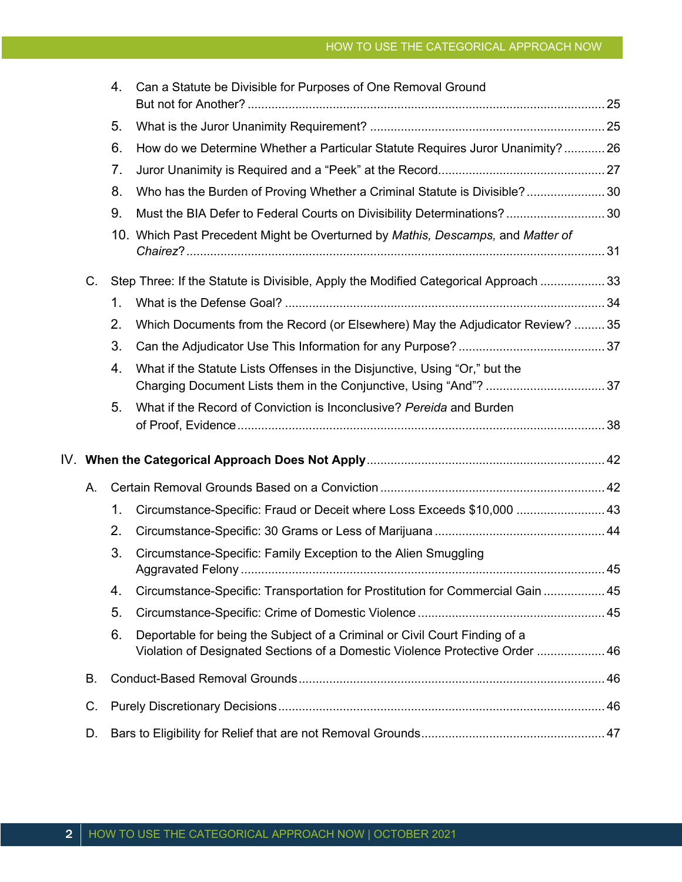4. Can a Statute be Divisible for Purposes of One Removal Ground But not for Another? ........ 25
5. What is the Juror Unanimity Requirement? ........ 25
6. How do we Determine Whether a Particular Statute Requires Juror Unanimity? ........ 26
7. Juror Unanimity is Required and a "Peek" at the Record ........ 27
8. Who has the Burden of Proving Whether a Criminal Statute is Divisible? ........ 30
9. Must the BIA Defer to Federal Courts on Divisibility Determinations? ........ 30
10. Which Past Precedent Might be Overturned by *Mathis, Descamps,* and *Matter of Chairez*? ........ 31

C. Step Three: If the Statute is Divisible, Apply the Modified Categorical Approach ........ 33

1. What is the Defense Goal? ........ 34
2. Which Documents from the Record (or Elsewhere) May the Adjudicator Review? ........ 35
3. Can the Adjudicator Use This Information for any Purpose? ........ 37
4. What if the Statute Lists Offenses in the Disjunctive, Using "Or," but the Charging Document Lists them in the Conjunctive, Using "And"? ........ 37
5. What if the Record of Conviction is Inconclusive? *Pereida* and Burden of Proof, Evidence ........ 38

IV. **When the Categorical Approach Does Not Apply** ........ 42

A. Certain Removal Grounds Based on a Conviction ........ 42

1. Circumstance-Specific: Fraud or Deceit where Loss Exceeds $10,000 ........ 43
2. Circumstance-Specific: 30 Grams or Less of Marijuana ........ 44
3. Circumstance-Specific: Family Exception to the Alien Smuggling Aggravated Felony ........ 45
4. Circumstance-Specific: Transportation for Prostitution for Commercial Gain ........ 45
5. Circumstance-Specific: Crime of Domestic Violence ........ 45
6. Deportable for being the Subject of a Criminal or Civil Court Finding of a Violation of Designated Sections of a Domestic Violence Protective Order ........ 46

B. Conduct-Based Removal Grounds ........ 46

C. Purely Discretionary Decisions ........ 46

D. Bars to Eligibility for Relief that are not Removal Grounds ........ 47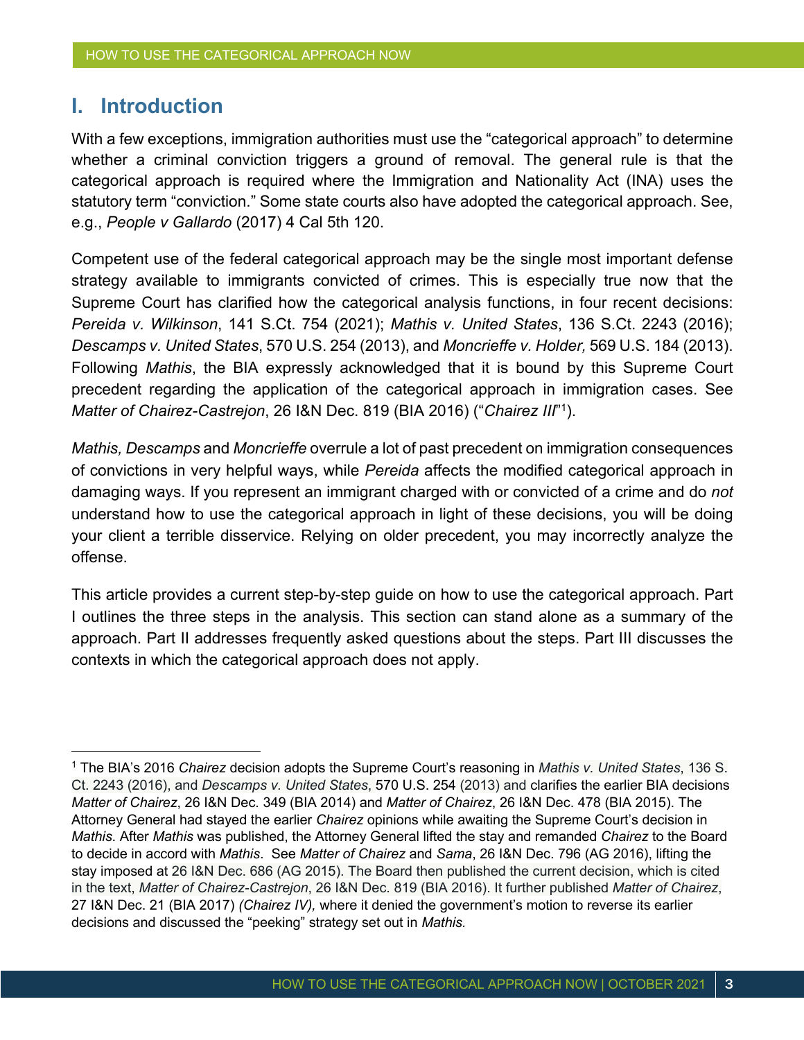# I. Introduction

With a few exceptions, immigration authorities must use the "categorical approach" to determine whether a criminal conviction triggers a ground of removal. The general rule is that the categorical approach is required where the Immigration and Nationality Act (INA) uses the statutory term "conviction." Some state courts also have adopted the categorical approach. See, e.g., *People v Gallardo* (2017) 4 Cal 5th 120.

Competent use of the federal categorical approach may be the single most important defense strategy available to immigrants convicted of crimes. This is especially true now that the Supreme Court has clarified how the categorical analysis functions, in four recent decisions: *Pereida v. Wilkinson*, 141 S.Ct. 754 (2021); *Mathis v. United States*, 136 S.Ct. 2243 (2016); *Descamps v. United States*, 570 U.S. 254 (2013), and *Moncrieffe v. Holder,* 569 U.S. 184 (2013). Following *Mathis*, the BIA expressly acknowledged that it is bound by this Supreme Court precedent regarding the application of the categorical approach in immigration cases. See *Matter of Chairez-Castrejon*, 26 I&N Dec. 819 (BIA 2016) ("*Chairez III*"[1]).

*Mathis, Descamps* and *Moncrieffe* overrule a lot of past precedent on immigration consequences of convictions in very helpful ways, while *Pereida* affects the modified categorical approach in damaging ways. If you represent an immigrant charged with or convicted of a crime and do *not* understand how to use the categorical approach in light of these decisions, you will be doing your client a terrible disservice. Relying on older precedent, you may incorrectly analyze the offense.

This article provides a current step-by-step guide on how to use the categorical approach. Part I outlines the three steps in the analysis. This section can stand alone as a summary of the approach. Part II addresses frequently asked questions about the steps. Part III discusses the contexts in which the categorical approach does not apply.

---

[1] The BIA's 2016 *Chairez* decision adopts the Supreme Court's reasoning in *Mathis v. United States*, 136 S. Ct. 2243 (2016), and *Descamps v. United States*, 570 U.S. 254 (2013) and clarifies the earlier BIA decisions *Matter of Chairez*, 26 I&N Dec. 349 (BIA 2014) and *Matter of Chairez*, 26 I&N Dec. 478 (BIA 2015). The Attorney General had stayed the earlier *Chairez* opinions while awaiting the Supreme Court's decision in *Mathis*. After *Mathis* was published, the Attorney General lifted the stay and remanded *Chairez* to the Board to decide in accord with *Mathis*. See *Matter of Chairez* and *Sama*, 26 I&N Dec. 796 (AG 2016), lifting the stay imposed at 26 I&N Dec. 686 (AG 2015). The Board then published the current decision, which is cited in the text, *Matter of Chairez-Castrejon*, 26 I&N Dec. 819 (BIA 2016). It further published *Matter of Chairez*, 27 I&N Dec. 21 (BIA 2017) *(Chairez IV),* where it denied the government's motion to reverse its earlier decisions and discussed the "peeking" strategy set out in *Mathis.*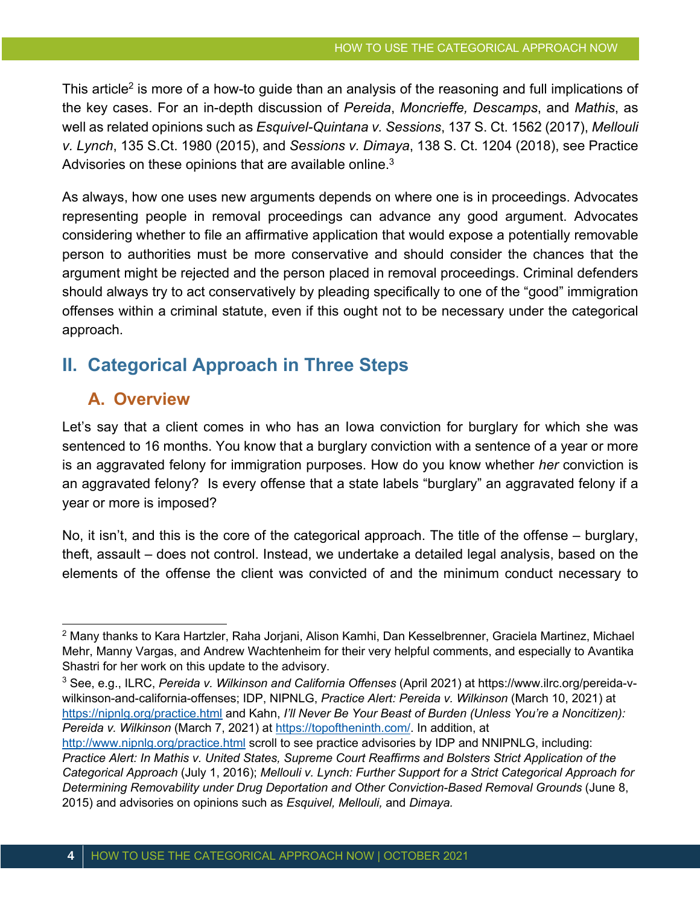This article[2] is more of a how-to guide than an analysis of the reasoning and full implications of the key cases. For an in-depth discussion of *Pereida*, *Moncrieffe, Descamps*, and *Mathis*, as well as related opinions such as *Esquivel-Quintana v. Sessions*, 137 S. Ct. 1562 (2017), *Mellouli v. Lynch*, 135 S.Ct. 1980 (2015), and *Sessions v. Dimaya*, 138 S. Ct. 1204 (2018), see Practice Advisories on these opinions that are available online.[3]

As always, how one uses new arguments depends on where one is in proceedings. Advocates representing people in removal proceedings can advance any good argument. Advocates considering whether to file an affirmative application that would expose a potentially removable person to authorities must be more conservative and should consider the chances that the argument might be rejected and the person placed in removal proceedings. Criminal defenders should always try to act conservatively by pleading specifically to one of the "good" immigration offenses within a criminal statute, even if this ought not to be necessary under the categorical approach.

## II. Categorical Approach in Three Steps

### A. Overview

Let's say that a client comes in who has an Iowa conviction for burglary for which she was sentenced to 16 months. You know that a burglary conviction with a sentence of a year or more is an aggravated felony for immigration purposes. How do you know whether *her* conviction is an aggravated felony? Is every offense that a state labels "burglary" an aggravated felony if a year or more is imposed?

No, it isn't, and this is the core of the categorical approach. The title of the offense – burglary, theft, assault – does not control. Instead, we undertake a detailed legal analysis, based on the elements of the offense the client was convicted of and the minimum conduct necessary to

---

[2] Many thanks to Kara Hartzler, Raha Jorjani, Alison Kamhi, Dan Kesselbrenner, Graciela Martinez, Michael Mehr, Manny Vargas, and Andrew Wachtenheim for their very helpful comments, and especially to Avantika Shastri for her work on this update to the advisory.

[3] See, e.g., ILRC, *Pereida v. Wilkinson and California Offenses* (April 2021) at https://www.ilrc.org/pereida-v-wilkinson-and-california-offenses; IDP, NIPNLG, *Practice Alert: Pereida v. Wilkinson* (March 10, 2021) at https://nipnlg.org/practice.html and Kahn, *I'll Never Be Your Beast of Burden (Unless You're a Noncitizen): Pereida v. Wilkinson* (March 7, 2021) at https://topoftheninth.com/. In addition, at http://www.nipnlg.org/practice.html scroll to see practice advisories by IDP and NNIPNLG, including: *Practice Alert: In Mathis v. United States, Supreme Court Reaffirms and Bolsters Strict Application of the Categorical Approach* (July 1, 2016); *Mellouli v. Lynch: Further Support for a Strict Categorical Approach for Determining Removability under Drug Deportation and Other Conviction-Based Removal Grounds* (June 8, 2015) and advisories on opinions such as *Esquivel, Mellouli,* and *Dimaya.*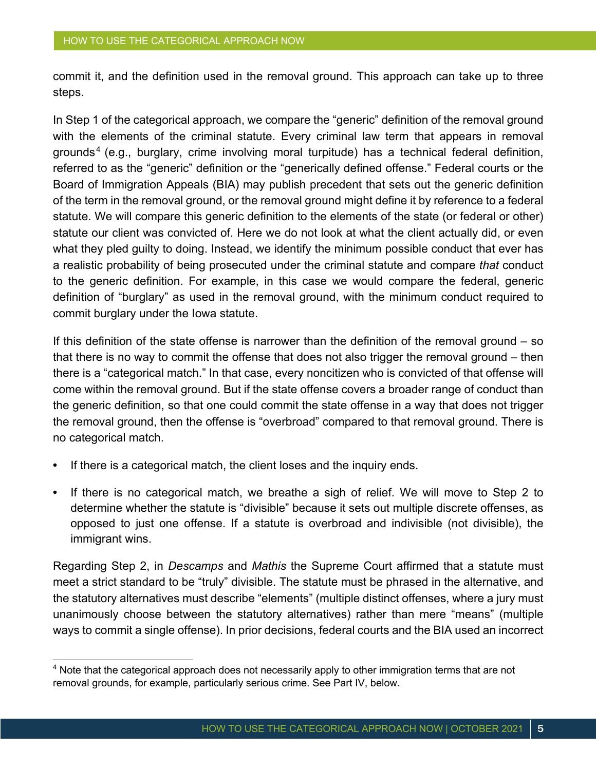commit it, and the definition used in the removal ground. This approach can take up to three steps.

In Step 1 of the categorical approach, we compare the "generic" definition of the removal ground with the elements of the criminal statute. Every criminal law term that appears in removal grounds[4] (e.g., burglary, crime involving moral turpitude) has a technical federal definition, referred to as the "generic" definition or the "generically defined offense." Federal courts or the Board of Immigration Appeals (BIA) may publish precedent that sets out the generic definition of the term in the removal ground, or the removal ground might define it by reference to a federal statute. We will compare this generic definition to the elements of the state (or federal or other) statute our client was convicted of. Here we do not look at what the client actually did, or even what they pled guilty to doing. Instead, we identify the minimum possible conduct that ever has a realistic probability of being prosecuted under the criminal statute and compare *that* conduct to the generic definition. For example, in this case we would compare the federal, generic definition of "burglary" as used in the removal ground, with the minimum conduct required to commit burglary under the Iowa statute.

If this definition of the state offense is narrower than the definition of the removal ground – so that there is no way to commit the offense that does not also trigger the removal ground – then there is a "categorical match." In that case, every noncitizen who is convicted of that offense will come within the removal ground. But if the state offense covers a broader range of conduct than the generic definition, so that one could commit the state offense in a way that does not trigger the removal ground, then the offense is "overbroad" compared to that removal ground. There is no categorical match.

- If there is a categorical match, the client loses and the inquiry ends.
- If there is no categorical match, we breathe a sigh of relief. We will move to Step 2 to determine whether the statute is "divisible" because it sets out multiple discrete offenses, as opposed to just one offense. If a statute is overbroad and indivisible (not divisible), the immigrant wins.

Regarding Step 2, in *Descamps* and *Mathis* the Supreme Court affirmed that a statute must meet a strict standard to be "truly" divisible. The statute must be phrased in the alternative, and the statutory alternatives must describe "elements" (multiple distinct offenses, where a jury must unanimously choose between the statutory alternatives) rather than mere "means" (multiple ways to commit a single offense). In prior decisions, federal courts and the BIA used an incorrect

---

[4] Note that the categorical approach does not necessarily apply to other immigration terms that are not removal grounds, for example, particularly serious crime. See Part IV, below.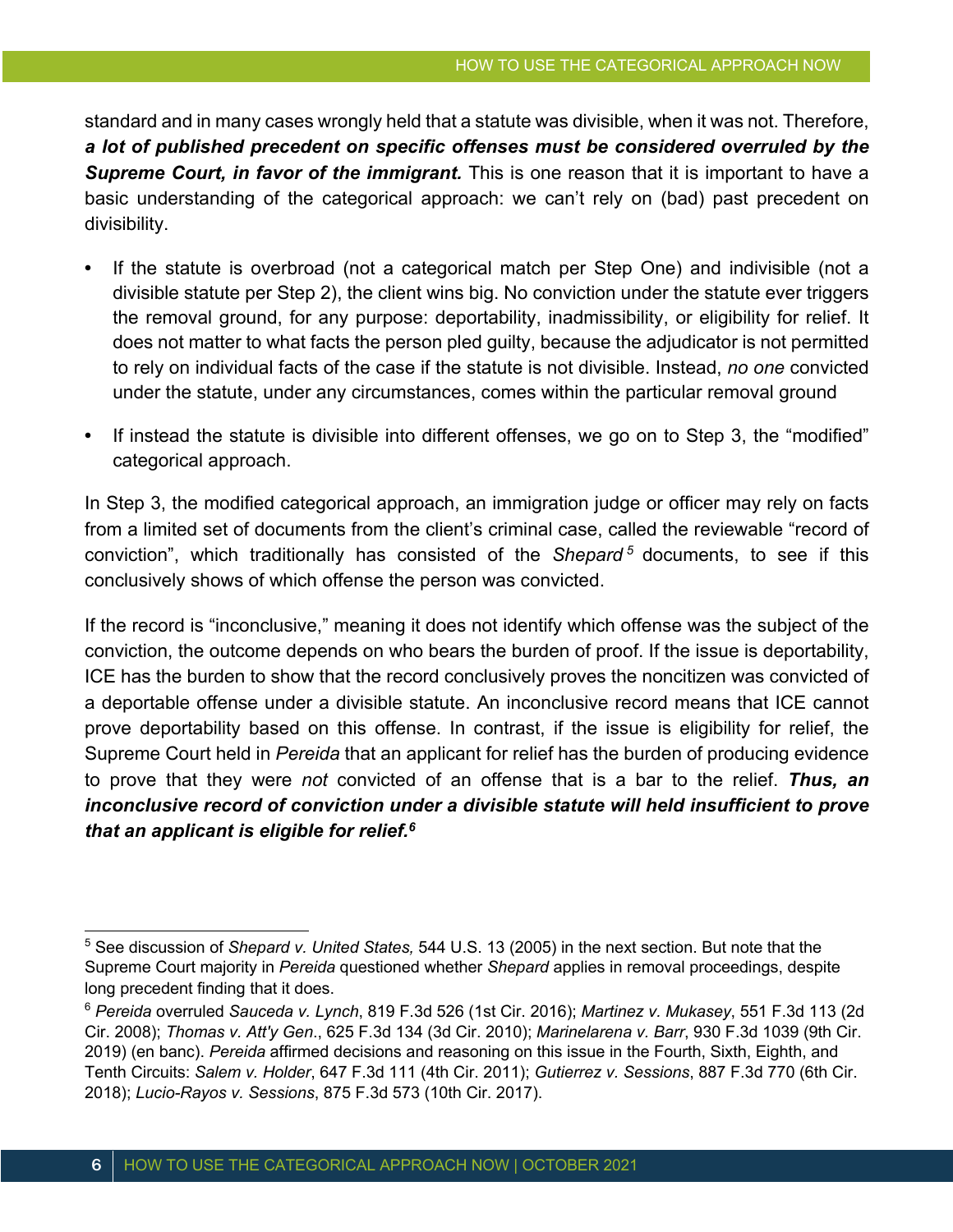standard and in many cases wrongly held that a statute was divisible, when it was not. Therefore, ***a lot of published precedent on specific offenses must be considered overruled by the Supreme Court, in favor of the immigrant.*** This is one reason that it is important to have a basic understanding of the categorical approach: we can't rely on (bad) past precedent on divisibility.

- If the statute is overbroad (not a categorical match per Step One) and indivisible (not a divisible statute per Step 2), the client wins big. No conviction under the statute ever triggers the removal ground, for any purpose: deportability, inadmissibility, or eligibility for relief. It does not matter to what facts the person pled guilty, because the adjudicator is not permitted to rely on individual facts of the case if the statute is not divisible. Instead, *no one* convicted under the statute, under any circumstances, comes within the particular removal ground

- If instead the statute is divisible into different offenses, we go on to Step 3, the "modified" categorical approach.

In Step 3, the modified categorical approach, an immigration judge or officer may rely on facts from a limited set of documents from the client's criminal case, called the reviewable "record of conviction", which traditionally has consisted of the *Shepard*[5] documents, to see if this conclusively shows of which offense the person was convicted.

If the record is "inconclusive," meaning it does not identify which offense was the subject of the conviction, the outcome depends on who bears the burden of proof. If the issue is deportability, ICE has the burden to show that the record conclusively proves the noncitizen was convicted of a deportable offense under a divisible statute. An inconclusive record means that ICE cannot prove deportability based on this offense. In contrast, if the issue is eligibility for relief, the Supreme Court held in *Pereida* that an applicant for relief has the burden of producing evidence to prove that they were *not* convicted of an offense that is a bar to the relief. ***Thus, an inconclusive record of conviction under a divisible statute will held insufficient to prove that an applicant is eligible for relief.***[6]

---

[5] See discussion of *Shepard v. United States,* 544 U.S. 13 (2005) in the next section. But note that the Supreme Court majority in *Pereida* questioned whether *Shepard* applies in removal proceedings, despite long precedent finding that it does.

[6] *Pereida* overruled *Sauceda v. Lynch*, 819 F.3d 526 (1st Cir. 2016); *Martinez v. Mukasey*, 551 F.3d 113 (2d Cir. 2008); *Thomas v. Att'y Gen*., 625 F.3d 134 (3d Cir. 2010); *Marinelarena v. Barr*, 930 F.3d 1039 (9th Cir. 2019) (en banc). *Pereida* affirmed decisions and reasoning on this issue in the Fourth, Sixth, Eighth, and Tenth Circuits: *Salem v. Holder*, 647 F.3d 111 (4th Cir. 2011); *Gutierrez v. Sessions*, 887 F.3d 770 (6th Cir. 2018); *Lucio-Rayos v. Sessions*, 875 F.3d 573 (10th Cir. 2017).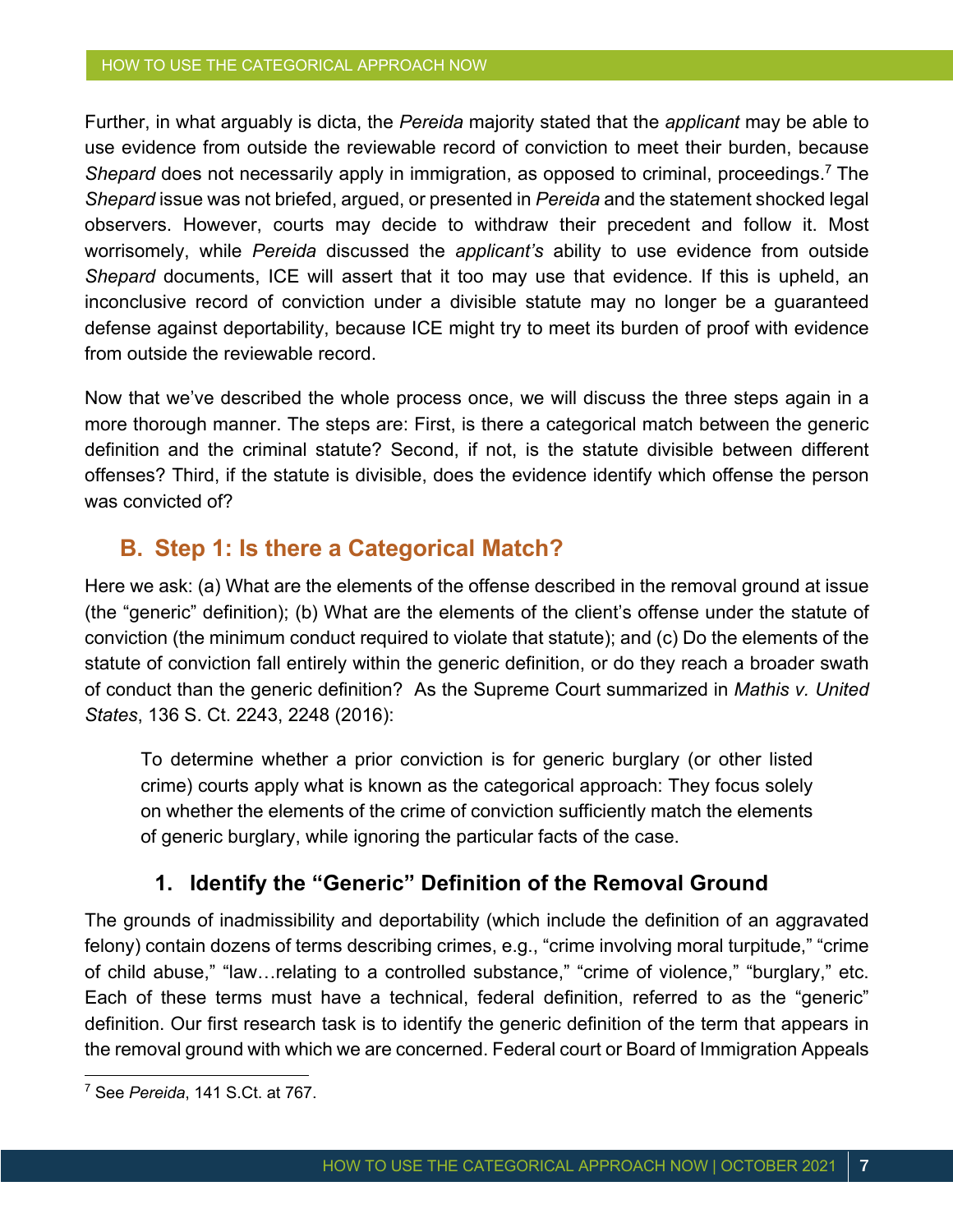Further, in what arguably is dicta, the *Pereida* majority stated that the *applicant* may be able to use evidence from outside the reviewable record of conviction to meet their burden, because *Shepard* does not necessarily apply in immigration, as opposed to criminal, proceedings.[7] The *Shepard* issue was not briefed, argued, or presented in *Pereida* and the statement shocked legal observers. However, courts may decide to withdraw their precedent and follow it. Most worrisomely, while *Pereida* discussed the *applicant's* ability to use evidence from outside *Shepard* documents, ICE will assert that it too may use that evidence. If this is upheld, an inconclusive record of conviction under a divisible statute may no longer be a guaranteed defense against deportability, because ICE might try to meet its burden of proof with evidence from outside the reviewable record.

Now that we've described the whole process once, we will discuss the three steps again in a more thorough manner. The steps are: First, is there a categorical match between the generic definition and the criminal statute? Second, if not, is the statute divisible between different offenses? Third, if the statute is divisible, does the evidence identify which offense the person was convicted of?

## B. Step 1: Is there a Categorical Match?

Here we ask: (a) What are the elements of the offense described in the removal ground at issue (the "generic" definition); (b) What are the elements of the client's offense under the statute of conviction (the minimum conduct required to violate that statute); and (c) Do the elements of the statute of conviction fall entirely within the generic definition, or do they reach a broader swath of conduct than the generic definition? As the Supreme Court summarized in *Mathis v. United States*, 136 S. Ct. 2243, 2248 (2016):

> To determine whether a prior conviction is for generic burglary (or other listed crime) courts apply what is known as the categorical approach: They focus solely on whether the elements of the crime of conviction sufficiently match the elements of generic burglary, while ignoring the particular facts of the case.

### 1. Identify the "Generic" Definition of the Removal Ground

The grounds of inadmissibility and deportability (which include the definition of an aggravated felony) contain dozens of terms describing crimes, e.g., "crime involving moral turpitude," "crime of child abuse," "law…relating to a controlled substance," "crime of violence," "burglary," etc. Each of these terms must have a technical, federal definition, referred to as the "generic" definition. Our first research task is to identify the generic definition of the term that appears in the removal ground with which we are concerned. Federal court or Board of Immigration Appeals

---

[7] See *Pereida*, 141 S.Ct. at 767.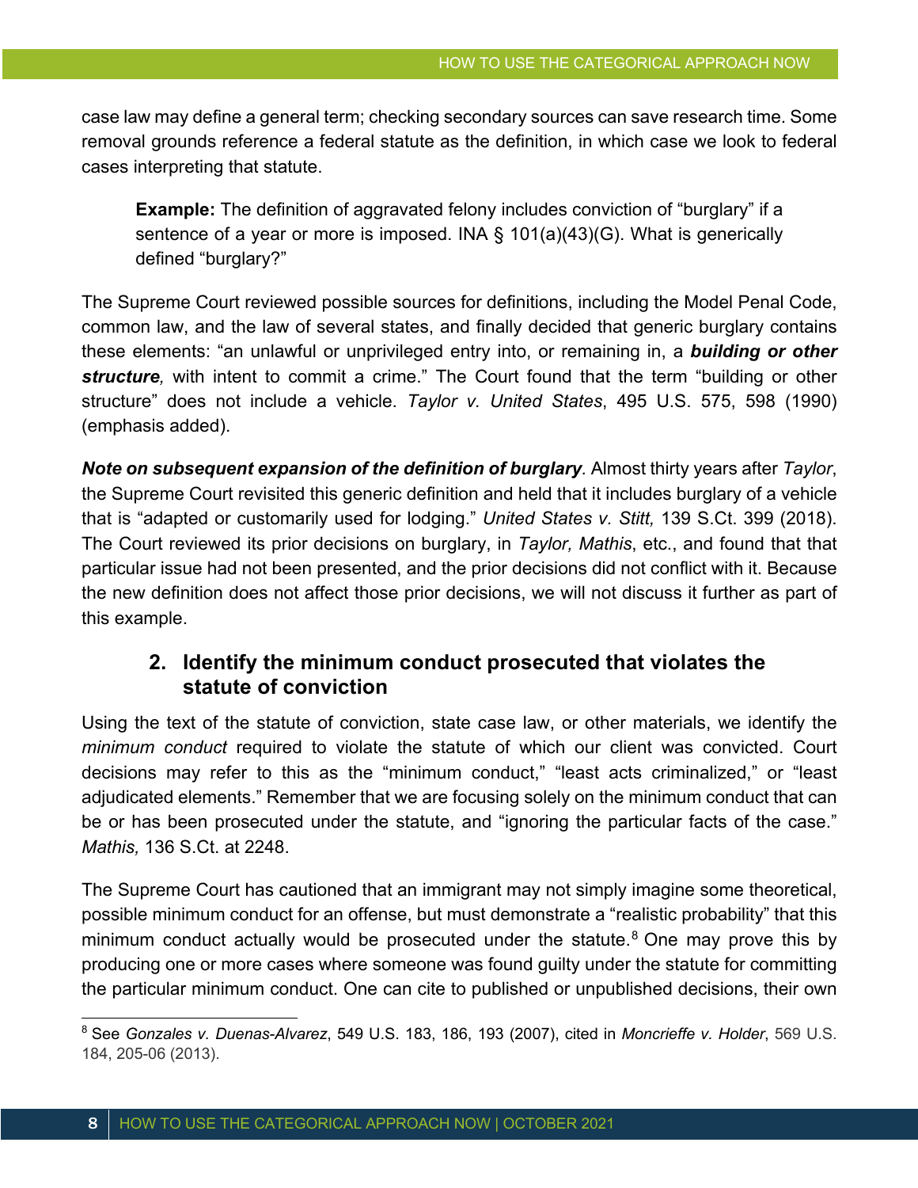case law may define a general term; checking secondary sources can save research time. Some removal grounds reference a federal statute as the definition, in which case we look to federal cases interpreting that statute.

> **Example:** The definition of aggravated felony includes conviction of "burglary" if a sentence of a year or more is imposed. INA § 101(a)(43)(G). What is generically defined "burglary?"

The Supreme Court reviewed possible sources for definitions, including the Model Penal Code, common law, and the law of several states, and finally decided that generic burglary contains these elements: "an unlawful or unprivileged entry into, or remaining in, a ***building or other structure***, with intent to commit a crime." The Court found that the term "building or other structure" does not include a vehicle. *Taylor v. United States*, 495 U.S. 575, 598 (1990) (emphasis added).

***Note on subsequent expansion of the definition of burglary***. Almost thirty years after *Taylor*, the Supreme Court revisited this generic definition and held that it includes burglary of a vehicle that is "adapted or customarily used for lodging." *United States v. Stitt,* 139 S.Ct. 399 (2018). The Court reviewed its prior decisions on burglary, in *Taylor, Mathis*, etc., and found that that particular issue had not been presented, and the prior decisions did not conflict with it. Because the new definition does not affect those prior decisions, we will not discuss it further as part of this example.

### 2. Identify the minimum conduct prosecuted that violates the statute of conviction

Using the text of the statute of conviction, state case law, or other materials, we identify the *minimum conduct* required to violate the statute of which our client was convicted. Court decisions may refer to this as the "minimum conduct," "least acts criminalized," or "least adjudicated elements." Remember that we are focusing solely on the minimum conduct that can be or has been prosecuted under the statute, and "ignoring the particular facts of the case." *Mathis,* 136 S.Ct. at 2248.

The Supreme Court has cautioned that an immigrant may not simply imagine some theoretical, possible minimum conduct for an offense, but must demonstrate a "realistic probability" that this minimum conduct actually would be prosecuted under the statute.[8] One may prove this by producing one or more cases where someone was found guilty under the statute for committing the particular minimum conduct. One can cite to published or unpublished decisions, their own

[8] See *Gonzales v. Duenas-Alvarez*, 549 U.S. 183, 186, 193 (2007), cited in *Moncrieffe v. Holder*, 569 U.S. 184, 205-06 (2013).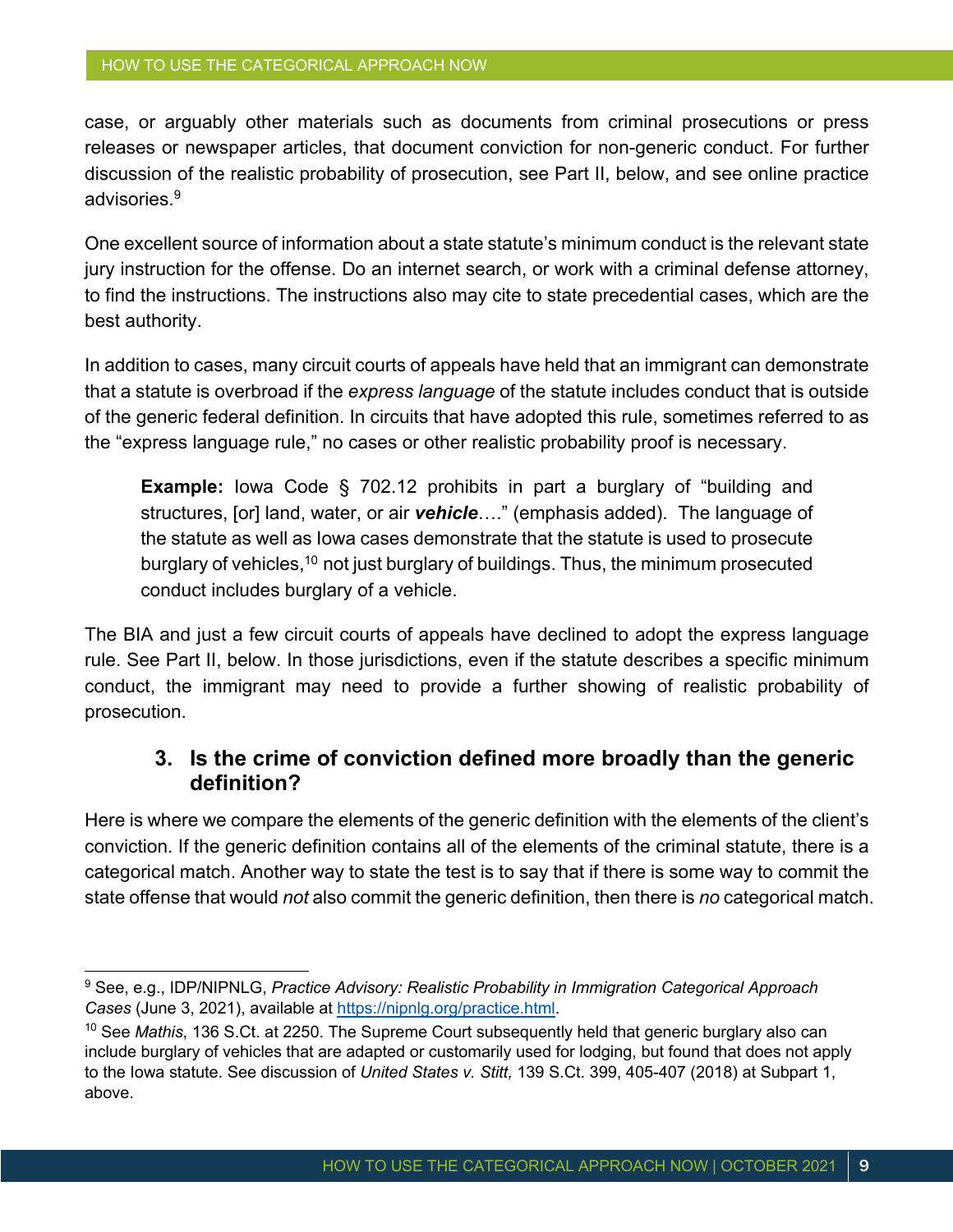case, or arguably other materials such as documents from criminal prosecutions or press releases or newspaper articles, that document conviction for non-generic conduct. For further discussion of the realistic probability of prosecution, see Part II, below, and see online practice advisories.[9]

One excellent source of information about a state statute's minimum conduct is the relevant state jury instruction for the offense. Do an internet search, or work with a criminal defense attorney, to find the instructions. The instructions also may cite to state precedential cases, which are the best authority.

In addition to cases, many circuit courts of appeals have held that an immigrant can demonstrate that a statute is overbroad if the *express language* of the statute includes conduct that is outside of the generic federal definition. In circuits that have adopted this rule, sometimes referred to as the "express language rule," no cases or other realistic probability proof is necessary.

> **Example:** Iowa Code § 702.12 prohibits in part a burglary of "building and structures, [or] land, water, or air ***vehicle***…." (emphasis added). The language of the statute as well as Iowa cases demonstrate that the statute is used to prosecute burglary of vehicles,[10] not just burglary of buildings. Thus, the minimum prosecuted conduct includes burglary of a vehicle.

The BIA and just a few circuit courts of appeals have declined to adopt the express language rule. See Part II, below. In those jurisdictions, even if the statute describes a specific minimum conduct, the immigrant may need to provide a further showing of realistic probability of prosecution.

### 3. Is the crime of conviction defined more broadly than the generic definition?

Here is where we compare the elements of the generic definition with the elements of the client's conviction. If the generic definition contains all of the elements of the criminal statute, there is a categorical match. Another way to state the test is to say that if there is some way to commit the state offense that would *not* also commit the generic definition, then there is *no* categorical match.

---

[9] See, e.g., IDP/NIPNLG, *Practice Advisory: Realistic Probability in Immigration Categorical Approach Cases* (June 3, 2021), available at https://nipnlg.org/practice.html.

[10] See *Mathis*, 136 S.Ct. at 2250. The Supreme Court subsequently held that generic burglary also can include burglary of vehicles that are adapted or customarily used for lodging, but found that does not apply to the Iowa statute. See discussion of *United States v. Stitt,* 139 S.Ct. 399, 405-407 (2018) at Subpart 1, above.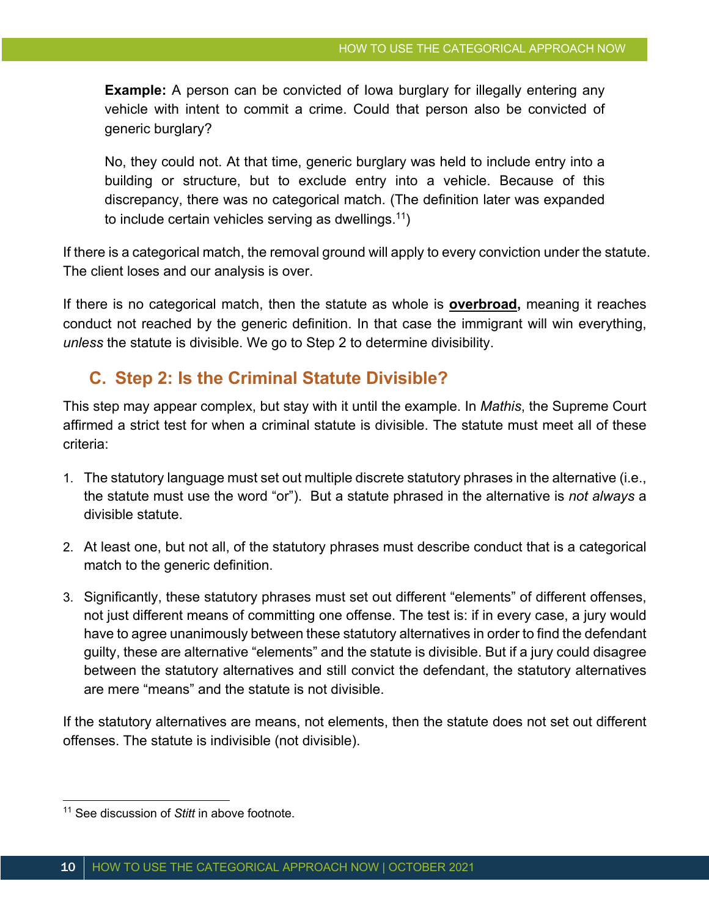**Example:** A person can be convicted of Iowa burglary for illegally entering any vehicle with intent to commit a crime. Could that person also be convicted of generic burglary?

No, they could not. At that time, generic burglary was held to include entry into a building or structure, but to exclude entry into a vehicle. Because of this discrepancy, there was no categorical match. (The definition later was expanded to include certain vehicles serving as dwellings.[11])

If there is a categorical match, the removal ground will apply to every conviction under the statute. The client loses and our analysis is over.

If there is no categorical match, then the statute as whole is **overbroad,** meaning it reaches conduct not reached by the generic definition. In that case the immigrant will win everything, *unless* the statute is divisible. We go to Step 2 to determine divisibility.

## C. Step 2: Is the Criminal Statute Divisible?

This step may appear complex, but stay with it until the example. In *Mathis*, the Supreme Court affirmed a strict test for when a criminal statute is divisible. The statute must meet all of these criteria:

1. The statutory language must set out multiple discrete statutory phrases in the alternative (i.e., the statute must use the word "or"). But a statute phrased in the alternative is *not always* a divisible statute.
2. At least one, but not all, of the statutory phrases must describe conduct that is a categorical match to the generic definition.
3. Significantly, these statutory phrases must set out different "elements" of different offenses, not just different means of committing one offense. The test is: if in every case, a jury would have to agree unanimously between these statutory alternatives in order to find the defendant guilty, these are alternative "elements" and the statute is divisible. But if a jury could disagree between the statutory alternatives and still convict the defendant, the statutory alternatives are mere "means" and the statute is not divisible.

If the statutory alternatives are means, not elements, then the statute does not set out different offenses. The statute is indivisible (not divisible).

[11] See discussion of *Stitt* in above footnote.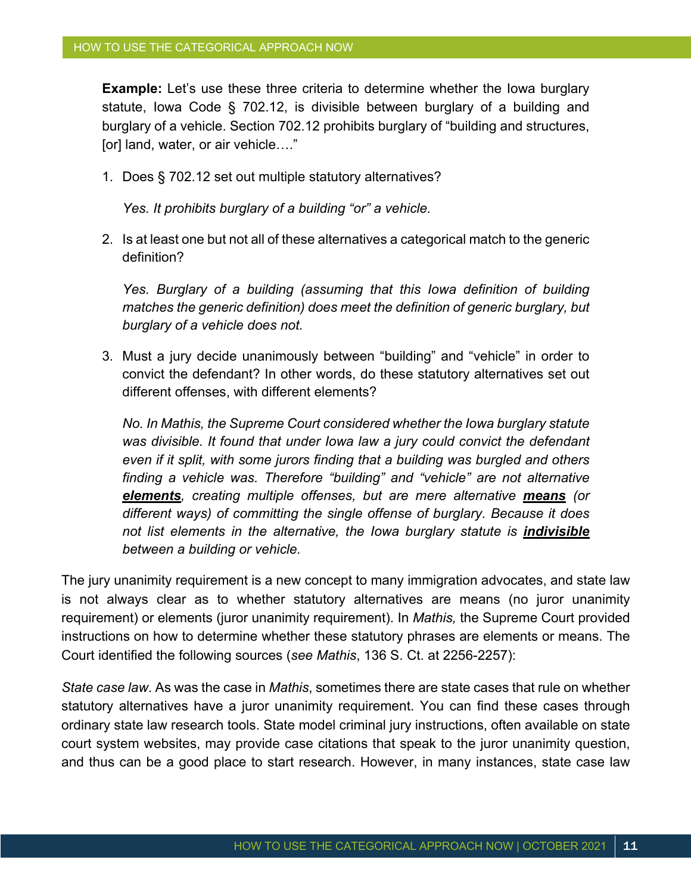**Example:** Let's use these three criteria to determine whether the Iowa burglary statute, Iowa Code § 702.12, is divisible between burglary of a building and burglary of a vehicle. Section 702.12 prohibits burglary of "building and structures, [or] land, water, or air vehicle…."

1. Does § 702.12 set out multiple statutory alternatives?

   *Yes. It prohibits burglary of a building "or" a vehicle.*

2. Is at least one but not all of these alternatives a categorical match to the generic definition?

   *Yes. Burglary of a building (assuming that this Iowa definition of building matches the generic definition) does meet the definition of generic burglary, but burglary of a vehicle does not.*

3. Must a jury decide unanimously between "building" and "vehicle" in order to convict the defendant? In other words, do these statutory alternatives set out different offenses, with different elements?

   *No. In Mathis, the Supreme Court considered whether the Iowa burglary statute was divisible. It found that under Iowa law a jury could convict the defendant even if it split, with some jurors finding that a building was burgled and others finding a vehicle was. Therefore "building" and "vehicle" are not alternative* ***elements****, creating multiple offenses, but are mere alternative* ***means*** *(or different ways) of committing the single offense of burglary. Because it does not list elements in the alternative, the Iowa burglary statute is* ***indivisible*** *between a building or vehicle.*

The jury unanimity requirement is a new concept to many immigration advocates, and state law is not always clear as to whether statutory alternatives are means (no juror unanimity requirement) or elements (juror unanimity requirement). In *Mathis,* the Supreme Court provided instructions on how to determine whether these statutory phrases are elements or means. The Court identified the following sources (*see Mathis*, 136 S. Ct. at 2256-2257):

*State case law*. As was the case in *Mathis*, sometimes there are state cases that rule on whether statutory alternatives have a juror unanimity requirement. You can find these cases through ordinary state law research tools. State model criminal jury instructions, often available on state court system websites, may provide case citations that speak to the juror unanimity question, and thus can be a good place to start research. However, in many instances, state case law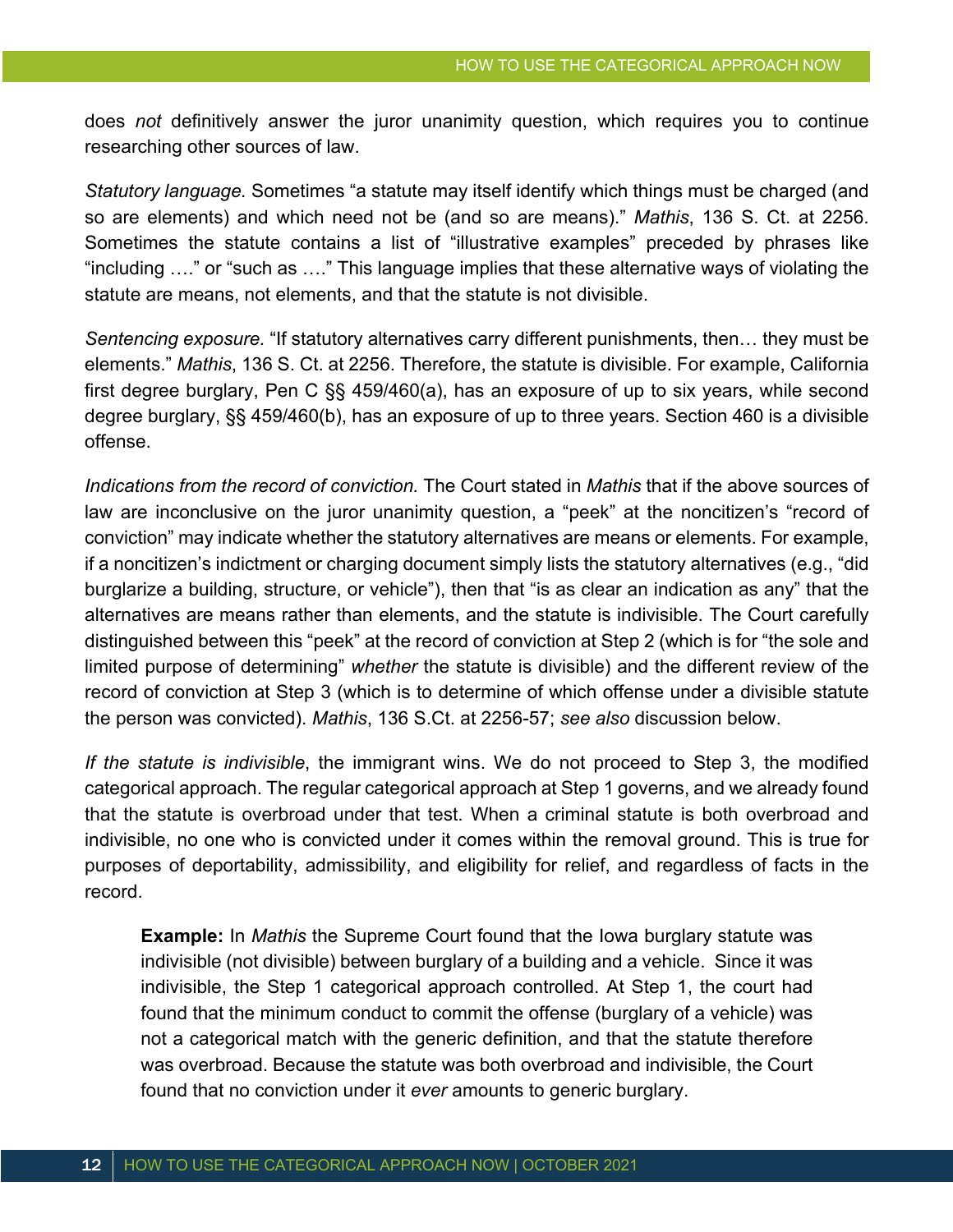does *not* definitively answer the juror unanimity question, which requires you to continue researching other sources of law.

*Statutory language.* Sometimes "a statute may itself identify which things must be charged (and so are elements) and which need not be (and so are means)." *Mathis*, 136 S. Ct. at 2256. Sometimes the statute contains a list of "illustrative examples" preceded by phrases like "including …." or "such as …." This language implies that these alternative ways of violating the statute are means, not elements, and that the statute is not divisible.

*Sentencing exposure.* "If statutory alternatives carry different punishments, then… they must be elements." *Mathis*, 136 S. Ct. at 2256. Therefore, the statute is divisible. For example, California first degree burglary, Pen C §§ 459/460(a), has an exposure of up to six years, while second degree burglary, §§ 459/460(b), has an exposure of up to three years. Section 460 is a divisible offense.

*Indications from the record of conviction.* The Court stated in *Mathis* that if the above sources of law are inconclusive on the juror unanimity question, a "peek" at the noncitizen's "record of conviction" may indicate whether the statutory alternatives are means or elements. For example, if a noncitizen's indictment or charging document simply lists the statutory alternatives (e.g., "did burglarize a building, structure, or vehicle"), then that "is as clear an indication as any" that the alternatives are means rather than elements, and the statute is indivisible. The Court carefully distinguished between this "peek" at the record of conviction at Step 2 (which is for "the sole and limited purpose of determining" *whether* the statute is divisible) and the different review of the record of conviction at Step 3 (which is to determine of which offense under a divisible statute the person was convicted). *Mathis*, 136 S.Ct. at 2256-57; *see also* discussion below.

*If the statute is indivisible*, the immigrant wins. We do not proceed to Step 3, the modified categorical approach. The regular categorical approach at Step 1 governs, and we already found that the statute is overbroad under that test. When a criminal statute is both overbroad and indivisible, no one who is convicted under it comes within the removal ground. This is true for purposes of deportability, admissibility, and eligibility for relief, and regardless of facts in the record.

> **Example:** In *Mathis* the Supreme Court found that the Iowa burglary statute was indivisible (not divisible) between burglary of a building and a vehicle. Since it was indivisible, the Step 1 categorical approach controlled. At Step 1, the court had found that the minimum conduct to commit the offense (burglary of a vehicle) was not a categorical match with the generic definition, and that the statute therefore was overbroad. Because the statute was both overbroad and indivisible, the Court found that no conviction under it *ever* amounts to generic burglary.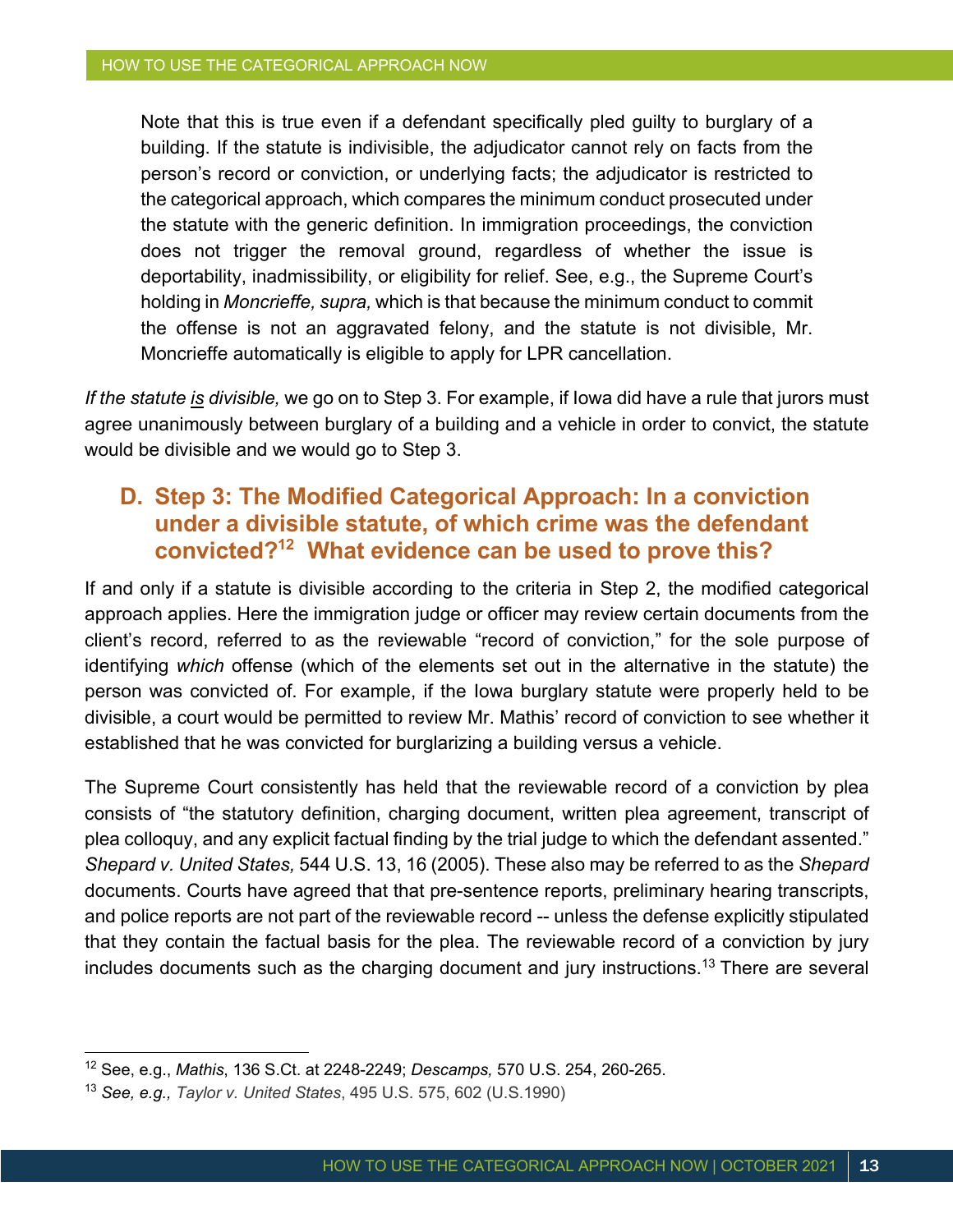> Note that this is true even if a defendant specifically pled guilty to burglary of a building. If the statute is indivisible, the adjudicator cannot rely on facts from the person's record or conviction, or underlying facts; the adjudicator is restricted to the categorical approach, which compares the minimum conduct prosecuted under the statute with the generic definition. In immigration proceedings, the conviction does not trigger the removal ground, regardless of whether the issue is deportability, inadmissibility, or eligibility for relief. See, e.g., the Supreme Court's holding in *Moncrieffe, supra,* which is that because the minimum conduct to commit the offense is not an aggravated felony, and the statute is not divisible, Mr. Moncrieffe automatically is eligible to apply for LPR cancellation.

*If the statute is divisible,* we go on to Step 3. For example, if Iowa did have a rule that jurors must agree unanimously between burglary of a building and a vehicle in order to convict, the statute would be divisible and we would go to Step 3.

## D. Step 3: The Modified Categorical Approach: In a conviction under a divisible statute, of which crime was the defendant convicted?[12] What evidence can be used to prove this?

If and only if a statute is divisible according to the criteria in Step 2, the modified categorical approach applies. Here the immigration judge or officer may review certain documents from the client's record, referred to as the reviewable "record of conviction," for the sole purpose of identifying *which* offense (which of the elements set out in the alternative in the statute) the person was convicted of. For example, if the Iowa burglary statute were properly held to be divisible, a court would be permitted to review Mr. Mathis' record of conviction to see whether it established that he was convicted for burglarizing a building versus a vehicle.

The Supreme Court consistently has held that the reviewable record of a conviction by plea consists of "the statutory definition, charging document, written plea agreement, transcript of plea colloquy, and any explicit factual finding by the trial judge to which the defendant assented." *Shepard v. United States,* 544 U.S. 13, 16 (2005). These also may be referred to as the *Shepard* documents. Courts have agreed that that pre-sentence reports, preliminary hearing transcripts, and police reports are not part of the reviewable record -- unless the defense explicitly stipulated that they contain the factual basis for the plea. The reviewable record of a conviction by jury includes documents such as the charging document and jury instructions.[13] There are several

[12] See, e.g., *Mathis*, 136 S.Ct. at 2248-2249; *Descamps,* 570 U.S. 254, 260-265.

[13] *See, e.g., Taylor v. United States*, 495 U.S. 575, 602 (U.S.1990)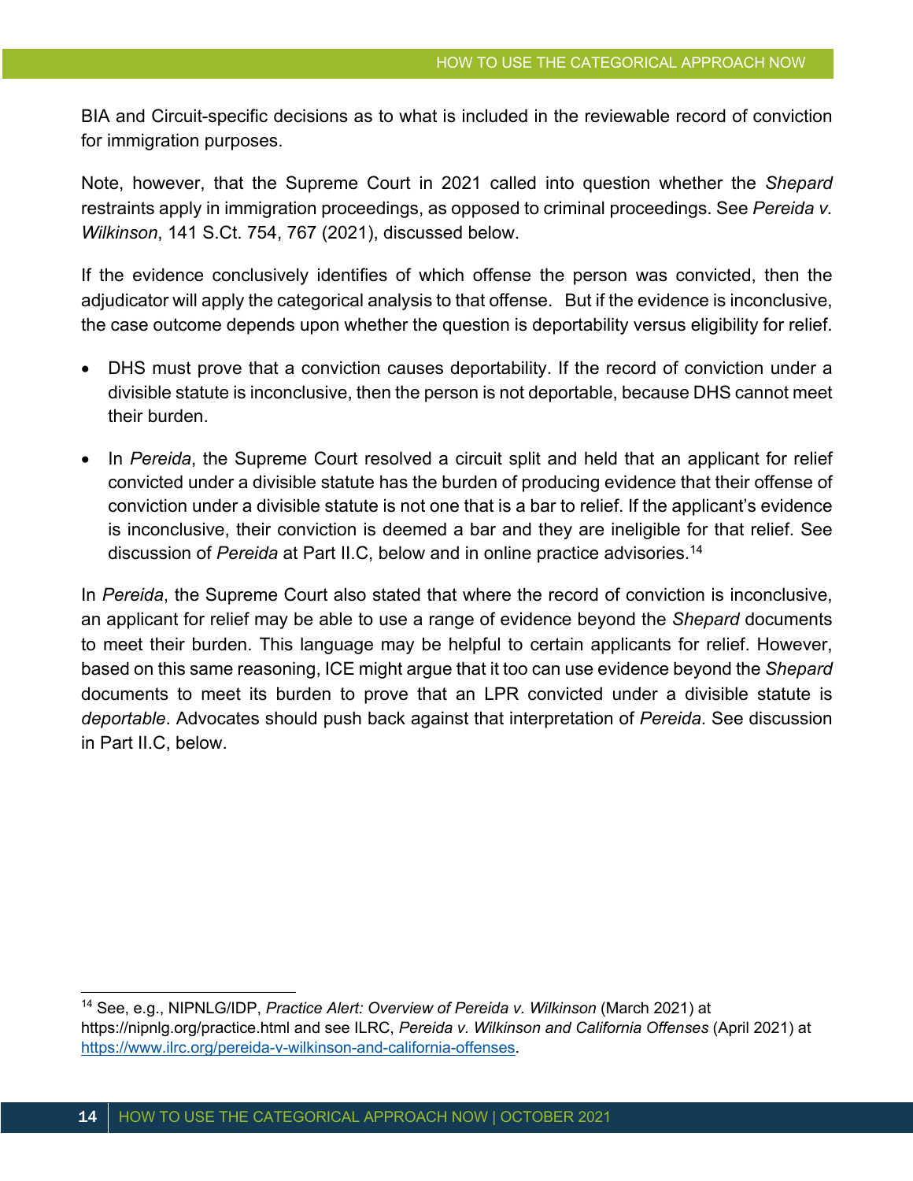BIA and Circuit-specific decisions as to what is included in the reviewable record of conviction for immigration purposes.

Note, however, that the Supreme Court in 2021 called into question whether the *Shepard* restraints apply in immigration proceedings, as opposed to criminal proceedings. See *Pereida v. Wilkinson*, 141 S.Ct. 754, 767 (2021), discussed below.

If the evidence conclusively identifies of which offense the person was convicted, then the adjudicator will apply the categorical analysis to that offense. But if the evidence is inconclusive, the case outcome depends upon whether the question is deportability versus eligibility for relief.

- DHS must prove that a conviction causes deportability. If the record of conviction under a divisible statute is inconclusive, then the person is not deportable, because DHS cannot meet their burden.
- In *Pereida*, the Supreme Court resolved a circuit split and held that an applicant for relief convicted under a divisible statute has the burden of producing evidence that their offense of conviction under a divisible statute is not one that is a bar to relief. If the applicant's evidence is inconclusive, their conviction is deemed a bar and they are ineligible for that relief. See discussion of *Pereida* at Part II.C, below and in online practice advisories.[14]

In *Pereida*, the Supreme Court also stated that where the record of conviction is inconclusive, an applicant for relief may be able to use a range of evidence beyond the *Shepard* documents to meet their burden. This language may be helpful to certain applicants for relief. However, based on this same reasoning, ICE might argue that it too can use evidence beyond the *Shepard* documents to meet its burden to prove that an LPR convicted under a divisible statute is *deportable*. Advocates should push back against that interpretation of *Pereida*. See discussion in Part II.C, below.

---

[14] See, e.g., NIPNLG/IDP, *Practice Alert: Overview of Pereida v. Wilkinson* (March 2021) at https://nipnlg.org/practice.html and see ILRC, *Pereida v. Wilkinson and California Offenses* (April 2021) at https://www.ilrc.org/pereida-v-wilkinson-and-california-offenses.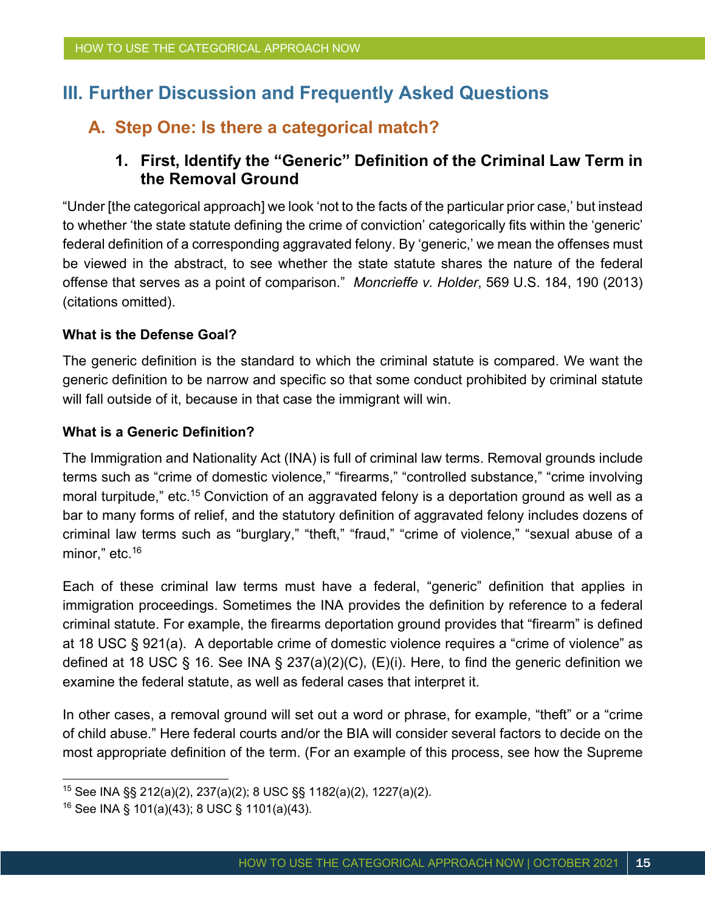## III. Further Discussion and Frequently Asked Questions

### A. Step One: Is there a categorical match?

#### 1. First, Identify the "Generic" Definition of the Criminal Law Term in the Removal Ground

"Under [the categorical approach] we look 'not to the facts of the particular prior case,' but instead to whether 'the state statute defining the crime of conviction' categorically fits within the 'generic' federal definition of a corresponding aggravated felony. By 'generic,' we mean the offenses must be viewed in the abstract, to see whether the state statute shares the nature of the federal offense that serves as a point of comparison." *Moncrieffe v. Holder*, 569 U.S. 184, 190 (2013) (citations omitted).

**What is the Defense Goal?**

The generic definition is the standard to which the criminal statute is compared. We want the generic definition to be narrow and specific so that some conduct prohibited by criminal statute will fall outside of it, because in that case the immigrant will win.

**What is a Generic Definition?**

The Immigration and Nationality Act (INA) is full of criminal law terms. Removal grounds include terms such as "crime of domestic violence," "firearms," "controlled substance," "crime involving moral turpitude," etc.[15] Conviction of an aggravated felony is a deportation ground as well as a bar to many forms of relief, and the statutory definition of aggravated felony includes dozens of criminal law terms such as "burglary," "theft," "fraud," "crime of violence," "sexual abuse of a minor," etc.[16]

Each of these criminal law terms must have a federal, "generic" definition that applies in immigration proceedings. Sometimes the INA provides the definition by reference to a federal criminal statute. For example, the firearms deportation ground provides that "firearm" is defined at 18 USC § 921(a). A deportable crime of domestic violence requires a "crime of violence" as defined at 18 USC § 16. See INA § 237(a)(2)(C), (E)(i). Here, to find the generic definition we examine the federal statute, as well as federal cases that interpret it.

In other cases, a removal ground will set out a word or phrase, for example, "theft" or a "crime of child abuse." Here federal courts and/or the BIA will consider several factors to decide on the most appropriate definition of the term. (For an example of this process, see how the Supreme

---

[15] See INA §§ 212(a)(2), 237(a)(2); 8 USC §§ 1182(a)(2), 1227(a)(2).

[16] See INA § 101(a)(43); 8 USC § 1101(a)(43).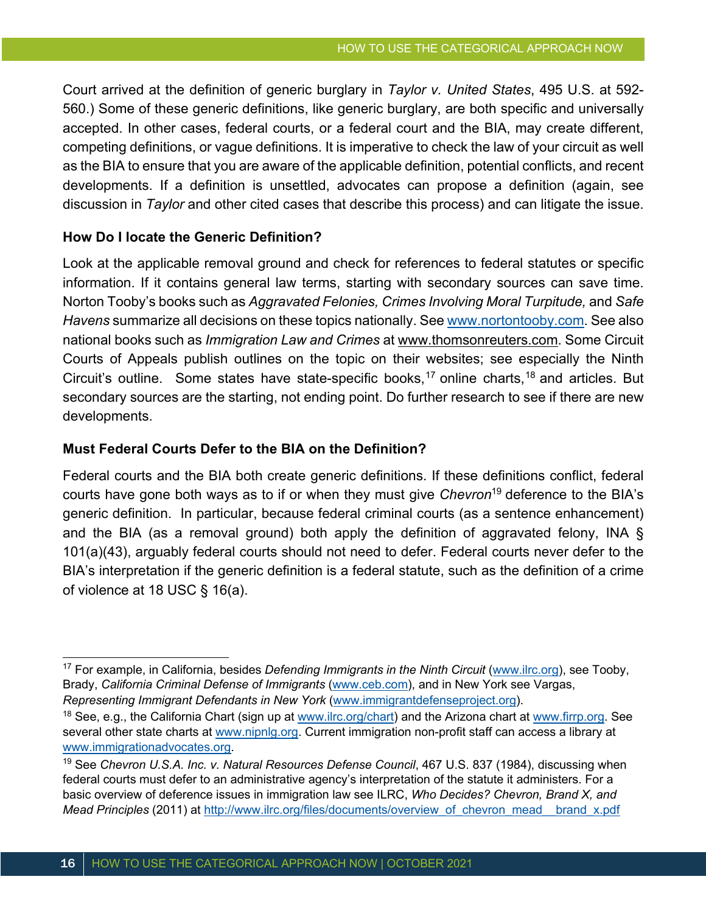Court arrived at the definition of generic burglary in *Taylor v. United States*, 495 U.S. at 592-560.) Some of these generic definitions, like generic burglary, are both specific and universally accepted. In other cases, federal courts, or a federal court and the BIA, may create different, competing definitions, or vague definitions. It is imperative to check the law of your circuit as well as the BIA to ensure that you are aware of the applicable definition, potential conflicts, and recent developments. If a definition is unsettled, advocates can propose a definition (again, see discussion in *Taylor* and other cited cases that describe this process) and can litigate the issue.

**How Do I locate the Generic Definition?**

Look at the applicable removal ground and check for references to federal statutes or specific information. If it contains general law terms, starting with secondary sources can save time. Norton Tooby's books such as *Aggravated Felonies, Crimes Involving Moral Turpitude,* and *Safe Havens* summarize all decisions on these topics nationally. See www.nortontooby.com. See also national books such as *Immigration Law and Crimes* at www.thomsonreuters.com. Some Circuit Courts of Appeals publish outlines on the topic on their websites; see especially the Ninth Circuit's outline. Some states have state-specific books,[17] online charts,[18] and articles. But secondary sources are the starting, not ending point. Do further research to see if there are new developments.

**Must Federal Courts Defer to the BIA on the Definition?**

Federal courts and the BIA both create generic definitions. If these definitions conflict, federal courts have gone both ways as to if or when they must give *Chevron*[19] deference to the BIA's generic definition. In particular, because federal criminal courts (as a sentence enhancement) and the BIA (as a removal ground) both apply the definition of aggravated felony, INA § 101(a)(43), arguably federal courts should not need to defer. Federal courts never defer to the BIA's interpretation if the generic definition is a federal statute, such as the definition of a crime of violence at 18 USC § 16(a).

---

[17] For example, in California, besides *Defending Immigrants in the Ninth Circuit* (www.ilrc.org), see Tooby, Brady, *California Criminal Defense of Immigrants* (www.ceb.com), and in New York see Vargas, *Representing Immigrant Defendants in New York* (www.immigrantdefenseproject.org).

[18] See, e.g., the California Chart (sign up at www.ilrc.org/chart) and the Arizona chart at www.firrp.org. See several other state charts at www.nipnlg.org. Current immigration non-profit staff can access a library at www.immigrationadvocates.org.

[19] See *Chevron U.S.A. Inc. v. Natural Resources Defense Council*, 467 U.S. 837 (1984), discussing when federal courts must defer to an administrative agency's interpretation of the statute it administers. For a basic overview of deference issues in immigration law see ILRC, *Who Decides? Chevron, Brand X, and Mead Principles* (2011) at http://www.ilrc.org/files/documents/overview_of_chevron_mead__brand_x.pdf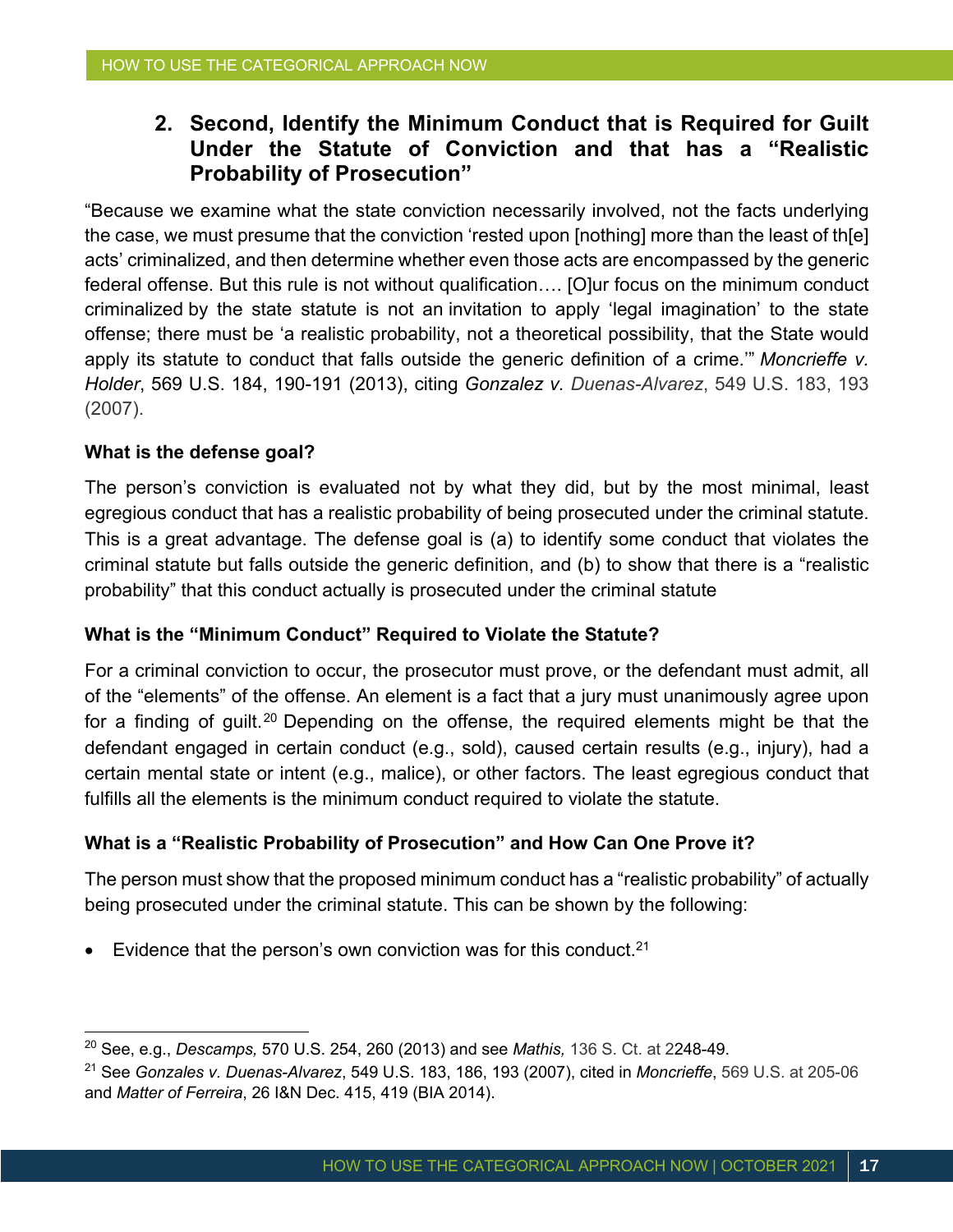### 2. Second, Identify the Minimum Conduct that is Required for Guilt Under the Statute of Conviction and that has a "Realistic Probability of Prosecution"

"Because we examine what the state conviction necessarily involved, not the facts underlying the case, we must presume that the conviction 'rested upon [nothing] more than the least of th[e] acts' criminalized, and then determine whether even those acts are encompassed by the generic federal offense. But this rule is not without qualification…. [O]ur focus on the minimum conduct criminalized by the state statute is not an invitation to apply 'legal imagination' to the state offense; there must be 'a realistic probability, not a theoretical possibility, that the State would apply its statute to conduct that falls outside the generic definition of a crime.'" *Moncrieffe v. Holder*, 569 U.S. 184, 190-191 (2013), citing *Gonzalez v. Duenas-Alvarez*, 549 U.S. 183, 193 (2007).

**What is the defense goal?**

The person's conviction is evaluated not by what they did, but by the most minimal, least egregious conduct that has a realistic probability of being prosecuted under the criminal statute. This is a great advantage. The defense goal is (a) to identify some conduct that violates the criminal statute but falls outside the generic definition, and (b) to show that there is a "realistic probability" that this conduct actually is prosecuted under the criminal statute

**What is the "Minimum Conduct" Required to Violate the Statute?**

For a criminal conviction to occur, the prosecutor must prove, or the defendant must admit, all of the "elements" of the offense. An element is a fact that a jury must unanimously agree upon for a finding of guilt.[20] Depending on the offense, the required elements might be that the defendant engaged in certain conduct (e.g., sold), caused certain results (e.g., injury), had a certain mental state or intent (e.g., malice), or other factors. The least egregious conduct that fulfills all the elements is the minimum conduct required to violate the statute.

**What is a "Realistic Probability of Prosecution" and How Can One Prove it?**

The person must show that the proposed minimum conduct has a "realistic probability" of actually being prosecuted under the criminal statute. This can be shown by the following:

- Evidence that the person's own conviction was for this conduct.[21]

---

[20] See, e.g., *Descamps,* 570 U.S. 254, 260 (2013) and see *Mathis,* 136 S. Ct. at 2248-49.

[21] See *Gonzales v. Duenas-Alvarez*, 549 U.S. 183, 186, 193 (2007), cited in *Moncrieffe*, 569 U.S. at 205-06 and *Matter of Ferreira*, 26 I&N Dec. 415, 419 (BIA 2014).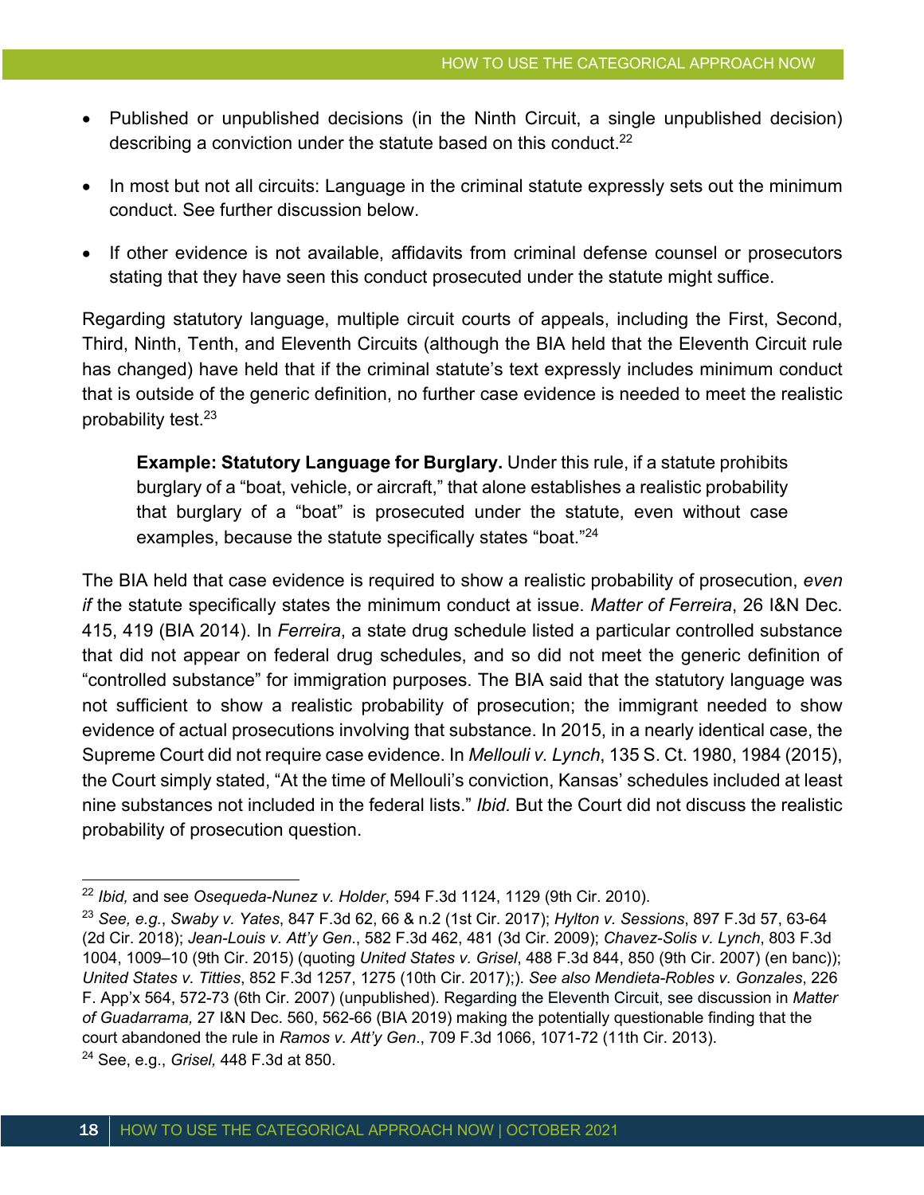- Published or unpublished decisions (in the Ninth Circuit, a single unpublished decision) describing a conviction under the statute based on this conduct.[22]
- In most but not all circuits: Language in the criminal statute expressly sets out the minimum conduct. See further discussion below.
- If other evidence is not available, affidavits from criminal defense counsel or prosecutors stating that they have seen this conduct prosecuted under the statute might suffice.

Regarding statutory language, multiple circuit courts of appeals, including the First, Second, Third, Ninth, Tenth, and Eleventh Circuits (although the BIA held that the Eleventh Circuit rule has changed) have held that if the criminal statute's text expressly includes minimum conduct that is outside of the generic definition, no further case evidence is needed to meet the realistic probability test.[23]

> **Example: Statutory Language for Burglary.** Under this rule, if a statute prohibits burglary of a "boat, vehicle, or aircraft," that alone establishes a realistic probability that burglary of a "boat" is prosecuted under the statute, even without case examples, because the statute specifically states "boat."[24]

The BIA held that case evidence is required to show a realistic probability of prosecution, *even if* the statute specifically states the minimum conduct at issue. *Matter of Ferreira*, 26 I&N Dec. 415, 419 (BIA 2014). In *Ferreira*, a state drug schedule listed a particular controlled substance that did not appear on federal drug schedules, and so did not meet the generic definition of "controlled substance" for immigration purposes. The BIA said that the statutory language was not sufficient to show a realistic probability of prosecution; the immigrant needed to show evidence of actual prosecutions involving that substance. In 2015, in a nearly identical case, the Supreme Court did not require case evidence. In *Mellouli v. Lynch*, 135 S. Ct. 1980, 1984 (2015), the Court simply stated, "At the time of Mellouli's conviction, Kansas' schedules included at least nine substances not included in the federal lists." *Ibid.* But the Court did not discuss the realistic probability of prosecution question.

---

[22] *Ibid,* and see *Osequeda-Nunez v. Holder*, 594 F.3d 1124, 1129 (9th Cir. 2010).

[23] *See, e.g.*, *Swaby v. Yates*, 847 F.3d 62, 66 & n.2 (1st Cir. 2017); *Hylton v. Sessions*, 897 F.3d 57, 63-64 (2d Cir. 2018); *Jean-Louis v. Att'y Gen*., 582 F.3d 462, 481 (3d Cir. 2009); *Chavez-Solis v. Lynch*, 803 F.3d 1004, 1009–10 (9th Cir. 2015) (quoting *United States v. Grisel*, 488 F.3d 844, 850 (9th Cir. 2007) (en banc)); *United States v. Titties*, 852 F.3d 1257, 1275 (10th Cir. 2017);). *See also Mendieta-Robles v. Gonzales*, 226 F. App'x 564, 572-73 (6th Cir. 2007) (unpublished). Regarding the Eleventh Circuit, see discussion in *Matter of Guadarrama,* 27 I&N Dec. 560, 562-66 (BIA 2019) making the potentially questionable finding that the court abandoned the rule in *Ramos v. Att'y Gen*., 709 F.3d 1066, 1071-72 (11th Cir. 2013).

[24] See, e.g., *Grisel,* 448 F.3d at 850.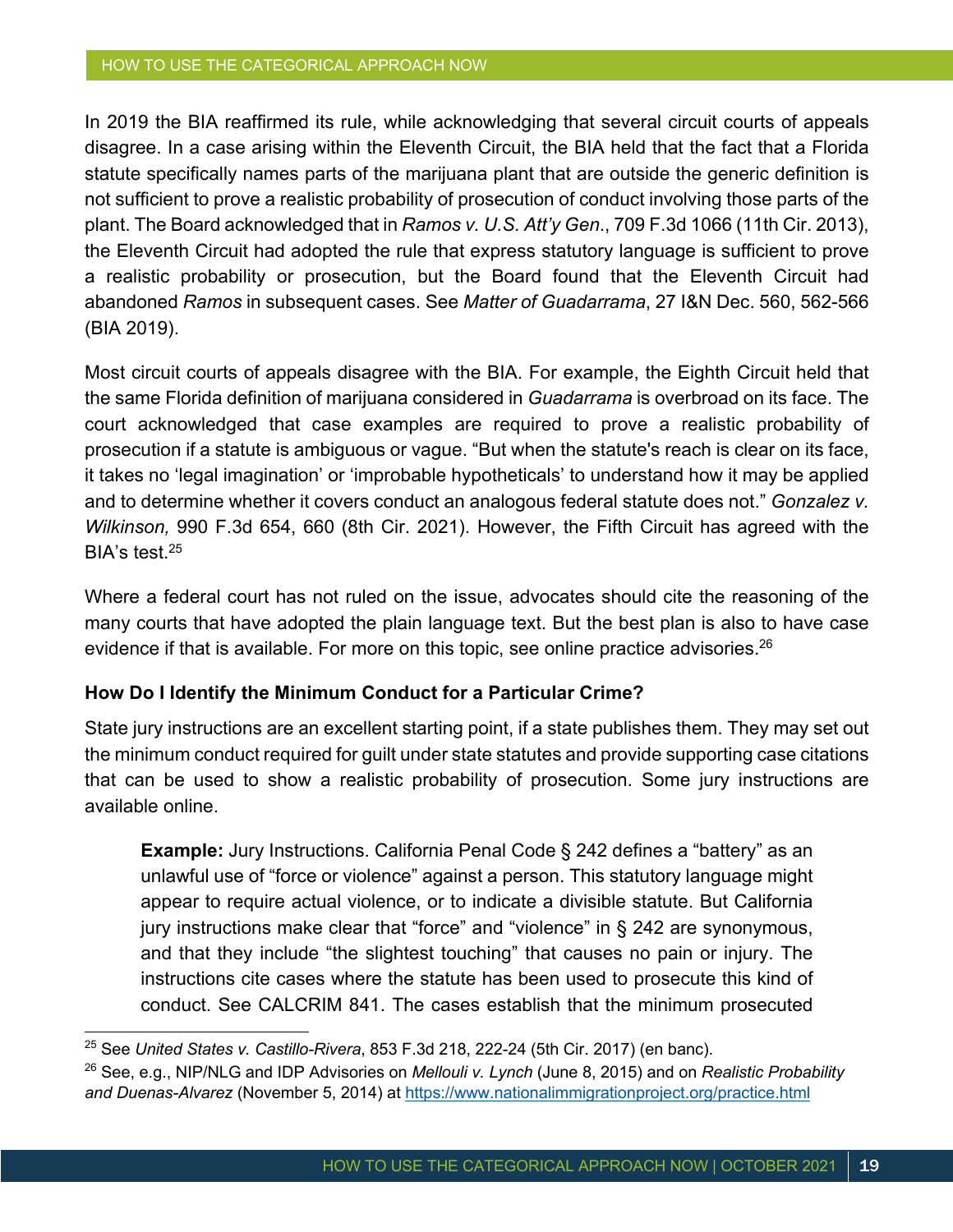In 2019 the BIA reaffirmed its rule, while acknowledging that several circuit courts of appeals disagree. In a case arising within the Eleventh Circuit, the BIA held that the fact that a Florida statute specifically names parts of the marijuana plant that are outside the generic definition is not sufficient to prove a realistic probability of prosecution of conduct involving those parts of the plant. The Board acknowledged that in *Ramos v. U.S. Att'y Gen*., 709 F.3d 1066 (11th Cir. 2013), the Eleventh Circuit had adopted the rule that express statutory language is sufficient to prove a realistic probability or prosecution, but the Board found that the Eleventh Circuit had abandoned *Ramos* in subsequent cases. See *Matter of Guadarrama*, 27 I&N Dec. 560, 562-566 (BIA 2019).

Most circuit courts of appeals disagree with the BIA. For example, the Eighth Circuit held that the same Florida definition of marijuana considered in *Guadarrama* is overbroad on its face. The court acknowledged that case examples are required to prove a realistic probability of prosecution if a statute is ambiguous or vague. "But when the statute's reach is clear on its face, it takes no 'legal imagination' or 'improbable hypotheticals' to understand how it may be applied and to determine whether it covers conduct an analogous federal statute does not." *Gonzalez v. Wilkinson,* 990 F.3d 654, 660 (8th Cir. 2021). However, the Fifth Circuit has agreed with the BIA's test.[25]

Where a federal court has not ruled on the issue, advocates should cite the reasoning of the many courts that have adopted the plain language text. But the best plan is also to have case evidence if that is available. For more on this topic, see online practice advisories.[26]

**How Do I Identify the Minimum Conduct for a Particular Crime?**

State jury instructions are an excellent starting point, if a state publishes them. They may set out the minimum conduct required for guilt under state statutes and provide supporting case citations that can be used to show a realistic probability of prosecution. Some jury instructions are available online.

> **Example:** Jury Instructions. California Penal Code § 242 defines a "battery" as an unlawful use of "force or violence" against a person. This statutory language might appear to require actual violence, or to indicate a divisible statute. But California jury instructions make clear that "force" and "violence" in § 242 are synonymous, and that they include "the slightest touching" that causes no pain or injury. The instructions cite cases where the statute has been used to prosecute this kind of conduct. See CALCRIM 841. The cases establish that the minimum prosecuted

---

[25] See *United States v. Castillo-Rivera*, 853 F.3d 218, 222-24 (5th Cir. 2017) (en banc).

[26] See, e.g., NIP/NLG and IDP Advisories on *Mellouli v. Lynch* (June 8, 2015) and on *Realistic Probability and Duenas-Alvarez* (November 5, 2014) at https://www.nationalimmigrationproject.org/practice.html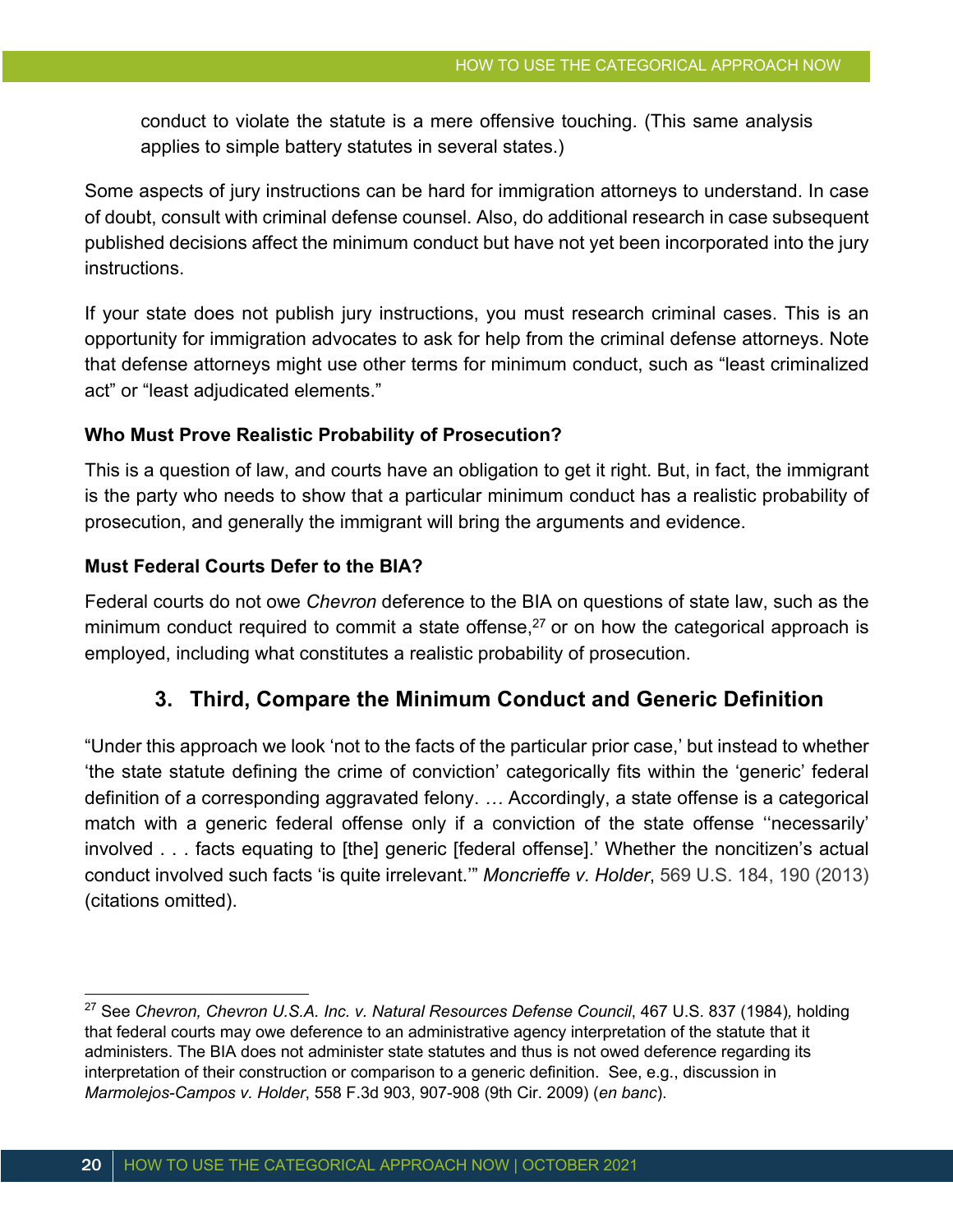conduct to violate the statute is a mere offensive touching. (This same analysis applies to simple battery statutes in several states.)

Some aspects of jury instructions can be hard for immigration attorneys to understand. In case of doubt, consult with criminal defense counsel. Also, do additional research in case subsequent published decisions affect the minimum conduct but have not yet been incorporated into the jury instructions.

If your state does not publish jury instructions, you must research criminal cases. This is an opportunity for immigration advocates to ask for help from the criminal defense attorneys. Note that defense attorneys might use other terms for minimum conduct, such as "least criminalized act" or "least adjudicated elements."

**Who Must Prove Realistic Probability of Prosecution?**

This is a question of law, and courts have an obligation to get it right. But, in fact, the immigrant is the party who needs to show that a particular minimum conduct has a realistic probability of prosecution, and generally the immigrant will bring the arguments and evidence.

**Must Federal Courts Defer to the BIA?**

Federal courts do not owe *Chevron* deference to the BIA on questions of state law, such as the minimum conduct required to commit a state offense,[27] or on how the categorical approach is employed, including what constitutes a realistic probability of prosecution.

### 3. Third, Compare the Minimum Conduct and Generic Definition

"Under this approach we look 'not to the facts of the particular prior case,' but instead to whether 'the state statute defining the crime of conviction' categorically fits within the 'generic' federal definition of a corresponding aggravated felony. … Accordingly, a state offense is a categorical match with a generic federal offense only if a conviction of the state offense ''necessarily' involved . . . facts equating to [the] generic [federal offense].' Whether the noncitizen's actual conduct involved such facts 'is quite irrelevant.'" *Moncrieffe v. Holder*, 569 U.S. 184, 190 (2013) (citations omitted).

---

[27] See *Chevron, Chevron U.S.A. Inc. v. Natural Resources Defense Council*, 467 U.S. 837 (1984), holding that federal courts may owe deference to an administrative agency interpretation of the statute that it administers. The BIA does not administer state statutes and thus is not owed deference regarding its interpretation of their construction or comparison to a generic definition. See, e.g., discussion in *Marmolejos-Campos v. Holder*, 558 F.3d 903, 907-908 (9th Cir. 2009) (*en banc*).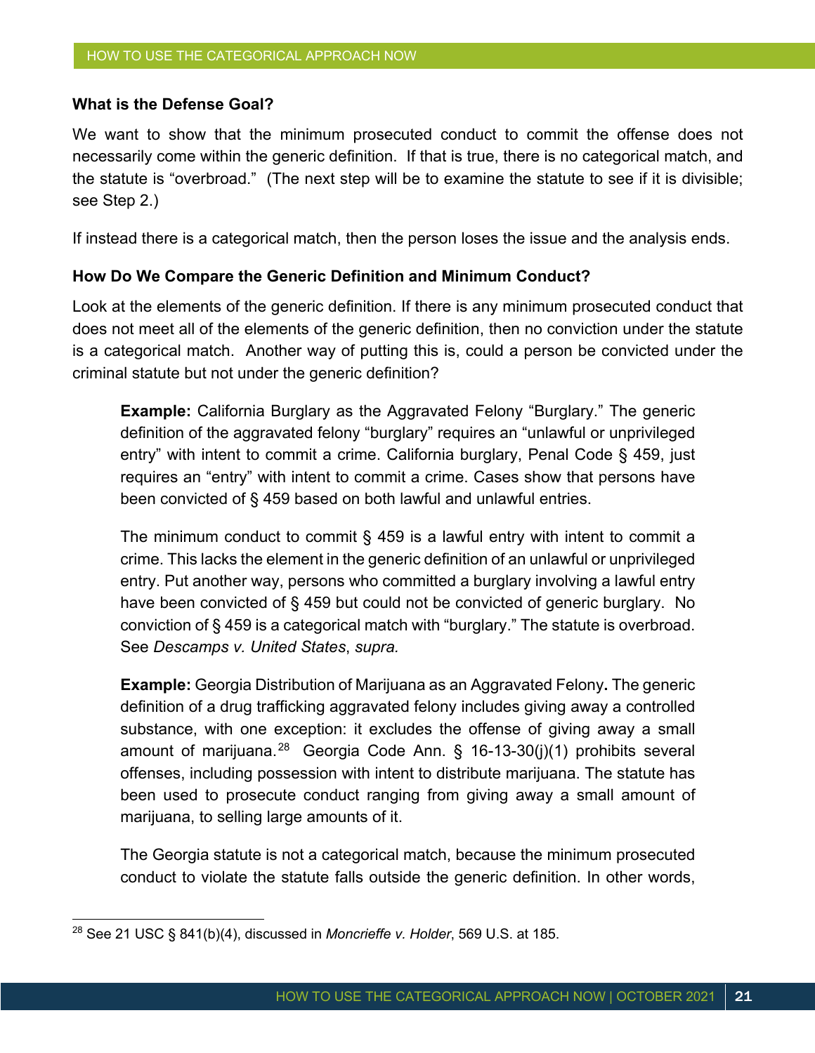### What is the Defense Goal?

We want to show that the minimum prosecuted conduct to commit the offense does not necessarily come within the generic definition. If that is true, there is no categorical match, and the statute is "overbroad." (The next step will be to examine the statute to see if it is divisible; see Step 2.)

If instead there is a categorical match, then the person loses the issue and the analysis ends.

### How Do We Compare the Generic Definition and Minimum Conduct?

Look at the elements of the generic definition. If there is any minimum prosecuted conduct that does not meet all of the elements of the generic definition, then no conviction under the statute is a categorical match. Another way of putting this is, could a person be convicted under the criminal statute but not under the generic definition?

> **Example:** California Burglary as the Aggravated Felony "Burglary." The generic definition of the aggravated felony "burglary" requires an "unlawful or unprivileged entry" with intent to commit a crime. California burglary, Penal Code § 459, just requires an "entry" with intent to commit a crime. Cases show that persons have been convicted of § 459 based on both lawful and unlawful entries.
>
> The minimum conduct to commit § 459 is a lawful entry with intent to commit a crime. This lacks the element in the generic definition of an unlawful or unprivileged entry. Put another way, persons who committed a burglary involving a lawful entry have been convicted of § 459 but could not be convicted of generic burglary. No conviction of § 459 is a categorical match with "burglary." The statute is overbroad. See *Descamps v. United States*, *supra.*
>
> **Example:** Georgia Distribution of Marijuana as an Aggravated Felony**.** The generic definition of a drug trafficking aggravated felony includes giving away a controlled substance, with one exception: it excludes the offense of giving away a small amount of marijuana.[28] Georgia Code Ann. § 16-13-30(j)(1) prohibits several offenses, including possession with intent to distribute marijuana. The statute has been used to prosecute conduct ranging from giving away a small amount of marijuana, to selling large amounts of it.
>
> The Georgia statute is not a categorical match, because the minimum prosecuted conduct to violate the statute falls outside the generic definition. In other words,

---

[28] See 21 USC § 841(b)(4), discussed in *Moncrieffe v. Holder*, 569 U.S. at 185.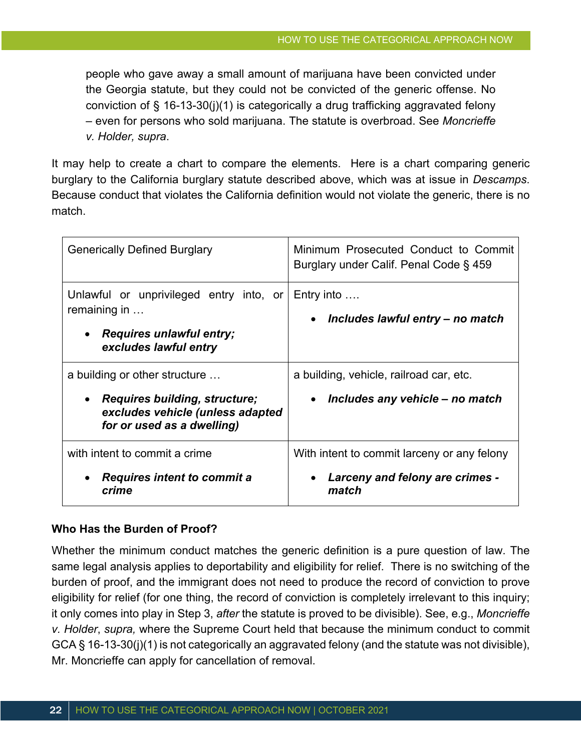people who gave away a small amount of marijuana have been convicted under the Georgia statute, but they could not be convicted of the generic offense. No conviction of § 16-13-30(j)(1) is categorically a drug trafficking aggravated felony – even for persons who sold marijuana. The statute is overbroad. See *Moncrieffe v. Holder, supra*.

It may help to create a chart to compare the elements. Here is a chart comparing generic burglary to the California burglary statute described above, which was at issue in *Descamps*. Because conduct that violates the California definition would not violate the generic, there is no match.

| Generically Defined Burglary | Minimum Prosecuted Conduct to Commit Burglary under Calif. Penal Code § 459 |
|---|---|
| Unlawful or unprivileged entry into, or remaining in … <br>• ***Requires unlawful entry; excludes lawful entry*** | Entry into …. <br>• ***Includes lawful entry – no match*** |
| a building or other structure … <br>• ***Requires building, structure; excludes vehicle (unless adapted for or used as a dwelling)*** | a building, vehicle, railroad car, etc. <br>• ***Includes any vehicle – no match*** |
| with intent to commit a crime <br>• ***Requires intent to commit a crime*** | With intent to commit larceny or any felony <br>• ***Larceny and felony are crimes - match*** |

**Who Has the Burden of Proof?**

Whether the minimum conduct matches the generic definition is a pure question of law. The same legal analysis applies to deportability and eligibility for relief. There is no switching of the burden of proof, and the immigrant does not need to produce the record of conviction to prove eligibility for relief (for one thing, the record of conviction is completely irrelevant to this inquiry; it only comes into play in Step 3, *after* the statute is proved to be divisible). See, e.g., *Moncrieffe v. Holder*, *supra,* where the Supreme Court held that because the minimum conduct to commit GCA § 16-13-30(j)(1) is not categorically an aggravated felony (and the statute was not divisible), Mr. Moncrieffe can apply for cancellation of removal.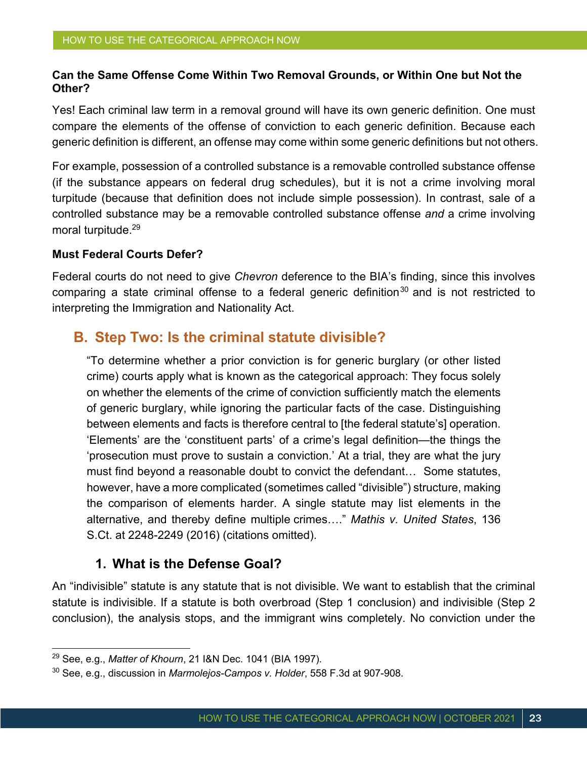**Can the Same Offense Come Within Two Removal Grounds, or Within One but Not the Other?**

Yes! Each criminal law term in a removal ground will have its own generic definition. One must compare the elements of the offense of conviction to each generic definition. Because each generic definition is different, an offense may come within some generic definitions but not others.

For example, possession of a controlled substance is a removable controlled substance offense (if the substance appears on federal drug schedules), but it is not a crime involving moral turpitude (because that definition does not include simple possession). In contrast, sale of a controlled substance may be a removable controlled substance offense *and* a crime involving moral turpitude.[29]

**Must Federal Courts Defer?**

Federal courts do not need to give *Chevron* deference to the BIA's finding, since this involves comparing a state criminal offense to a federal generic definition[30] and is not restricted to interpreting the Immigration and Nationality Act.

## B. Step Two: Is the criminal statute divisible?

> "To determine whether a prior conviction is for generic burglary (or other listed crime) courts apply what is known as the categorical approach: They focus solely on whether the elements of the crime of conviction sufficiently match the elements of generic burglary, while ignoring the particular facts of the case. Distinguishing between elements and facts is therefore central to [the federal statute's] operation. 'Elements' are the 'constituent parts' of a crime's legal definition—the things the 'prosecution must prove to sustain a conviction.' At a trial, they are what the jury must find beyond a reasonable doubt to convict the defendant… Some statutes, however, have a more complicated (sometimes called "divisible") structure, making the comparison of elements harder. A single statute may list elements in the alternative, and thereby define multiple crimes…." *Mathis v. United States*, 136 S.Ct. at 2248-2249 (2016) (citations omitted).

### 1. What is the Defense Goal?

An "indivisible" statute is any statute that is not divisible. We want to establish that the criminal statute is indivisible. If a statute is both overbroad (Step 1 conclusion) and indivisible (Step 2 conclusion), the analysis stops, and the immigrant wins completely. No conviction under the

---

[29] See, e.g., *Matter of Khourn*, 21 I&N Dec. 1041 (BIA 1997).

[30] See, e.g., discussion in *Marmolejos-Campos v. Holder*, 558 F.3d at 907-908.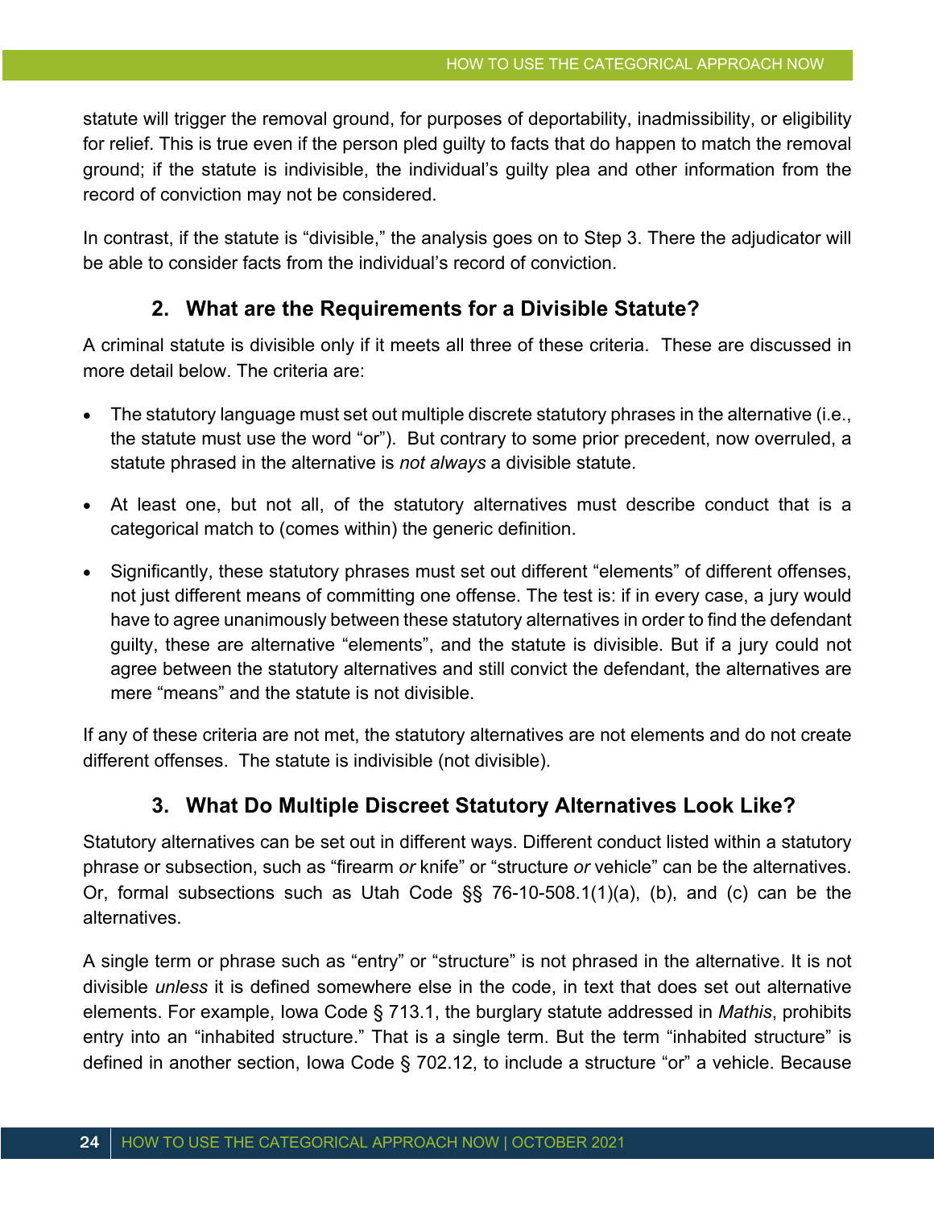statute will trigger the removal ground, for purposes of deportability, inadmissibility, or eligibility for relief. This is true even if the person pled guilty to facts that do happen to match the removal ground; if the statute is indivisible, the individual's guilty plea and other information from the record of conviction may not be considered.

In contrast, if the statute is "divisible," the analysis goes on to Step 3. There the adjudicator will be able to consider facts from the individual's record of conviction.

### 2. What are the Requirements for a Divisible Statute?

A criminal statute is divisible only if it meets all three of these criteria. These are discussed in more detail below. The criteria are:

- The statutory language must set out multiple discrete statutory phrases in the alternative (i.e., the statute must use the word "or"). But contrary to some prior precedent, now overruled, a statute phrased in the alternative is *not always* a divisible statute.
- At least one, but not all, of the statutory alternatives must describe conduct that is a categorical match to (comes within) the generic definition.
- Significantly, these statutory phrases must set out different "elements" of different offenses, not just different means of committing one offense. The test is: if in every case, a jury would have to agree unanimously between these statutory alternatives in order to find the defendant guilty, these are alternative "elements", and the statute is divisible. But if a jury could not agree between the statutory alternatives and still convict the defendant, the alternatives are mere "means" and the statute is not divisible.

If any of these criteria are not met, the statutory alternatives are not elements and do not create different offenses. The statute is indivisible (not divisible).

### 3. What Do Multiple Discreet Statutory Alternatives Look Like?

Statutory alternatives can be set out in different ways. Different conduct listed within a statutory phrase or subsection, such as "firearm *or* knife" or "structure *or* vehicle" can be the alternatives. Or, formal subsections such as Utah Code §§ 76-10-508.1(1)(a), (b), and (c) can be the alternatives.

A single term or phrase such as "entry" or "structure" is not phrased in the alternative. It is not divisible *unless* it is defined somewhere else in the code, in text that does set out alternative elements. For example, Iowa Code § 713.1, the burglary statute addressed in *Mathis*, prohibits entry into an "inhabited structure." That is a single term. But the term "inhabited structure" is defined in another section, Iowa Code § 702.12, to include a structure "or" a vehicle. Because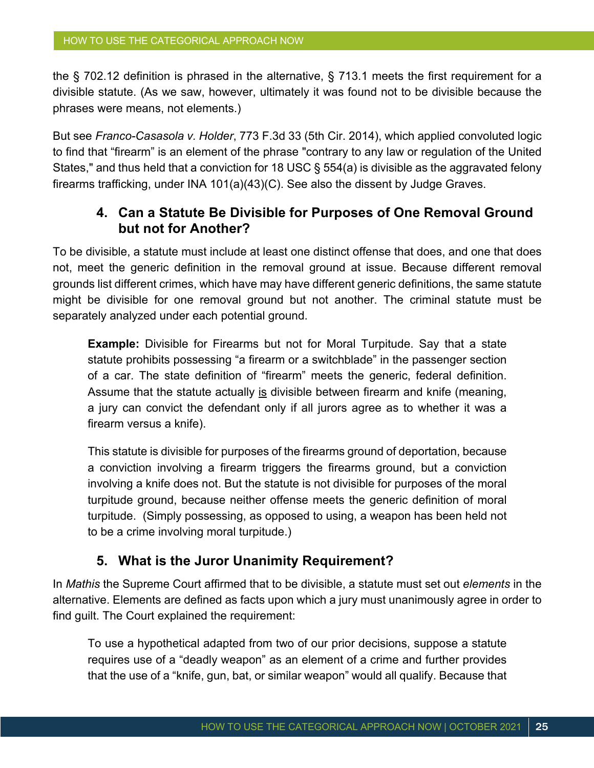the § 702.12 definition is phrased in the alternative, § 713.1 meets the first requirement for a divisible statute. (As we saw, however, ultimately it was found not to be divisible because the phrases were means, not elements.)

But see *Franco-Casasola v. Holder*, 773 F.3d 33 (5th Cir. 2014), which applied convoluted logic to find that "firearm" is an element of the phrase "contrary to any law or regulation of the United States," and thus held that a conviction for 18 USC § 554(a) is divisible as the aggravated felony firearms trafficking, under INA 101(a)(43)(C). See also the dissent by Judge Graves.

### 4. Can a Statute Be Divisible for Purposes of One Removal Ground but not for Another?

To be divisible, a statute must include at least one distinct offense that does, and one that does not, meet the generic definition in the removal ground at issue. Because different removal grounds list different crimes, which have may have different generic definitions, the same statute might be divisible for one removal ground but not another. The criminal statute must be separately analyzed under each potential ground.

> **Example:** Divisible for Firearms but not for Moral Turpitude. Say that a state statute prohibits possessing "a firearm or a switchblade" in the passenger section of a car. The state definition of "firearm" meets the generic, federal definition. Assume that the statute actually <u>is</u> divisible between firearm and knife (meaning, a jury can convict the defendant only if all jurors agree as to whether it was a firearm versus a knife).
>
> This statute is divisible for purposes of the firearms ground of deportation, because a conviction involving a firearm triggers the firearms ground, but a conviction involving a knife does not. But the statute is not divisible for purposes of the moral turpitude ground, because neither offense meets the generic definition of moral turpitude. (Simply possessing, as opposed to using, a weapon has been held not to be a crime involving moral turpitude.)

### 5. What is the Juror Unanimity Requirement?

In *Mathis* the Supreme Court affirmed that to be divisible, a statute must set out *elements* in the alternative. Elements are defined as facts upon which a jury must unanimously agree in order to find guilt. The Court explained the requirement:

> To use a hypothetical adapted from two of our prior decisions, suppose a statute requires use of a "deadly weapon" as an element of a crime and further provides that the use of a "knife, gun, bat, or similar weapon" would all qualify. Because that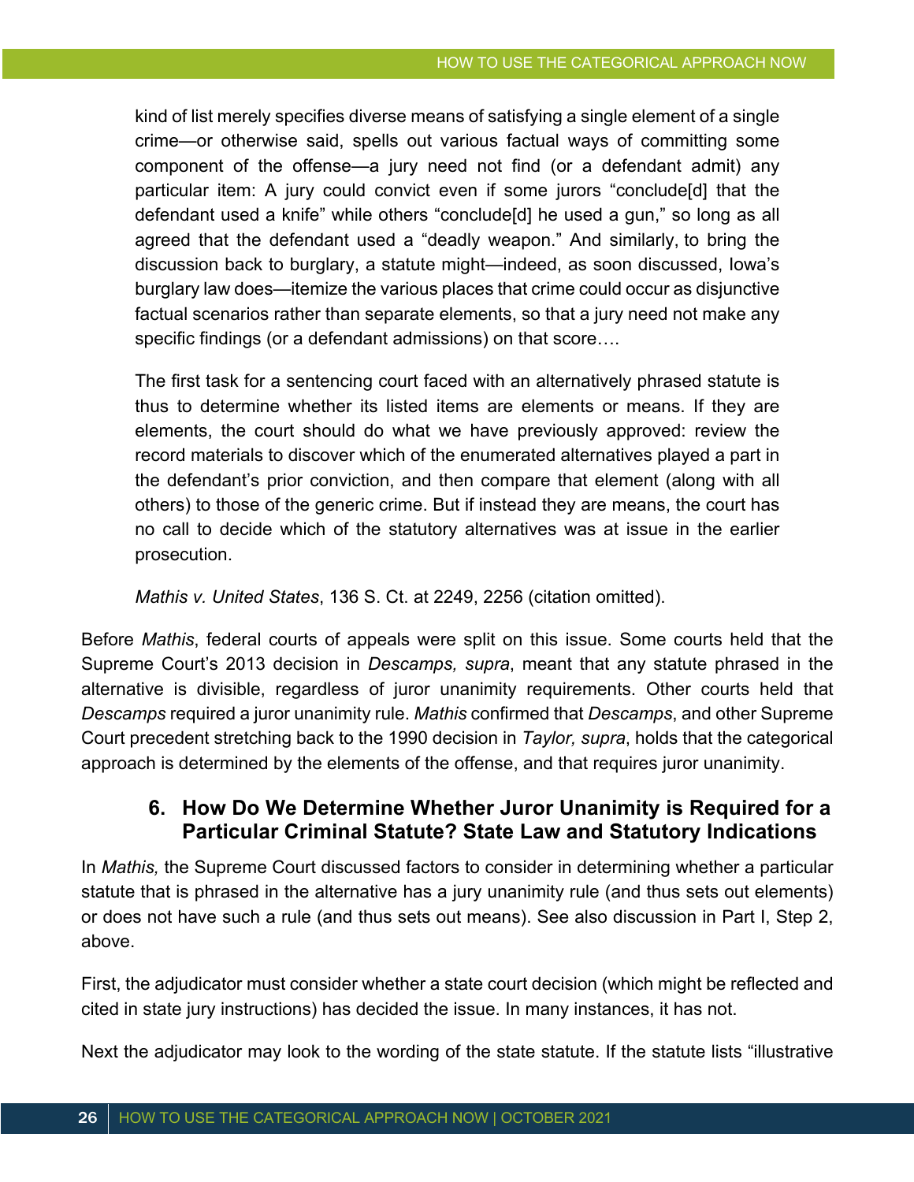> kind of list merely specifies diverse means of satisfying a single element of a single crime—or otherwise said, spells out various factual ways of committing some component of the offense—a jury need not find (or a defendant admit) any particular item: A jury could convict even if some jurors "conclude[d] that the defendant used a knife" while others "conclude[d] he used a gun," so long as all agreed that the defendant used a "deadly weapon." And similarly, to bring the discussion back to burglary, a statute might—indeed, as soon discussed, Iowa's burglary law does—itemize the various places that crime could occur as disjunctive factual scenarios rather than separate elements, so that a jury need not make any specific findings (or a defendant admissions) on that score….
>
> The first task for a sentencing court faced with an alternatively phrased statute is thus to determine whether its listed items are elements or means. If they are elements, the court should do what we have previously approved: review the record materials to discover which of the enumerated alternatives played a part in the defendant's prior conviction, and then compare that element (along with all others) to those of the generic crime. But if instead they are means, the court has no call to decide which of the statutory alternatives was at issue in the earlier prosecution.
>
> *Mathis v. United States*, 136 S. Ct. at 2249, 2256 (citation omitted).

Before *Mathis*, federal courts of appeals were split on this issue. Some courts held that the Supreme Court's 2013 decision in *Descamps, supra*, meant that any statute phrased in the alternative is divisible, regardless of juror unanimity requirements. Other courts held that *Descamps* required a juror unanimity rule. *Mathis* confirmed that *Descamps*, and other Supreme Court precedent stretching back to the 1990 decision in *Taylor, supra*, holds that the categorical approach is determined by the elements of the offense, and that requires juror unanimity.

### 6. How Do We Determine Whether Juror Unanimity is Required for a Particular Criminal Statute? State Law and Statutory Indications

In *Mathis,* the Supreme Court discussed factors to consider in determining whether a particular statute that is phrased in the alternative has a jury unanimity rule (and thus sets out elements) or does not have such a rule (and thus sets out means). See also discussion in Part I, Step 2, above.

First, the adjudicator must consider whether a state court decision (which might be reflected and cited in state jury instructions) has decided the issue. In many instances, it has not.

Next the adjudicator may look to the wording of the state statute. If the statute lists "illustrative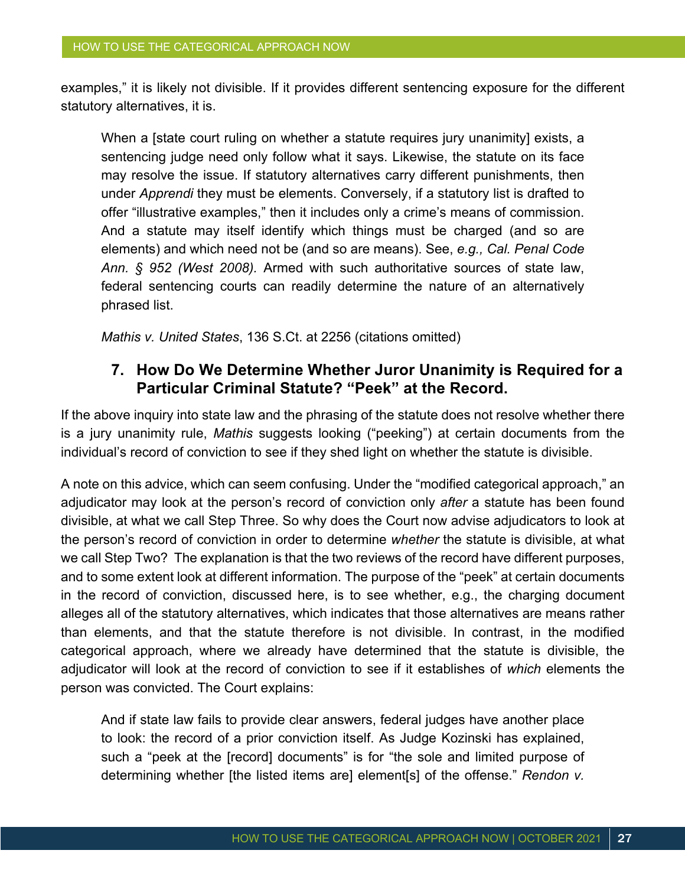examples," it is likely not divisible. If it provides different sentencing exposure for the different statutory alternatives, it is.

> When a [state court ruling on whether a statute requires jury unanimity] exists, a sentencing judge need only follow what it says. Likewise, the statute on its face may resolve the issue. If statutory alternatives carry different punishments, then under *Apprendi* they must be elements. Conversely, if a statutory list is drafted to offer "illustrative examples," then it includes only a crime's means of commission. And a statute may itself identify which things must be charged (and so are elements) and which need not be (and so are means). See, *e.g., Cal. Penal Code Ann. § 952 (West 2008).* Armed with such authoritative sources of state law, federal sentencing courts can readily determine the nature of an alternatively phrased list.
>
> *Mathis v. United States*, 136 S.Ct. at 2256 (citations omitted)

### 7. How Do We Determine Whether Juror Unanimity is Required for a Particular Criminal Statute? "Peek" at the Record.

If the above inquiry into state law and the phrasing of the statute does not resolve whether there is a jury unanimity rule, *Mathis* suggests looking ("peeking") at certain documents from the individual's record of conviction to see if they shed light on whether the statute is divisible.

A note on this advice, which can seem confusing. Under the "modified categorical approach," an adjudicator may look at the person's record of conviction only *after* a statute has been found divisible, at what we call Step Three. So why does the Court now advise adjudicators to look at the person's record of conviction in order to determine *whether* the statute is divisible, at what we call Step Two? The explanation is that the two reviews of the record have different purposes, and to some extent look at different information. The purpose of the "peek" at certain documents in the record of conviction, discussed here, is to see whether, e.g., the charging document alleges all of the statutory alternatives, which indicates that those alternatives are means rather than elements, and that the statute therefore is not divisible. In contrast, in the modified categorical approach, where we already have determined that the statute is divisible, the adjudicator will look at the record of conviction to see if it establishes of *which* elements the person was convicted. The Court explains:

> And if state law fails to provide clear answers, federal judges have another place to look: the record of a prior conviction itself. As Judge Kozinski has explained, such a "peek at the [record] documents" is for "the sole and limited purpose of determining whether [the listed items are] element[s] of the offense." *Rendon v.*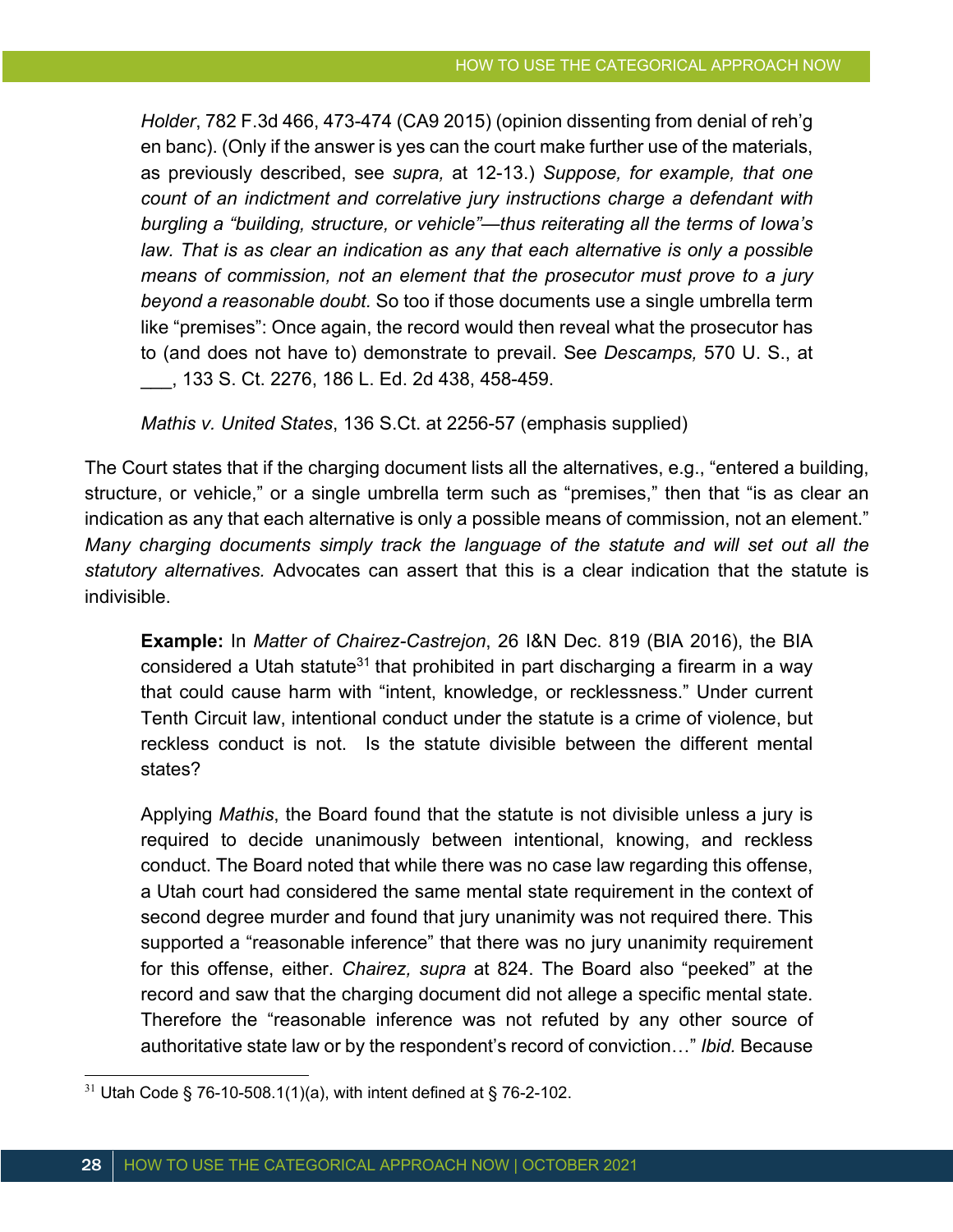> *Holder*, 782 F.3d 466, 473-474 (CA9 2015) (opinion dissenting from denial of reh'g en banc). (Only if the answer is yes can the court make further use of the materials, as previously described, see *supra,* at 12-13.) *Suppose, for example, that one count of an indictment and correlative jury instructions charge a defendant with burgling a "building, structure, or vehicle"—thus reiterating all the terms of Iowa's law. That is as clear an indication as any that each alternative is only a possible means of commission, not an element that the prosecutor must prove to a jury beyond a reasonable doubt.* So too if those documents use a single umbrella term like "premises": Once again, the record would then reveal what the prosecutor has to (and does not have to) demonstrate to prevail. See *Descamps,* 570 U. S., at ___, 133 S. Ct. 2276, 186 L. Ed. 2d 438, 458-459.
>
> *Mathis v. United States*, 136 S.Ct. at 2256-57 (emphasis supplied)

The Court states that if the charging document lists all the alternatives, e.g., "entered a building, structure, or vehicle," or a single umbrella term such as "premises," then that "is as clear an indication as any that each alternative is only a possible means of commission, not an element." *Many charging documents simply track the language of the statute and will set out all the statutory alternatives.* Advocates can assert that this is a clear indication that the statute is indivisible.

> **Example:** In *Matter of Chairez-Castrejon*, 26 I&N Dec. 819 (BIA 2016), the BIA considered a Utah statute[31] that prohibited in part discharging a firearm in a way that could cause harm with "intent, knowledge, or recklessness." Under current Tenth Circuit law, intentional conduct under the statute is a crime of violence, but reckless conduct is not. Is the statute divisible between the different mental states?
>
> Applying *Mathis*, the Board found that the statute is not divisible unless a jury is required to decide unanimously between intentional, knowing, and reckless conduct. The Board noted that while there was no case law regarding this offense, a Utah court had considered the same mental state requirement in the context of second degree murder and found that jury unanimity was not required there. This supported a "reasonable inference" that there was no jury unanimity requirement for this offense, either. *Chairez, supra* at 824. The Board also "peeked" at the record and saw that the charging document did not allege a specific mental state. Therefore the "reasonable inference was not refuted by any other source of authoritative state law or by the respondent's record of conviction…" *Ibid.* Because

[31] Utah Code § 76-10-508.1(1)(a), with intent defined at § 76-2-102.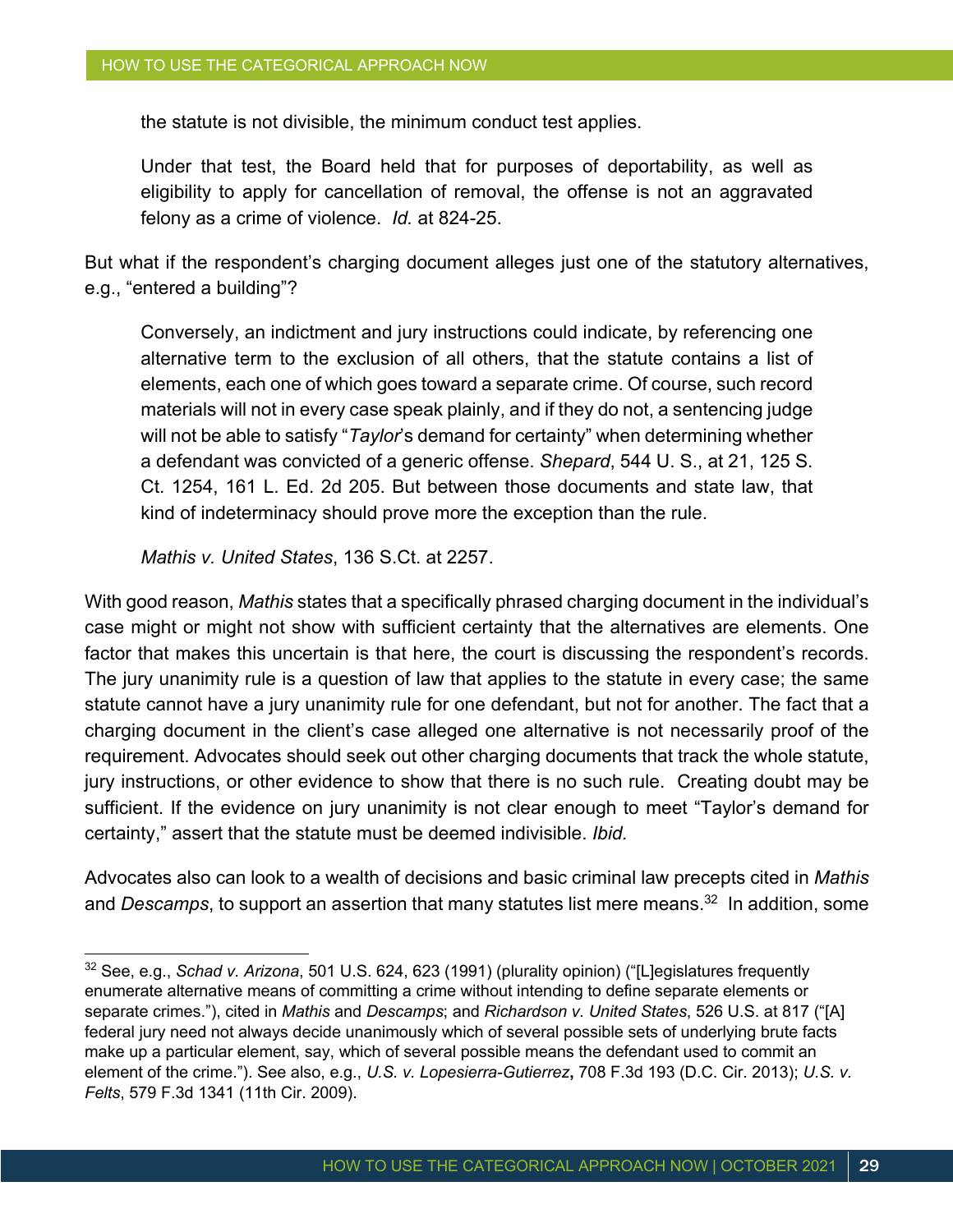> the statute is not divisible, the minimum conduct test applies.
>
> Under that test, the Board held that for purposes of deportability, as well as eligibility to apply for cancellation of removal, the offense is not an aggravated felony as a crime of violence. *Id.* at 824-25.

But what if the respondent's charging document alleges just one of the statutory alternatives, e.g., "entered a building"?

> Conversely, an indictment and jury instructions could indicate, by referencing one alternative term to the exclusion of all others, that the statute contains a list of elements, each one of which goes toward a separate crime. Of course, such record materials will not in every case speak plainly, and if they do not, a sentencing judge will not be able to satisfy "*Taylor*'s demand for certainty" when determining whether a defendant was convicted of a generic offense. *Shepard*, 544 U. S., at 21, 125 S. Ct. 1254, 161 L. Ed. 2d 205. But between those documents and state law, that kind of indeterminacy should prove more the exception than the rule.
>
> *Mathis v. United States*, 136 S.Ct. at 2257.

With good reason, *Mathis* states that a specifically phrased charging document in the individual's case might or might not show with sufficient certainty that the alternatives are elements. One factor that makes this uncertain is that here, the court is discussing the respondent's records. The jury unanimity rule is a question of law that applies to the statute in every case; the same statute cannot have a jury unanimity rule for one defendant, but not for another. The fact that a charging document in the client's case alleged one alternative is not necessarily proof of the requirement. Advocates should seek out other charging documents that track the whole statute, jury instructions, or other evidence to show that there is no such rule. Creating doubt may be sufficient. If the evidence on jury unanimity is not clear enough to meet "Taylor's demand for certainty," assert that the statute must be deemed indivisible. *Ibid.*

Advocates also can look to a wealth of decisions and basic criminal law precepts cited in *Mathis* and *Descamps*, to support an assertion that many statutes list mere means.[32] In addition, some

---

[32] See, e.g., *Schad v. Arizona*, 501 U.S. 624, 623 (1991) (plurality opinion) ("[L]egislatures frequently enumerate alternative means of committing a crime without intending to define separate elements or separate crimes."), cited in *Mathis* and *Descamps*; and *Richardson v. United States*, 526 U.S. at 817 ("[A] federal jury need not always decide unanimously which of several possible sets of underlying brute facts make up a particular element, say, which of several possible means the defendant used to commit an element of the crime."). See also, e.g., *U.S. v. Lopesierra-Gutierrez*, 708 F.3d 193 (D.C. Cir. 2013); *U.S. v. Felts*, 579 F.3d 1341 (11th Cir. 2009).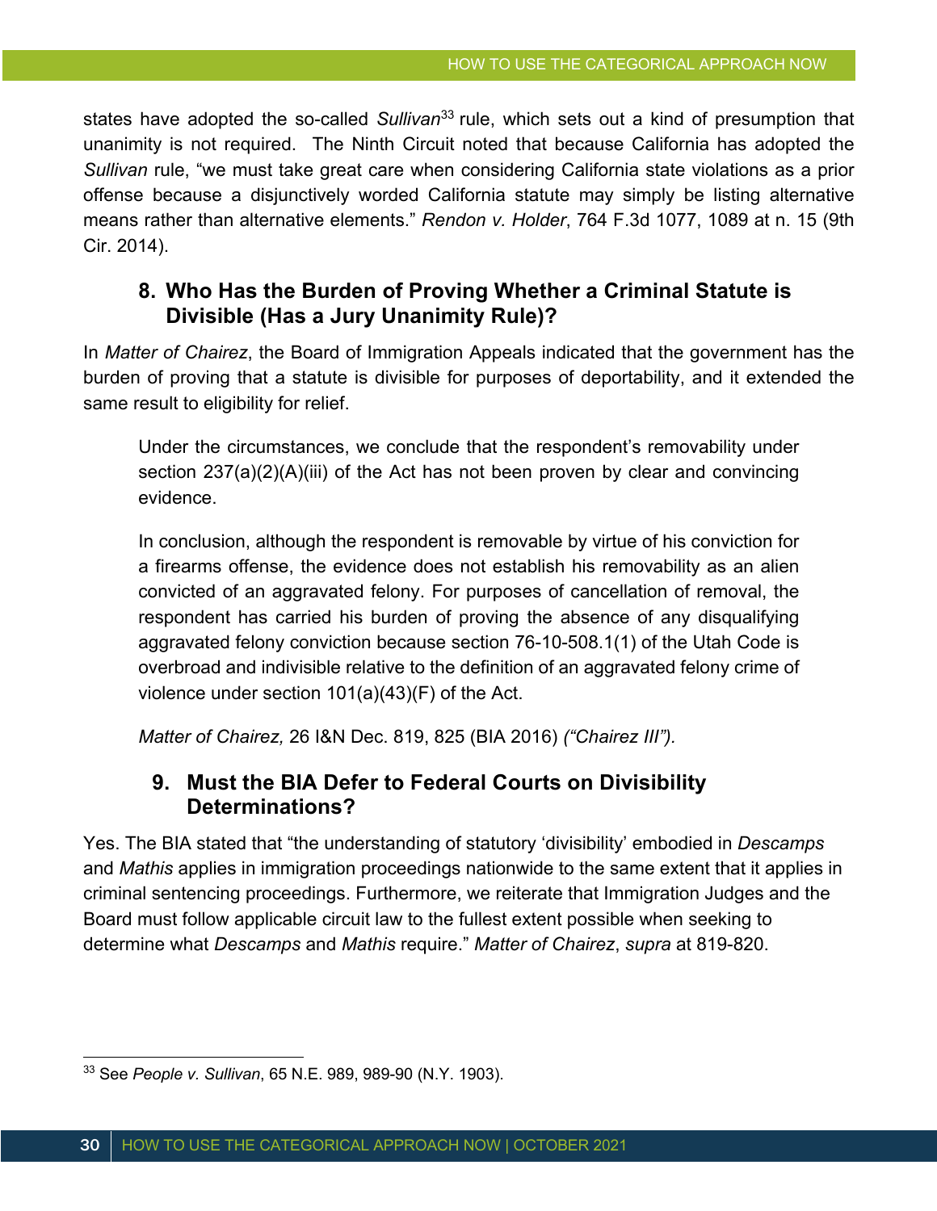states have adopted the so-called *Sullivan*[33] rule, which sets out a kind of presumption that unanimity is not required. The Ninth Circuit noted that because California has adopted the *Sullivan* rule, "we must take great care when considering California state violations as a prior offense because a disjunctively worded California statute may simply be listing alternative means rather than alternative elements." *Rendon v. Holder*, 764 F.3d 1077, 1089 at n. 15 (9th Cir. 2014).

### 8. Who Has the Burden of Proving Whether a Criminal Statute is Divisible (Has a Jury Unanimity Rule)?

In *Matter of Chairez*, the Board of Immigration Appeals indicated that the government has the burden of proving that a statute is divisible for purposes of deportability, and it extended the same result to eligibility for relief.

> Under the circumstances, we conclude that the respondent's removability under section 237(a)(2)(A)(iii) of the Act has not been proven by clear and convincing evidence.
>
> In conclusion, although the respondent is removable by virtue of his conviction for a firearms offense, the evidence does not establish his removability as an alien convicted of an aggravated felony. For purposes of cancellation of removal, the respondent has carried his burden of proving the absence of any disqualifying aggravated felony conviction because section 76-10-508.1(1) of the Utah Code is overbroad and indivisible relative to the definition of an aggravated felony crime of violence under section 101(a)(43)(F) of the Act.
>
> *Matter of Chairez,* 26 I&N Dec. 819, 825 (BIA 2016) *("Chairez III").*

### 9. Must the BIA Defer to Federal Courts on Divisibility Determinations?

Yes. The BIA stated that "the understanding of statutory 'divisibility' embodied in *Descamps* and *Mathis* applies in immigration proceedings nationwide to the same extent that it applies in criminal sentencing proceedings. Furthermore, we reiterate that Immigration Judges and the Board must follow applicable circuit law to the fullest extent possible when seeking to determine what *Descamps* and *Mathis* require." *Matter of Chairez*, *supra* at 819-820.

---

[33] See *People v. Sullivan*, 65 N.E. 989, 989-90 (N.Y. 1903).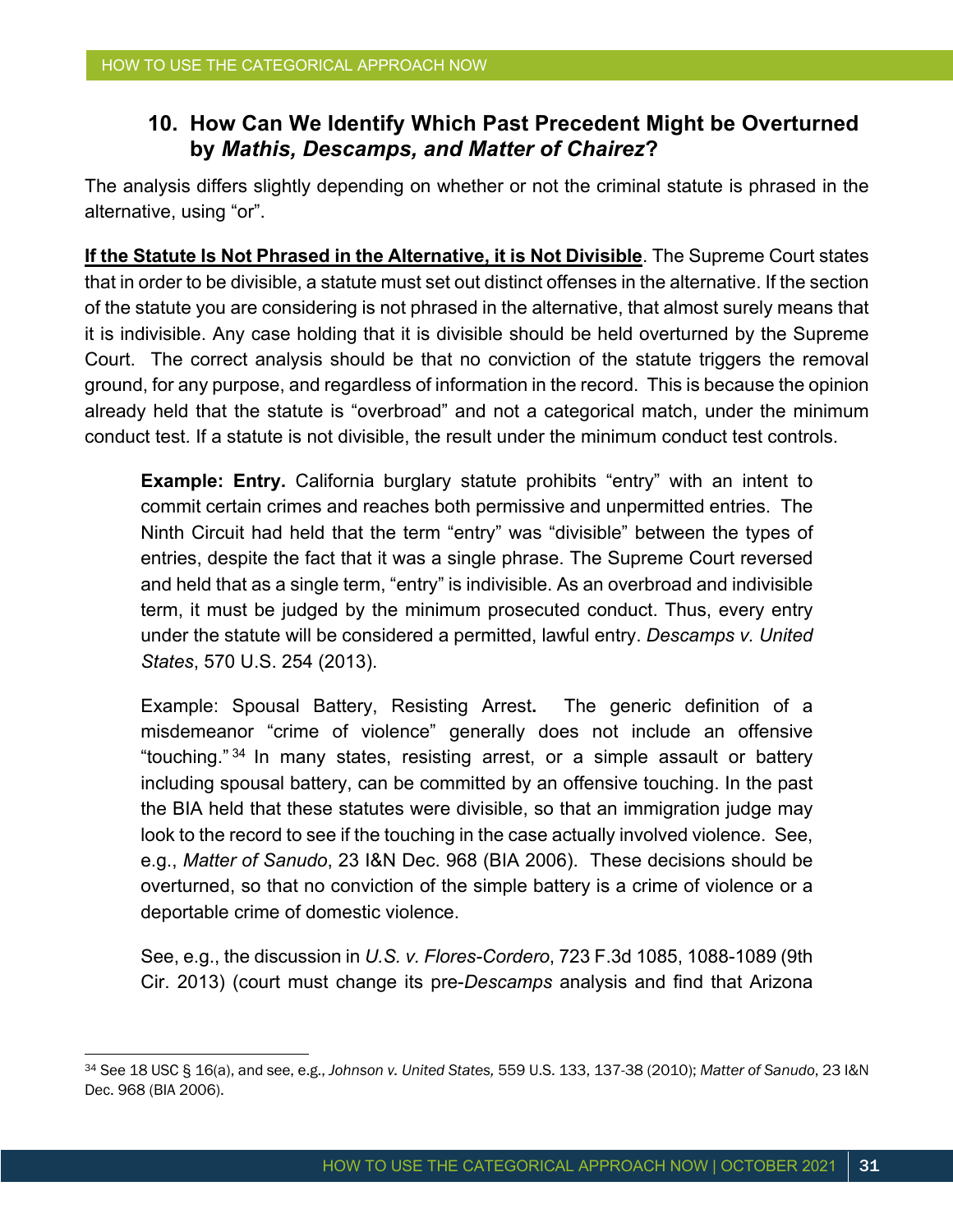## 10. How Can We Identify Which Past Precedent Might be Overturned by *Mathis, Descamps, and Matter of Chairez*?

The analysis differs slightly depending on whether or not the criminal statute is phrased in the alternative, using "or".

**<u>If the Statute Is Not Phrased in the Alternative, it is Not Divisible</u>**. The Supreme Court states that in order to be divisible, a statute must set out distinct offenses in the alternative. If the section of the statute you are considering is not phrased in the alternative, that almost surely means that it is indivisible. Any case holding that it is divisible should be held overturned by the Supreme Court. The correct analysis should be that no conviction of the statute triggers the removal ground, for any purpose, and regardless of information in the record. This is because the opinion already held that the statute is "overbroad" and not a categorical match, under the minimum conduct test. If a statute is not divisible, the result under the minimum conduct test controls.

> **Example: Entry.** California burglary statute prohibits "entry" with an intent to commit certain crimes and reaches both permissive and unpermitted entries. The Ninth Circuit had held that the term "entry" was "divisible" between the types of entries, despite the fact that it was a single phrase. The Supreme Court reversed and held that as a single term, "entry" is indivisible. As an overbroad and indivisible term, it must be judged by the minimum prosecuted conduct. Thus, every entry under the statute will be considered a permitted, lawful entry. *Descamps v. United States*, 570 U.S. 254 (2013).
>
> Example: Spousal Battery, Resisting Arrest**.** The generic definition of a misdemeanor "crime of violence" generally does not include an offensive "touching."[34] In many states, resisting arrest, or a simple assault or battery including spousal battery, can be committed by an offensive touching. In the past the BIA held that these statutes were divisible, so that an immigration judge may look to the record to see if the touching in the case actually involved violence. See, e.g., *Matter of Sanudo*, 23 I&N Dec. 968 (BIA 2006). These decisions should be overturned, so that no conviction of the simple battery is a crime of violence or a deportable crime of domestic violence.
>
> See, e.g., the discussion in *U.S. v. Flores-Cordero*, 723 F.3d 1085, 1088-1089 (9th Cir. 2013) (court must change its pre-*Descamps* analysis and find that Arizona

[34] See 18 USC § 16(a), and see, e.g., *Johnson v. United States,* 559 U.S. 133, 137-38 (2010); *Matter of Sanudo*, 23 I&N Dec. 968 (BIA 2006).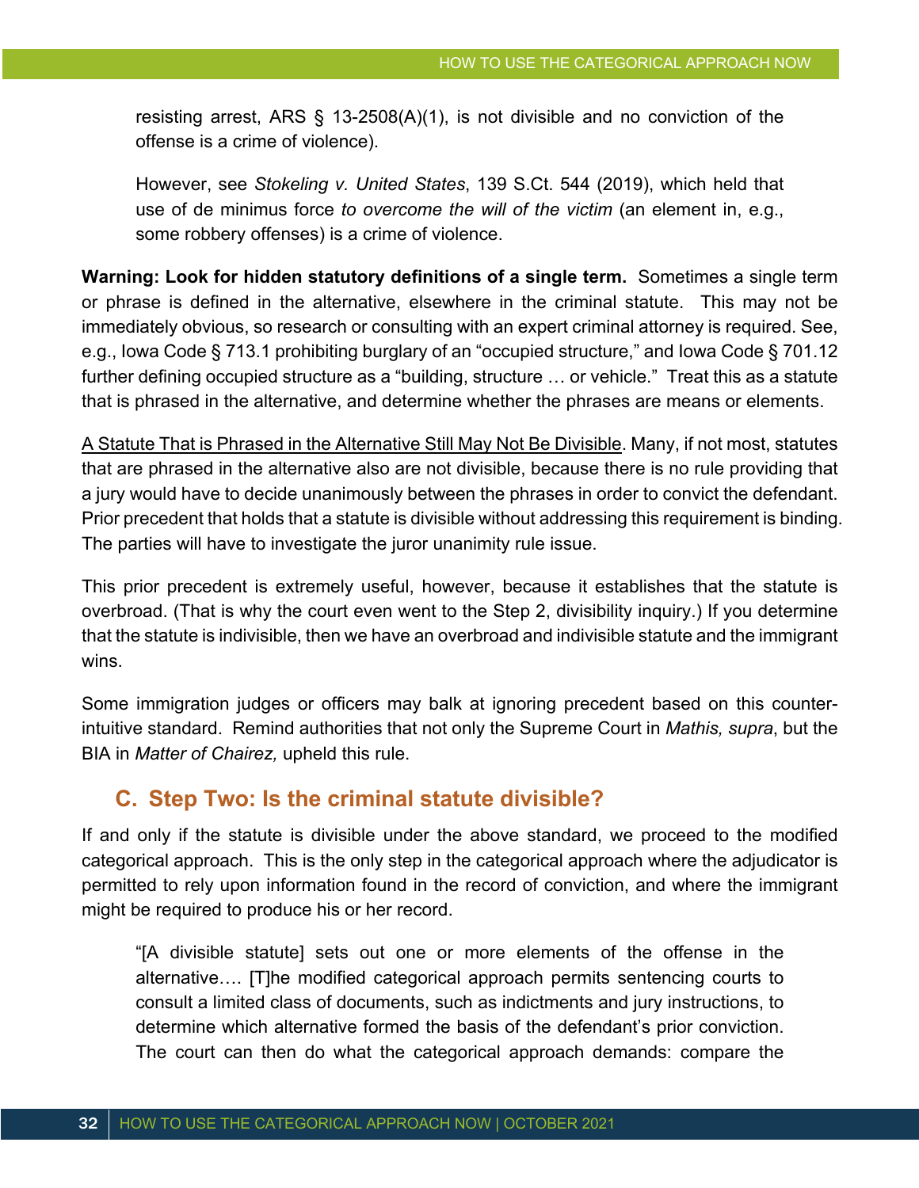resisting arrest, ARS § 13-2508(A)(1), is not divisible and no conviction of the offense is a crime of violence).

> However, see *Stokeling v. United States*, 139 S.Ct. 544 (2019), which held that use of de minimus force *to overcome the will of the victim* (an element in, e.g., some robbery offenses) is a crime of violence.

**Warning: Look for hidden statutory definitions of a single term.** Sometimes a single term or phrase is defined in the alternative, elsewhere in the criminal statute. This may not be immediately obvious, so research or consulting with an expert criminal attorney is required. See, e.g., Iowa Code § 713.1 prohibiting burglary of an "occupied structure," and Iowa Code § 701.12 further defining occupied structure as a "building, structure … or vehicle." Treat this as a statute that is phrased in the alternative, and determine whether the phrases are means or elements.

<u>A Statute That is Phrased in the Alternative Still May Not Be Divisible</u>. Many, if not most, statutes that are phrased in the alternative also are not divisible, because there is no rule providing that a jury would have to decide unanimously between the phrases in order to convict the defendant. Prior precedent that holds that a statute is divisible without addressing this requirement is binding. The parties will have to investigate the juror unanimity rule issue.

This prior precedent is extremely useful, however, because it establishes that the statute is overbroad. (That is why the court even went to the Step 2, divisibility inquiry.) If you determine that the statute is indivisible, then we have an overbroad and indivisible statute and the immigrant wins.

Some immigration judges or officers may balk at ignoring precedent based on this counter-intuitive standard. Remind authorities that not only the Supreme Court in *Mathis, supra*, but the BIA in *Matter of Chairez,* upheld this rule.

## C. Step Two: Is the criminal statute divisible?

If and only if the statute is divisible under the above standard, we proceed to the modified categorical approach. This is the only step in the categorical approach where the adjudicator is permitted to rely upon information found in the record of conviction, and where the immigrant might be required to produce his or her record.

> "[A divisible statute] sets out one or more elements of the offense in the alternative…. [T]he modified categorical approach permits sentencing courts to consult a limited class of documents, such as indictments and jury instructions, to determine which alternative formed the basis of the defendant's prior conviction. The court can then do what the categorical approach demands: compare the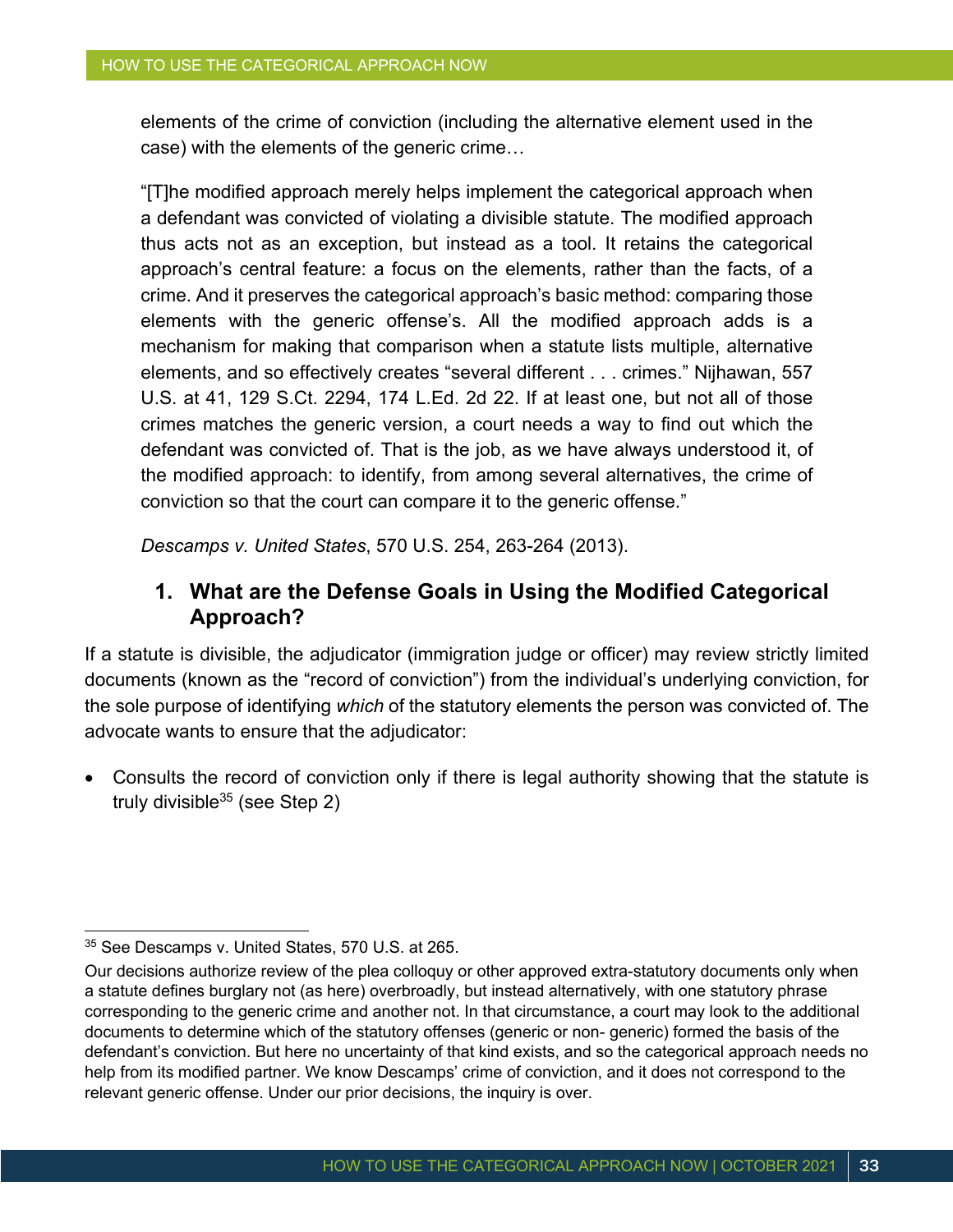elements of the crime of conviction (including the alternative element used in the case) with the elements of the generic crime…

"[T]he modified approach merely helps implement the categorical approach when a defendant was convicted of violating a divisible statute. The modified approach thus acts not as an exception, but instead as a tool. It retains the categorical approach's central feature: a focus on the elements, rather than the facts, of a crime. And it preserves the categorical approach's basic method: comparing those elements with the generic offense's. All the modified approach adds is a mechanism for making that comparison when a statute lists multiple, alternative elements, and so effectively creates "several different . . . crimes." Nijhawan, 557 U.S. at 41, 129 S.Ct. 2294, 174 L.Ed. 2d 22. If at least one, but not all of those crimes matches the generic version, a court needs a way to find out which the defendant was convicted of. That is the job, as we have always understood it, of the modified approach: to identify, from among several alternatives, the crime of conviction so that the court can compare it to the generic offense."

*Descamps v. United States*, 570 U.S. 254, 263-264 (2013).

### 1. What are the Defense Goals in Using the Modified Categorical Approach?

If a statute is divisible, the adjudicator (immigration judge or officer) may review strictly limited documents (known as the "record of conviction") from the individual's underlying conviction, for the sole purpose of identifying *which* of the statutory elements the person was convicted of. The advocate wants to ensure that the adjudicator:

- Consults the record of conviction only if there is legal authority showing that the statute is truly divisible[35] (see Step 2)

---

[35] See Descamps v. United States, 570 U.S. at 265.

Our decisions authorize review of the plea colloquy or other approved extra-statutory documents only when a statute defines burglary not (as here) overbroadly, but instead alternatively, with one statutory phrase corresponding to the generic crime and another not. In that circumstance, a court may look to the additional documents to determine which of the statutory offenses (generic or non- generic) formed the basis of the defendant's conviction. But here no uncertainty of that kind exists, and so the categorical approach needs no help from its modified partner. We know Descamps' crime of conviction, and it does not correspond to the relevant generic offense. Under our prior decisions, the inquiry is over.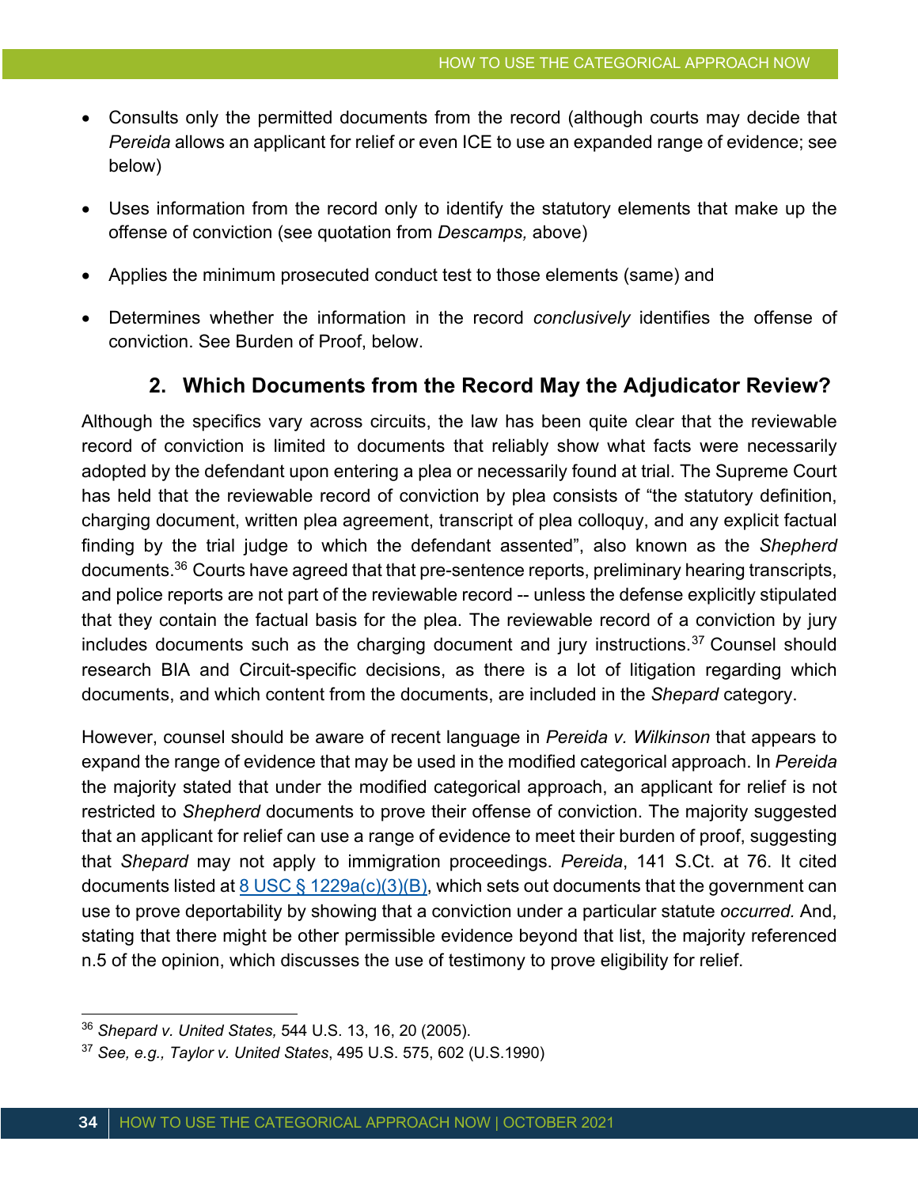- Consults only the permitted documents from the record (although courts may decide that *Pereida* allows an applicant for relief or even ICE to use an expanded range of evidence; see below)
- Uses information from the record only to identify the statutory elements that make up the offense of conviction (see quotation from *Descamps,* above)
- Applies the minimum prosecuted conduct test to those elements (same) and
- Determines whether the information in the record *conclusively* identifies the offense of conviction. See Burden of Proof, below.

### 2. Which Documents from the Record May the Adjudicator Review?

Although the specifics vary across circuits, the law has been quite clear that the reviewable record of conviction is limited to documents that reliably show what facts were necessarily adopted by the defendant upon entering a plea or necessarily found at trial. The Supreme Court has held that the reviewable record of conviction by plea consists of "the statutory definition, charging document, written plea agreement, transcript of plea colloquy, and any explicit factual finding by the trial judge to which the defendant assented", also known as the *Shepherd* documents.[36] Courts have agreed that that pre-sentence reports, preliminary hearing transcripts, and police reports are not part of the reviewable record -- unless the defense explicitly stipulated that they contain the factual basis for the plea. The reviewable record of a conviction by jury includes documents such as the charging document and jury instructions.[37] Counsel should research BIA and Circuit-specific decisions, as there is a lot of litigation regarding which documents, and which content from the documents, are included in the *Shepard* category.

However, counsel should be aware of recent language in *Pereida v. Wilkinson* that appears to expand the range of evidence that may be used in the modified categorical approach. In *Pereida* the majority stated that under the modified categorical approach, an applicant for relief is not restricted to *Shepherd* documents to prove their offense of conviction. The majority suggested that an applicant for relief can use a range of evidence to meet their burden of proof, suggesting that *Shepard* may not apply to immigration proceedings. *Pereida*, 141 S.Ct. at 76. It cited documents listed at [8 USC § 1229a(c)(3)(B)](), which sets out documents that the government can use to prove deportability by showing that a conviction under a particular statute *occurred.* And, stating that there might be other permissible evidence beyond that list, the majority referenced n.5 of the opinion, which discusses the use of testimony to prove eligibility for relief.

---

[36] *Shepard v. United States,* 544 U.S. 13, 16, 20 (2005).

[37] *See, e.g., Taylor v. United States*, 495 U.S. 575, 602 (U.S.1990)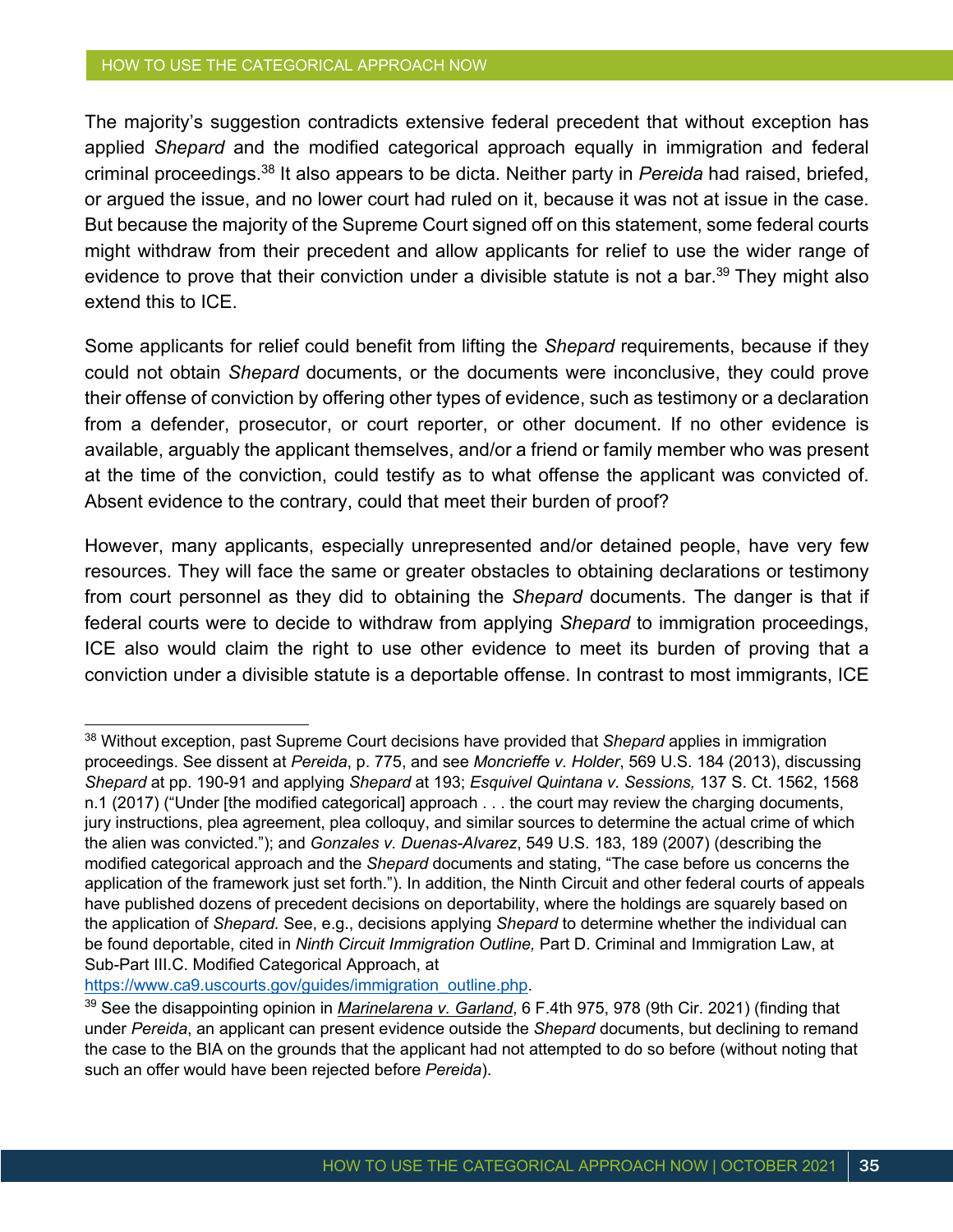The majority's suggestion contradicts extensive federal precedent that without exception has applied *Shepard* and the modified categorical approach equally in immigration and federal criminal proceedings.[38] It also appears to be dicta. Neither party in *Pereida* had raised, briefed, or argued the issue, and no lower court had ruled on it, because it was not at issue in the case. But because the majority of the Supreme Court signed off on this statement, some federal courts might withdraw from their precedent and allow applicants for relief to use the wider range of evidence to prove that their conviction under a divisible statute is not a bar.[39] They might also extend this to ICE.

Some applicants for relief could benefit from lifting the *Shepard* requirements, because if they could not obtain *Shepard* documents, or the documents were inconclusive, they could prove their offense of conviction by offering other types of evidence, such as testimony or a declaration from a defender, prosecutor, or court reporter, or other document. If no other evidence is available, arguably the applicant themselves, and/or a friend or family member who was present at the time of the conviction, could testify as to what offense the applicant was convicted of. Absent evidence to the contrary, could that meet their burden of proof?

However, many applicants, especially unrepresented and/or detained people, have very few resources. They will face the same or greater obstacles to obtaining declarations or testimony from court personnel as they did to obtaining the *Shepard* documents. The danger is that if federal courts were to decide to withdraw from applying *Shepard* to immigration proceedings, ICE also would claim the right to use other evidence to meet its burden of proving that a conviction under a divisible statute is a deportable offense. In contrast to most immigrants, ICE

---

[38] Without exception, past Supreme Court decisions have provided that *Shepard* applies in immigration proceedings. See dissent at *Pereida*, p. 775, and see *Moncrieffe v. Holder*, 569 U.S. 184 (2013), discussing *Shepard* at pp. 190-91 and applying *Shepard* at 193; *Esquivel Quintana v. Sessions,* 137 S. Ct. 1562, 1568 n.1 (2017) ("Under [the modified categorical] approach . . . the court may review the charging documents, jury instructions, plea agreement, plea colloquy, and similar sources to determine the actual crime of which the alien was convicted."); and *Gonzales v. Duenas-Alvarez*, 549 U.S. 183, 189 (2007) (describing the modified categorical approach and the *Shepard* documents and stating, "The case before us concerns the application of the framework just set forth."). In addition, the Ninth Circuit and other federal courts of appeals have published dozens of precedent decisions on deportability, where the holdings are squarely based on the application of *Shepard.* See, e.g., decisions applying *Shepard* to determine whether the individual can be found deportable, cited in *Ninth Circuit Immigration Outline,* Part D. Criminal and Immigration Law, at Sub-Part III.C. Modified Categorical Approach, at https://www.ca9.uscourts.gov/guides/immigration_outline.php.

[39] See the disappointing opinion in *Marinelarena v. Garland*, 6 F.4th 975, 978 (9th Cir. 2021) (finding that under *Pereida*, an applicant can present evidence outside the *Shepard* documents, but declining to remand the case to the BIA on the grounds that the applicant had not attempted to do so before (without noting that such an offer would have been rejected before *Pereida*).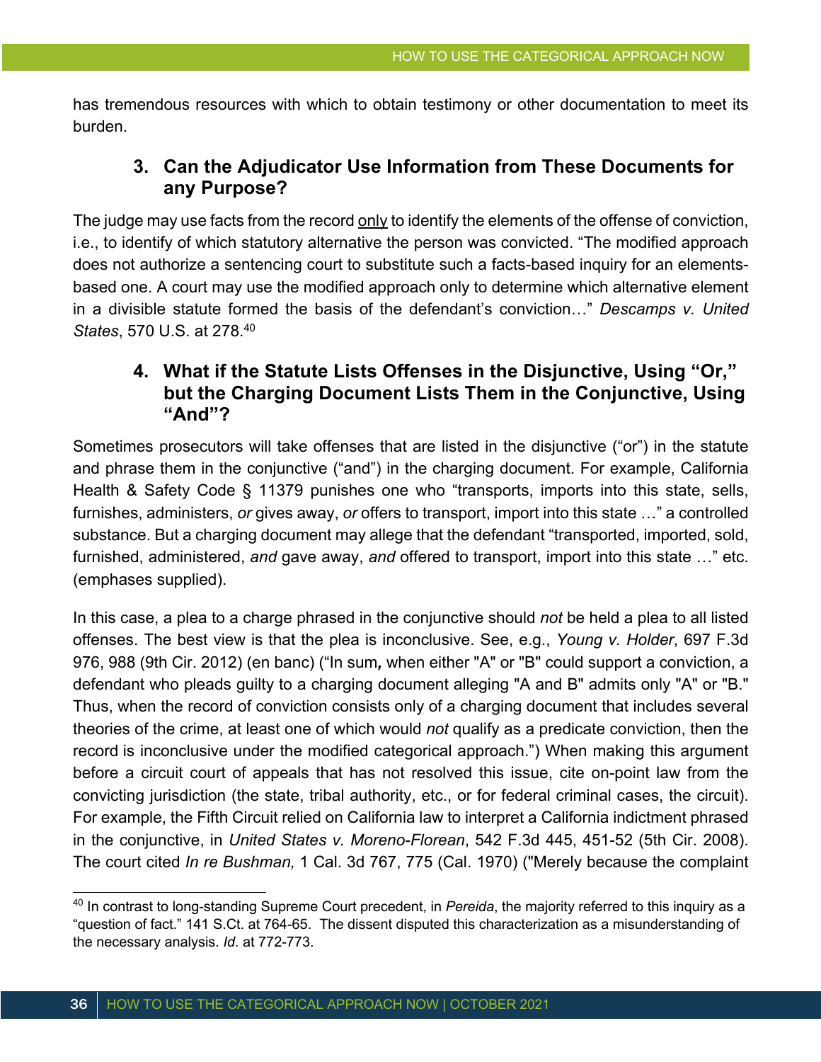has tremendous resources with which to obtain testimony or other documentation to meet its burden.

### 3. Can the Adjudicator Use Information from These Documents for any Purpose?

The judge may use facts from the record only to identify the elements of the offense of conviction, i.e., to identify of which statutory alternative the person was convicted. "The modified approach does not authorize a sentencing court to substitute such a facts-based inquiry for an elements-based one. A court may use the modified approach only to determine which alternative element in a divisible statute formed the basis of the defendant's conviction…" *Descamps v. United States*, 570 U.S. at 278.[40]

### 4. What if the Statute Lists Offenses in the Disjunctive, Using "Or," but the Charging Document Lists Them in the Conjunctive, Using "And"?

Sometimes prosecutors will take offenses that are listed in the disjunctive ("or") in the statute and phrase them in the conjunctive ("and") in the charging document. For example, California Health & Safety Code § 11379 punishes one who "transports, imports into this state, sells, furnishes, administers, *or* gives away, *or* offers to transport, import into this state …" a controlled substance. But a charging document may allege that the defendant "transported, imported, sold, furnished, administered, *and* gave away, *and* offered to transport, import into this state …" etc. (emphases supplied).

In this case, a plea to a charge phrased in the conjunctive should *not* be held a plea to all listed offenses. The best view is that the plea is inconclusive. See, e.g., *Young v. Holder*, 697 F.3d 976, 988 (9th Cir. 2012) (en banc) ("In sum, when either "A" or "B" could support a conviction, a defendant who pleads guilty to a charging document alleging "A and B" admits only "A" or "B." Thus, when the record of conviction consists only of a charging document that includes several theories of the crime, at least one of which would *not* qualify as a predicate conviction, then the record is inconclusive under the modified categorical approach.") When making this argument before a circuit court of appeals that has not resolved this issue, cite on-point law from the convicting jurisdiction (the state, tribal authority, etc., or for federal criminal cases, the circuit). For example, the Fifth Circuit relied on California law to interpret a California indictment phrased in the conjunctive, in *United States v. Moreno-Florean*, 542 F.3d 445, 451-52 (5th Cir. 2008). The court cited *In re Bushman,* 1 Cal. 3d 767, 775 (Cal. 1970) ("Merely because the complaint

---

[40] In contrast to long-standing Supreme Court precedent, in *Pereida*, the majority referred to this inquiry as a "question of fact." 141 S.Ct. at 764-65. The dissent disputed this characterization as a misunderstanding of the necessary analysis. *Id*. at 772-773.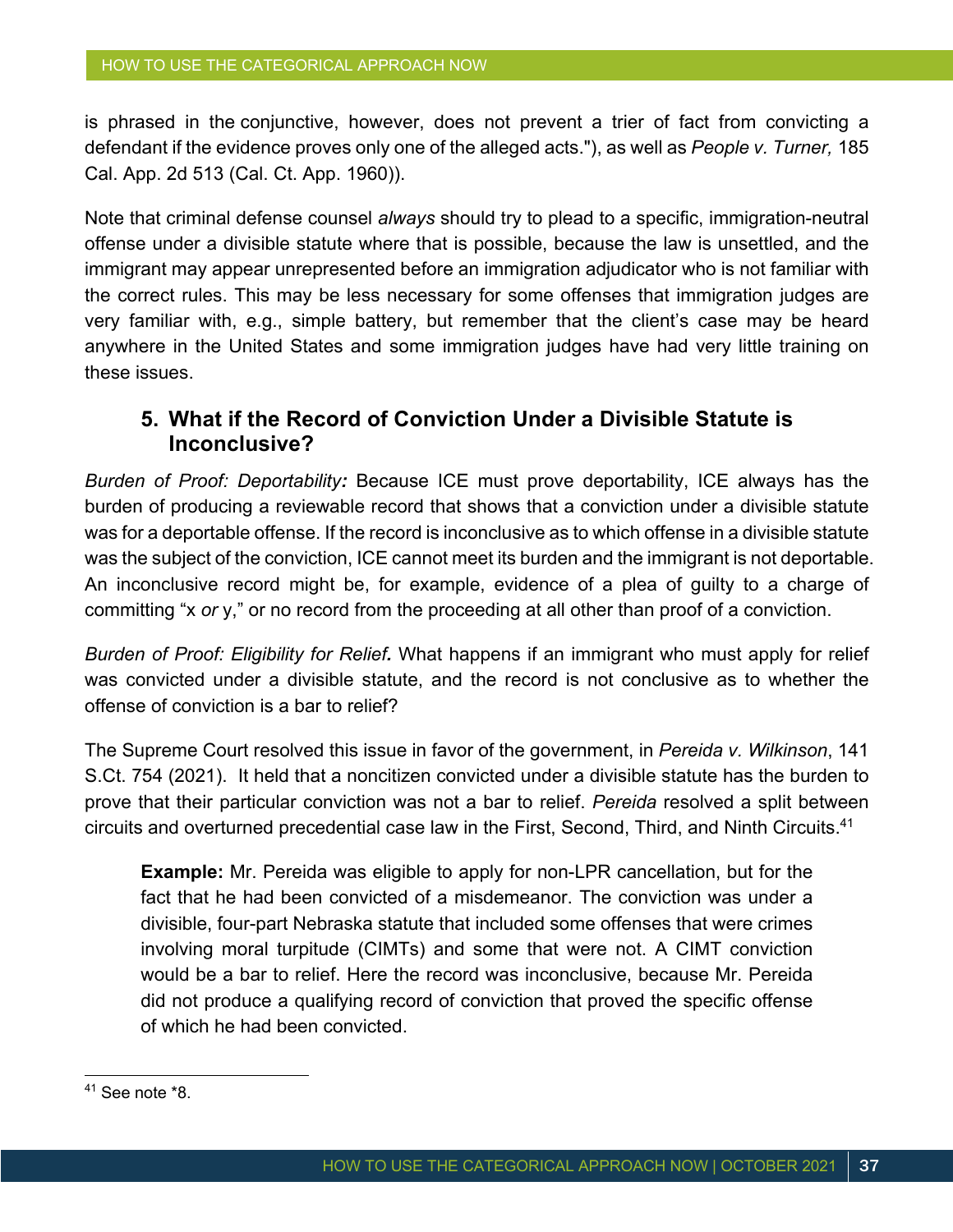is phrased in the conjunctive, however, does not prevent a trier of fact from convicting a defendant if the evidence proves only one of the alleged acts."), as well as *People v. Turner,* 185 Cal. App. 2d 513 (Cal. Ct. App. 1960)).

Note that criminal defense counsel *always* should try to plead to a specific, immigration-neutral offense under a divisible statute where that is possible, because the law is unsettled, and the immigrant may appear unrepresented before an immigration adjudicator who is not familiar with the correct rules. This may be less necessary for some offenses that immigration judges are very familiar with, e.g., simple battery, but remember that the client's case may be heard anywhere in the United States and some immigration judges have had very little training on these issues.

### 5. What if the Record of Conviction Under a Divisible Statute is Inconclusive?

*Burden of Proof: Deportability:* Because ICE must prove deportability, ICE always has the burden of producing a reviewable record that shows that a conviction under a divisible statute was for a deportable offense. If the record is inconclusive as to which offense in a divisible statute was the subject of the conviction, ICE cannot meet its burden and the immigrant is not deportable. An inconclusive record might be, for example, evidence of a plea of guilty to a charge of committing "x *or* y," or no record from the proceeding at all other than proof of a conviction.

*Burden of Proof: Eligibility for Relief.* What happens if an immigrant who must apply for relief was convicted under a divisible statute, and the record is not conclusive as to whether the offense of conviction is a bar to relief?

The Supreme Court resolved this issue in favor of the government, in *Pereida v. Wilkinson*, 141 S.Ct. 754 (2021). It held that a noncitizen convicted under a divisible statute has the burden to prove that their particular conviction was not a bar to relief. *Pereida* resolved a split between circuits and overturned precedential case law in the First, Second, Third, and Ninth Circuits.[41]

> **Example:** Mr. Pereida was eligible to apply for non-LPR cancellation, but for the fact that he had been convicted of a misdemeanor. The conviction was under a divisible, four-part Nebraska statute that included some offenses that were crimes involving moral turpitude (CIMTs) and some that were not. A CIMT conviction would be a bar to relief. Here the record was inconclusive, because Mr. Pereida did not produce a qualifying record of conviction that proved the specific offense of which he had been convicted.

---

[41] See note *8.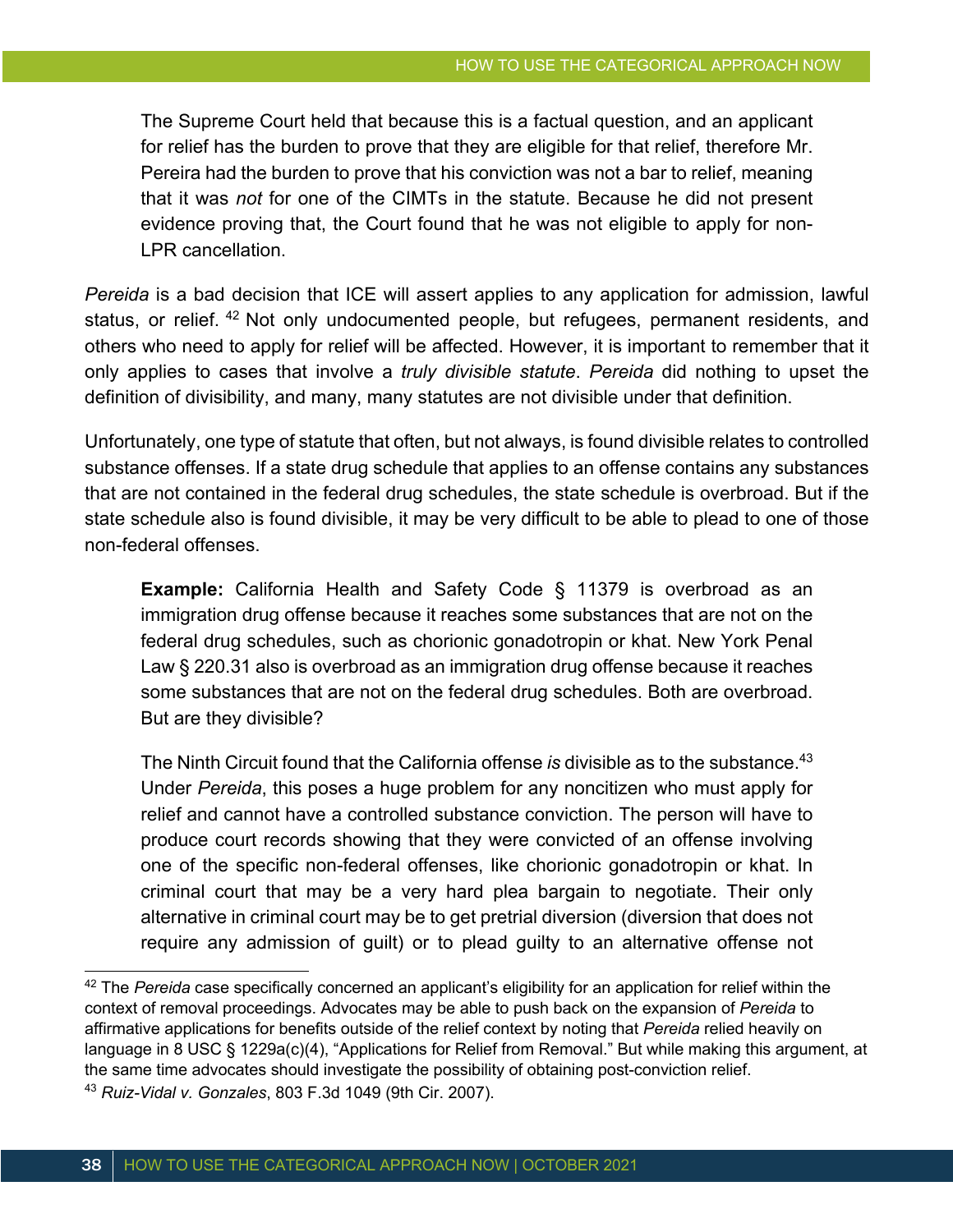The Supreme Court held that because this is a factual question, and an applicant for relief has the burden to prove that they are eligible for that relief, therefore Mr. Pereira had the burden to prove that his conviction was not a bar to relief, meaning that it was *not* for one of the CIMTs in the statute. Because he did not present evidence proving that, the Court found that he was not eligible to apply for non-LPR cancellation.

*Pereida* is a bad decision that ICE will assert applies to any application for admission, lawful status, or relief. [42] Not only undocumented people, but refugees, permanent residents, and others who need to apply for relief will be affected. However, it is important to remember that it only applies to cases that involve a *truly divisible statute*. *Pereida* did nothing to upset the definition of divisibility, and many, many statutes are not divisible under that definition.

Unfortunately, one type of statute that often, but not always, is found divisible relates to controlled substance offenses. If a state drug schedule that applies to an offense contains any substances that are not contained in the federal drug schedules, the state schedule is overbroad. But if the state schedule also is found divisible, it may be very difficult to be able to plead to one of those non-federal offenses.

> **Example:** California Health and Safety Code § 11379 is overbroad as an immigration drug offense because it reaches some substances that are not on the federal drug schedules, such as chorionic gonadotropin or khat. New York Penal Law § 220.31 also is overbroad as an immigration drug offense because it reaches some substances that are not on the federal drug schedules. Both are overbroad. But are they divisible?
>
> The Ninth Circuit found that the California offense *is* divisible as to the substance.[43] Under *Pereida*, this poses a huge problem for any noncitizen who must apply for relief and cannot have a controlled substance conviction. The person will have to produce court records showing that they were convicted of an offense involving one of the specific non-federal offenses, like chorionic gonadotropin or khat. In criminal court that may be a very hard plea bargain to negotiate. Their only alternative in criminal court may be to get pretrial diversion (diversion that does not require any admission of guilt) or to plead guilty to an alternative offense not

---

[42] The *Pereida* case specifically concerned an applicant's eligibility for an application for relief within the context of removal proceedings. Advocates may be able to push back on the expansion of *Pereida* to affirmative applications for benefits outside of the relief context by noting that *Pereida* relied heavily on language in 8 USC § 1229a(c)(4), "Applications for Relief from Removal." But while making this argument, at the same time advocates should investigate the possibility of obtaining post-conviction relief.

[43] *Ruiz-Vidal v. Gonzales*, 803 F.3d 1049 (9th Cir. 2007).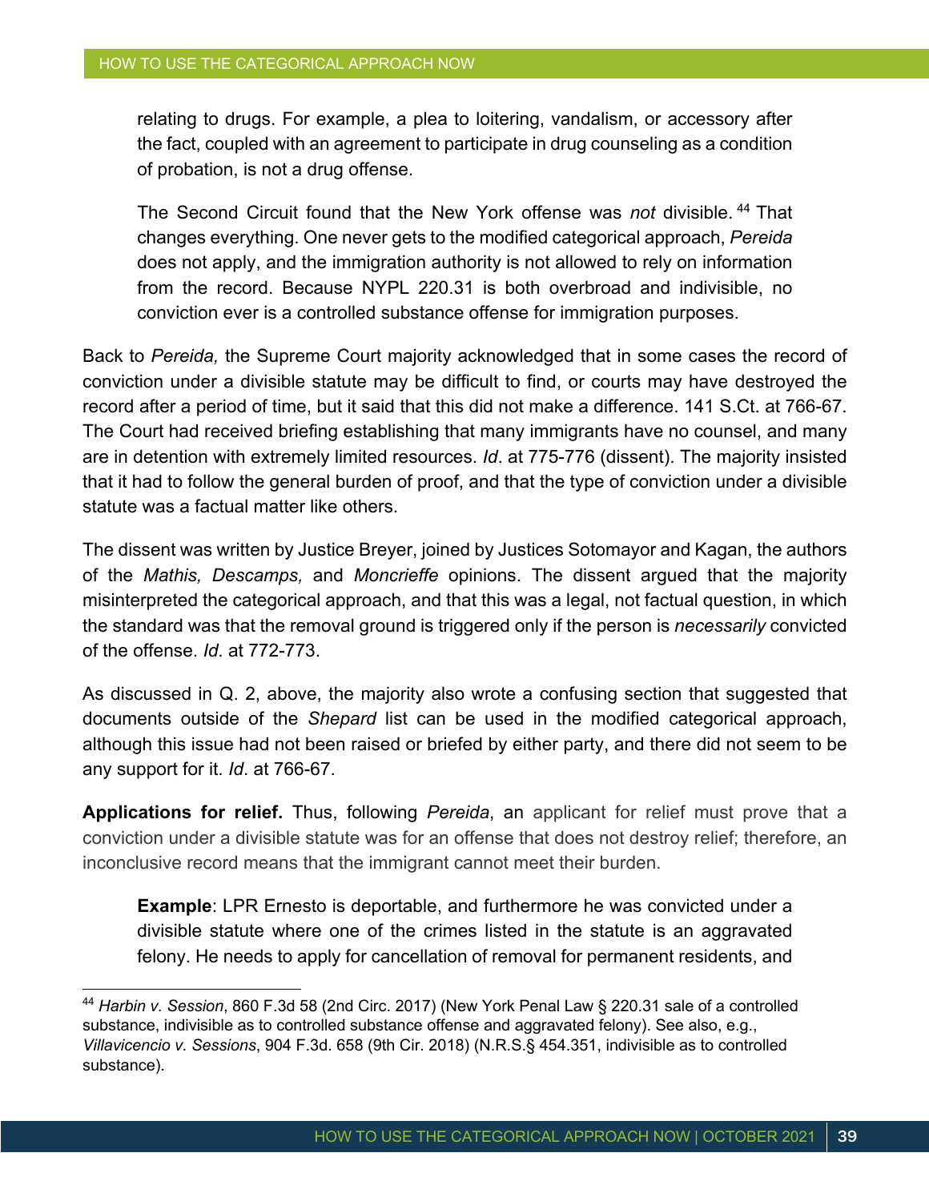relating to drugs. For example, a plea to loitering, vandalism, or accessory after the fact, coupled with an agreement to participate in drug counseling as a condition of probation, is not a drug offense.

> The Second Circuit found that the New York offense was *not* divisible.[44] That changes everything. One never gets to the modified categorical approach, *Pereida* does not apply, and the immigration authority is not allowed to rely on information from the record. Because NYPL 220.31 is both overbroad and indivisible, no conviction ever is a controlled substance offense for immigration purposes.

Back to *Pereida,* the Supreme Court majority acknowledged that in some cases the record of conviction under a divisible statute may be difficult to find, or courts may have destroyed the record after a period of time, but it said that this did not make a difference. 141 S.Ct. at 766-67. The Court had received briefing establishing that many immigrants have no counsel, and many are in detention with extremely limited resources. *Id*. at 775-776 (dissent). The majority insisted that it had to follow the general burden of proof, and that the type of conviction under a divisible statute was a factual matter like others.

The dissent was written by Justice Breyer, joined by Justices Sotomayor and Kagan, the authors of the *Mathis, Descamps,* and *Moncrieffe* opinions. The dissent argued that the majority misinterpreted the categorical approach, and that this was a legal, not factual question, in which the standard was that the removal ground is triggered only if the person is *necessarily* convicted of the offense. *Id*. at 772-773.

As discussed in Q. 2, above, the majority also wrote a confusing section that suggested that documents outside of the *Shepard* list can be used in the modified categorical approach, although this issue had not been raised or briefed by either party, and there did not seem to be any support for it. *Id*. at 766-67.

**Applications for relief.** Thus, following *Pereida*, an applicant for relief must prove that a conviction under a divisible statute was for an offense that does not destroy relief; therefore, an inconclusive record means that the immigrant cannot meet their burden.

> **Example**: LPR Ernesto is deportable, and furthermore he was convicted under a divisible statute where one of the crimes listed in the statute is an aggravated felony. He needs to apply for cancellation of removal for permanent residents, and

---

[44] *Harbin v. Session*, 860 F.3d 58 (2nd Circ. 2017) (New York Penal Law § 220.31 sale of a controlled substance, indivisible as to controlled substance offense and aggravated felony). See also, e.g., *Villavicencio v. Sessions*, 904 F.3d. 658 (9th Cir. 2018) (N.R.S.§ 454.351, indivisible as to controlled substance).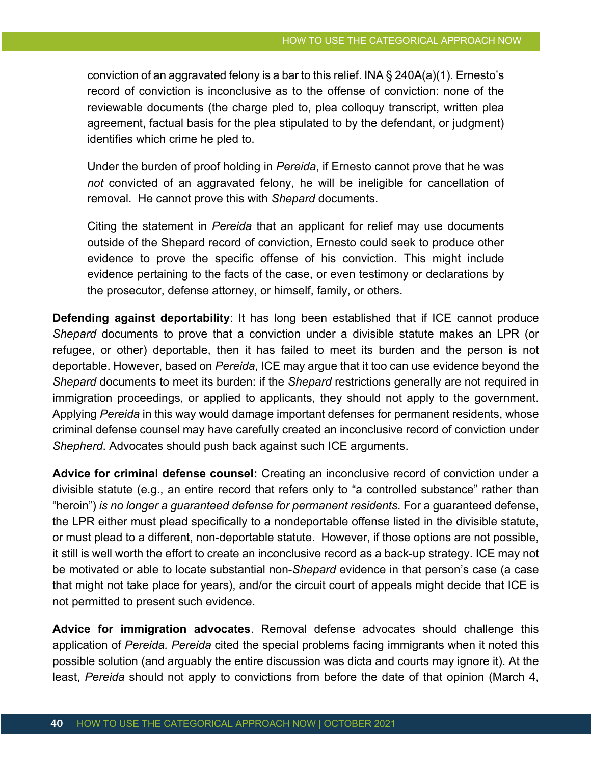conviction of an aggravated felony is a bar to this relief. INA § 240A(a)(1). Ernesto's record of conviction is inconclusive as to the offense of conviction: none of the reviewable documents (the charge pled to, plea colloquy transcript, written plea agreement, factual basis for the plea stipulated to by the defendant, or judgment) identifies which crime he pled to.

Under the burden of proof holding in *Pereida*, if Ernesto cannot prove that he was *not* convicted of an aggravated felony, he will be ineligible for cancellation of removal. He cannot prove this with *Shepard* documents.

Citing the statement in *Pereida* that an applicant for relief may use documents outside of the Shepard record of conviction, Ernesto could seek to produce other evidence to prove the specific offense of his conviction. This might include evidence pertaining to the facts of the case, or even testimony or declarations by the prosecutor, defense attorney, or himself, family, or others.

**Defending against deportability**: It has long been established that if ICE cannot produce *Shepard* documents to prove that a conviction under a divisible statute makes an LPR (or refugee, or other) deportable, then it has failed to meet its burden and the person is not deportable. However, based on *Pereida*, ICE may argue that it too can use evidence beyond the *Shepard* documents to meet its burden: if the *Shepard* restrictions generally are not required in immigration proceedings, or applied to applicants, they should not apply to the government. Applying *Pereida* in this way would damage important defenses for permanent residents, whose criminal defense counsel may have carefully created an inconclusive record of conviction under *Shepherd*. Advocates should push back against such ICE arguments.

**Advice for criminal defense counsel:** Creating an inconclusive record of conviction under a divisible statute (e.g., an entire record that refers only to "a controlled substance" rather than "heroin") *is no longer a guaranteed defense for permanent residents*. For a guaranteed defense, the LPR either must plead specifically to a nondeportable offense listed in the divisible statute, or must plead to a different, non-deportable statute. However, if those options are not possible, it still is well worth the effort to create an inconclusive record as a back-up strategy. ICE may not be motivated or able to locate substantial non-*Shepard* evidence in that person's case (a case that might not take place for years), and/or the circuit court of appeals might decide that ICE is not permitted to present such evidence.

**Advice for immigration advocates**. Removal defense advocates should challenge this application of *Pereida. Pereida* cited the special problems facing immigrants when it noted this possible solution (and arguably the entire discussion was dicta and courts may ignore it). At the least, *Pereida* should not apply to convictions from before the date of that opinion (March 4,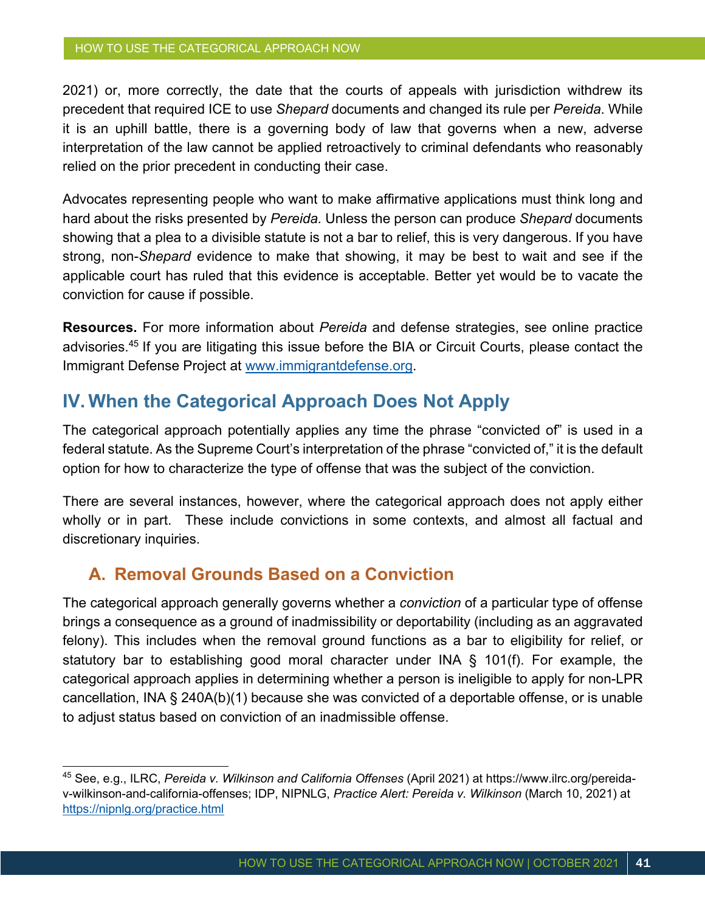2021) or, more correctly, the date that the courts of appeals with jurisdiction withdrew its precedent that required ICE to use *Shepard* documents and changed its rule per *Pereida*. While it is an uphill battle, there is a governing body of law that governs when a new, adverse interpretation of the law cannot be applied retroactively to criminal defendants who reasonably relied on the prior precedent in conducting their case.

Advocates representing people who want to make affirmative applications must think long and hard about the risks presented by *Pereida*. Unless the person can produce *Shepard* documents showing that a plea to a divisible statute is not a bar to relief, this is very dangerous. If you have strong, non-*Shepard* evidence to make that showing, it may be best to wait and see if the applicable court has ruled that this evidence is acceptable. Better yet would be to vacate the conviction for cause if possible.

**Resources.** For more information about *Pereida* and defense strategies, see online practice advisories.[45] If you are litigating this issue before the BIA or Circuit Courts, please contact the Immigrant Defense Project at [www.immigrantdefense.org](www.immigrantdefense.org).

## IV. When the Categorical Approach Does Not Apply

The categorical approach potentially applies any time the phrase "convicted of" is used in a federal statute. As the Supreme Court's interpretation of the phrase "convicted of," it is the default option for how to characterize the type of offense that was the subject of the conviction.

There are several instances, however, where the categorical approach does not apply either wholly or in part. These include convictions in some contexts, and almost all factual and discretionary inquiries.

### A. Removal Grounds Based on a Conviction

The categorical approach generally governs whether a *conviction* of a particular type of offense brings a consequence as a ground of inadmissibility or deportability (including as an aggravated felony). This includes when the removal ground functions as a bar to eligibility for relief, or statutory bar to establishing good moral character under INA § 101(f). For example, the categorical approach applies in determining whether a person is ineligible to apply for non-LPR cancellation, INA § 240A(b)(1) because she was convicted of a deportable offense, or is unable to adjust status based on conviction of an inadmissible offense.

---

[45] See, e.g., ILRC, *Pereida v. Wilkinson and California Offenses* (April 2021) at https://www.ilrc.org/pereida-v-wilkinson-and-california-offenses; IDP, NIPNLG, *Practice Alert: Pereida v. Wilkinson* (March 10, 2021) at https://nipnlg.org/practice.html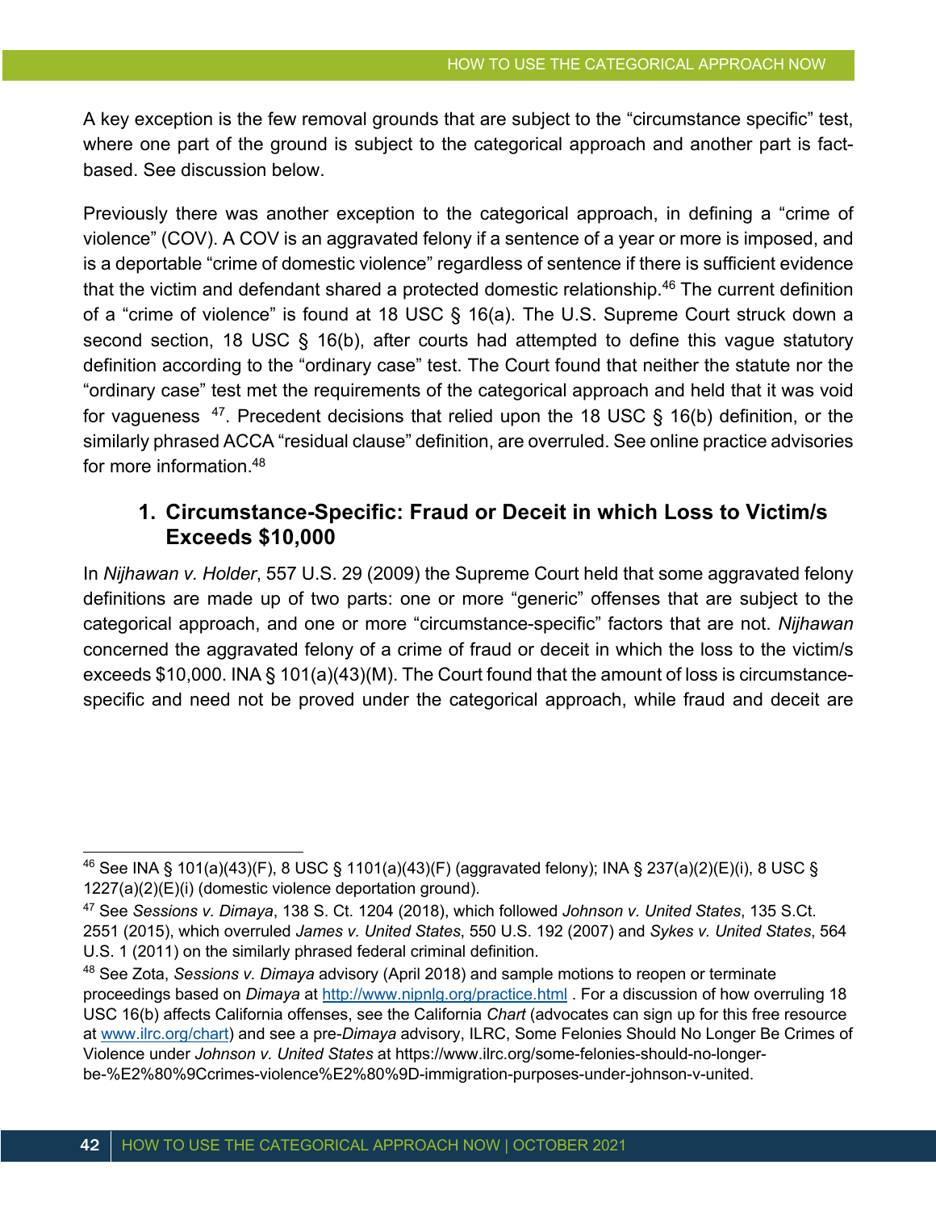A key exception is the few removal grounds that are subject to the "circumstance specific" test, where one part of the ground is subject to the categorical approach and another part is fact-based. See discussion below.

Previously there was another exception to the categorical approach, in defining a "crime of violence" (COV). A COV is an aggravated felony if a sentence of a year or more is imposed, and is a deportable "crime of domestic violence" regardless of sentence if there is sufficient evidence that the victim and defendant shared a protected domestic relationship.[46] The current definition of a "crime of violence" is found at 18 USC § 16(a). The U.S. Supreme Court struck down a second section, 18 USC § 16(b), after courts had attempted to define this vague statutory definition according to the "ordinary case" test. The Court found that neither the statute nor the "ordinary case" test met the requirements of the categorical approach and held that it was void for vagueness [47]. Precedent decisions that relied upon the 18 USC § 16(b) definition, or the similarly phrased ACCA "residual clause" definition, are overruled. See online practice advisories for more information.[48]

### 1. Circumstance-Specific: Fraud or Deceit in which Loss to Victim/s Exceeds $10,000

In *Nijhawan v. Holder*, 557 U.S. 29 (2009) the Supreme Court held that some aggravated felony definitions are made up of two parts: one or more "generic" offenses that are subject to the categorical approach, and one or more "circumstance-specific" factors that are not. *Nijhawan* concerned the aggravated felony of a crime of fraud or deceit in which the loss to the victim/s exceeds $10,000. INA § 101(a)(43)(M). The Court found that the amount of loss is circumstance-specific and need not be proved under the categorical approach, while fraud and deceit are

---

[46] See INA § 101(a)(43)(F), 8 USC § 1101(a)(43)(F) (aggravated felony); INA § 237(a)(2)(E)(i), 8 USC § 1227(a)(2)(E)(i) (domestic violence deportation ground).

[47] See *Sessions v. Dimaya*, 138 S. Ct. 1204 (2018), which followed *Johnson v. United States*, 135 S.Ct. 2551 (2015), which overruled *James v. United States*, 550 U.S. 192 (2007) and *Sykes v. United States*, 564 U.S. 1 (2011) on the similarly phrased federal criminal definition.

[48] See Zota, *Sessions v. Dimaya* advisory (April 2018) and sample motions to reopen or terminate proceedings based on *Dimaya* at http://www.nipnlg.org/practice.html . For a discussion of how overruling 18 USC 16(b) affects California offenses, see the California *Chart* (advocates can sign up for this free resource at www.ilrc.org/chart) and see a pre-*Dimaya* advisory, ILRC, Some Felonies Should No Longer Be Crimes of Violence under *Johnson v. United States* at https://www.ilrc.org/some-felonies-should-no-longer-be-%E2%80%9Ccrimes-violence%E2%80%9D-immigration-purposes-under-johnson-v-united.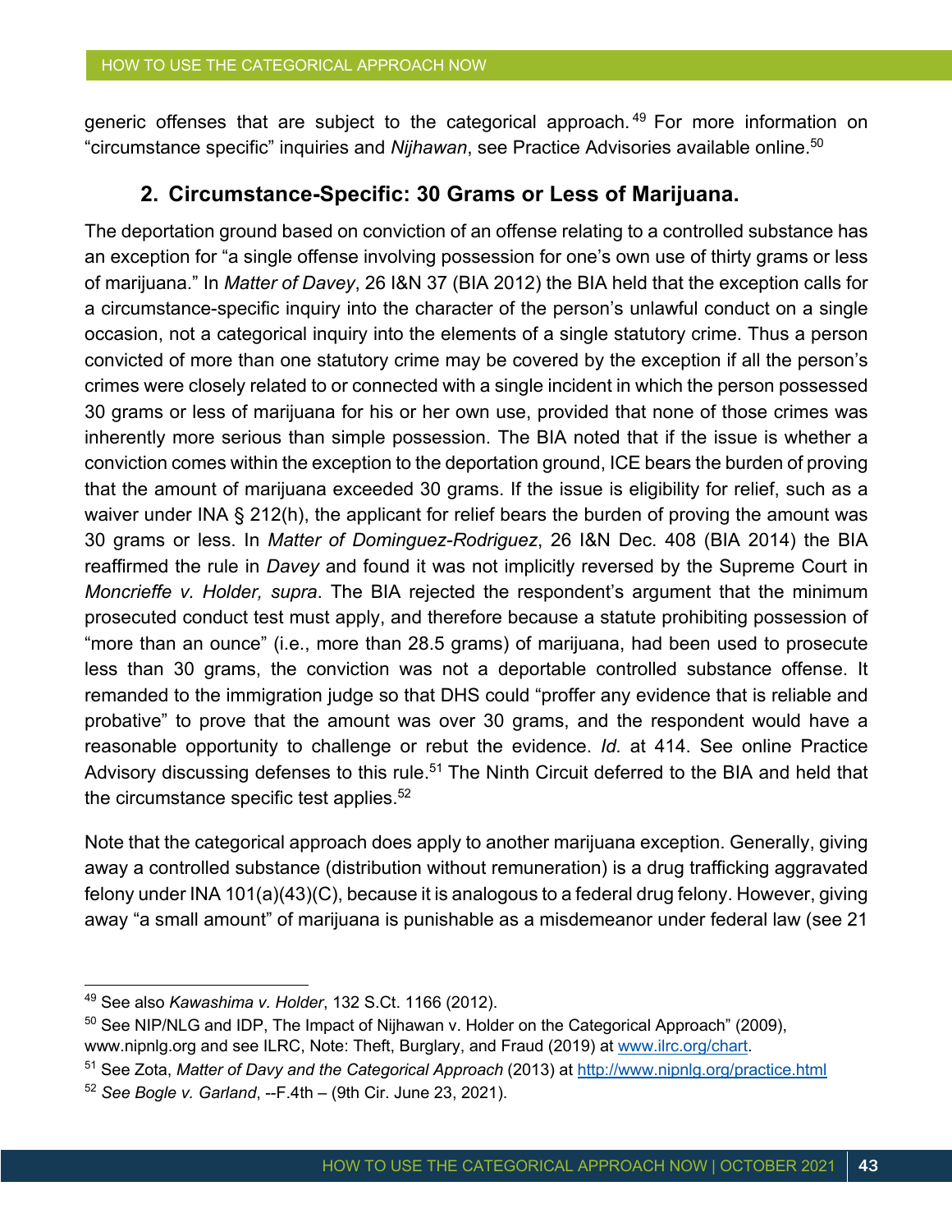generic offenses that are subject to the categorical approach.[49] For more information on "circumstance specific" inquiries and *Nijhawan*, see Practice Advisories available online.[50]

### 2. Circumstance-Specific: 30 Grams or Less of Marijuana.

The deportation ground based on conviction of an offense relating to a controlled substance has an exception for "a single offense involving possession for one's own use of thirty grams or less of marijuana." In *Matter of Davey*, 26 I&N 37 (BIA 2012) the BIA held that the exception calls for a circumstance-specific inquiry into the character of the person's unlawful conduct on a single occasion, not a categorical inquiry into the elements of a single statutory crime. Thus a person convicted of more than one statutory crime may be covered by the exception if all the person's crimes were closely related to or connected with a single incident in which the person possessed 30 grams or less of marijuana for his or her own use, provided that none of those crimes was inherently more serious than simple possession. The BIA noted that if the issue is whether a conviction comes within the exception to the deportation ground, ICE bears the burden of proving that the amount of marijuana exceeded 30 grams. If the issue is eligibility for relief, such as a waiver under INA § 212(h), the applicant for relief bears the burden of proving the amount was 30 grams or less. In *Matter of Dominguez-Rodriguez*, 26 I&N Dec. 408 (BIA 2014) the BIA reaffirmed the rule in *Davey* and found it was not implicitly reversed by the Supreme Court in *Moncrieffe v. Holder, supra*. The BIA rejected the respondent's argument that the minimum prosecuted conduct test must apply, and therefore because a statute prohibiting possession of "more than an ounce" (i.e., more than 28.5 grams) of marijuana, had been used to prosecute less than 30 grams, the conviction was not a deportable controlled substance offense. It remanded to the immigration judge so that DHS could "proffer any evidence that is reliable and probative" to prove that the amount was over 30 grams, and the respondent would have a reasonable opportunity to challenge or rebut the evidence. *Id.* at 414. See online Practice Advisory discussing defenses to this rule.[51] The Ninth Circuit deferred to the BIA and held that the circumstance specific test applies.[52]

Note that the categorical approach does apply to another marijuana exception. Generally, giving away a controlled substance (distribution without remuneration) is a drug trafficking aggravated felony under INA 101(a)(43)(C), because it is analogous to a federal drug felony. However, giving away "a small amount" of marijuana is punishable as a misdemeanor under federal law (see 21

---

[49] See also *Kawashima v. Holder*, 132 S.Ct. 1166 (2012).

[50] See NIP/NLG and IDP, The Impact of Nijhawan v. Holder on the Categorical Approach" (2009), www.nipnlg.org and see ILRC, Note: Theft, Burglary, and Fraud (2019) at www.ilrc.org/chart.

[51] See Zota, *Matter of Davy and the Categorical Approach* (2013) at http://www.nipnlg.org/practice.html

[52] *See Bogle v. Garland*, --F.4th – (9th Cir. June 23, 2021).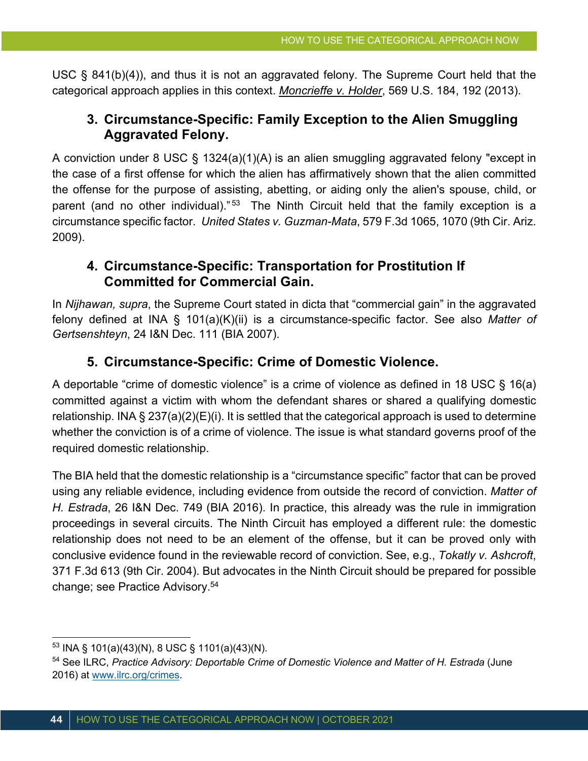USC § 841(b)(4)), and thus it is not an aggravated felony. The Supreme Court held that the categorical approach applies in this context. *Moncrieffe v. Holder*, 569 U.S. 184, 192 (2013).

### 3. Circumstance-Specific: Family Exception to the Alien Smuggling Aggravated Felony.

A conviction under 8 USC § 1324(a)(1)(A) is an alien smuggling aggravated felony "except in the case of a first offense for which the alien has affirmatively shown that the alien committed the offense for the purpose of assisting, abetting, or aiding only the alien's spouse, child, or parent (and no other individual)."[53] The Ninth Circuit held that the family exception is a circumstance specific factor. *United States v. Guzman-Mata*, 579 F.3d 1065, 1070 (9th Cir. Ariz. 2009).

### 4. Circumstance-Specific: Transportation for Prostitution If Committed for Commercial Gain.

In *Nijhawan, supra*, the Supreme Court stated in dicta that "commercial gain" in the aggravated felony defined at INA § 101(a)(K)(ii) is a circumstance-specific factor. See also *Matter of Gertsenshteyn*, 24 I&N Dec. 111 (BIA 2007).

### 5. Circumstance-Specific: Crime of Domestic Violence.

A deportable "crime of domestic violence" is a crime of violence as defined in 18 USC § 16(a) committed against a victim with whom the defendant shares or shared a qualifying domestic relationship. INA § 237(a)(2)(E)(i). It is settled that the categorical approach is used to determine whether the conviction is of a crime of violence. The issue is what standard governs proof of the required domestic relationship.

The BIA held that the domestic relationship is a "circumstance specific" factor that can be proved using any reliable evidence, including evidence from outside the record of conviction. *Matter of H. Estrada*, 26 I&N Dec. 749 (BIA 2016). In practice, this already was the rule in immigration proceedings in several circuits. The Ninth Circuit has employed a different rule: the domestic relationship does not need to be an element of the offense, but it can be proved only with conclusive evidence found in the reviewable record of conviction. See, e.g., *Tokatly v. Ashcroft*, 371 F.3d 613 (9th Cir. 2004). But advocates in the Ninth Circuit should be prepared for possible change; see Practice Advisory.[54]

---

[53] INA § 101(a)(43)(N), 8 USC § 1101(a)(43)(N).

[54] See ILRC, *Practice Advisory: Deportable Crime of Domestic Violence and Matter of H. Estrada* (June 2016) at www.ilrc.org/crimes.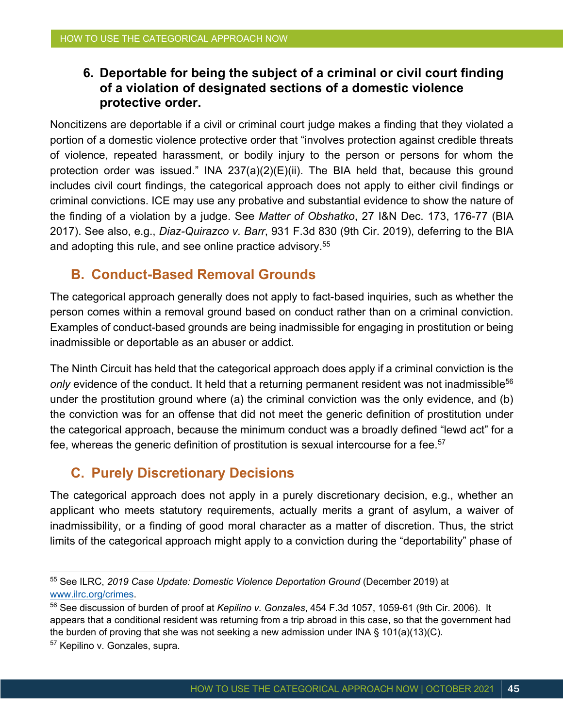### 6. Deportable for being the subject of a criminal or civil court finding of a violation of designated sections of a domestic violence protective order.

Noncitizens are deportable if a civil or criminal court judge makes a finding that they violated a portion of a domestic violence protective order that "involves protection against credible threats of violence, repeated harassment, or bodily injury to the person or persons for whom the protection order was issued." INA 237(a)(2)(E)(ii). The BIA held that, because this ground includes civil court findings, the categorical approach does not apply to either civil findings or criminal convictions. ICE may use any probative and substantial evidence to show the nature of the finding of a violation by a judge. See *Matter of Obshatko*, 27 I&N Dec. 173, 176-77 (BIA 2017). See also, e.g., *Diaz-Quirazco v. Barr*, 931 F.3d 830 (9th Cir. 2019), deferring to the BIA and adopting this rule, and see online practice advisory.[55]

## B. Conduct-Based Removal Grounds

The categorical approach generally does not apply to fact-based inquiries, such as whether the person comes within a removal ground based on conduct rather than on a criminal conviction. Examples of conduct-based grounds are being inadmissible for engaging in prostitution or being inadmissible or deportable as an abuser or addict.

The Ninth Circuit has held that the categorical approach does apply if a criminal conviction is the *only* evidence of the conduct. It held that a returning permanent resident was not inadmissible[56] under the prostitution ground where (a) the criminal conviction was the only evidence, and (b) the conviction was for an offense that did not meet the generic definition of prostitution under the categorical approach, because the minimum conduct was a broadly defined "lewd act" for a fee, whereas the generic definition of prostitution is sexual intercourse for a fee.[57]

## C. Purely Discretionary Decisions

The categorical approach does not apply in a purely discretionary decision, e.g., whether an applicant who meets statutory requirements, actually merits a grant of asylum, a waiver of inadmissibility, or a finding of good moral character as a matter of discretion. Thus, the strict limits of the categorical approach might apply to a conviction during the "deportability" phase of

---

[55] See ILRC, *2019 Case Update: Domestic Violence Deportation Ground* (December 2019) at www.ilrc.org/crimes.

[56] See discussion of burden of proof at *Kepilino v. Gonzales*, 454 F.3d 1057, 1059-61 (9th Cir. 2006). It appears that a conditional resident was returning from a trip abroad in this case, so that the government had the burden of proving that she was not seeking a new admission under INA § 101(a)(13)(C).

[57] Kepilino v. Gonzales, supra.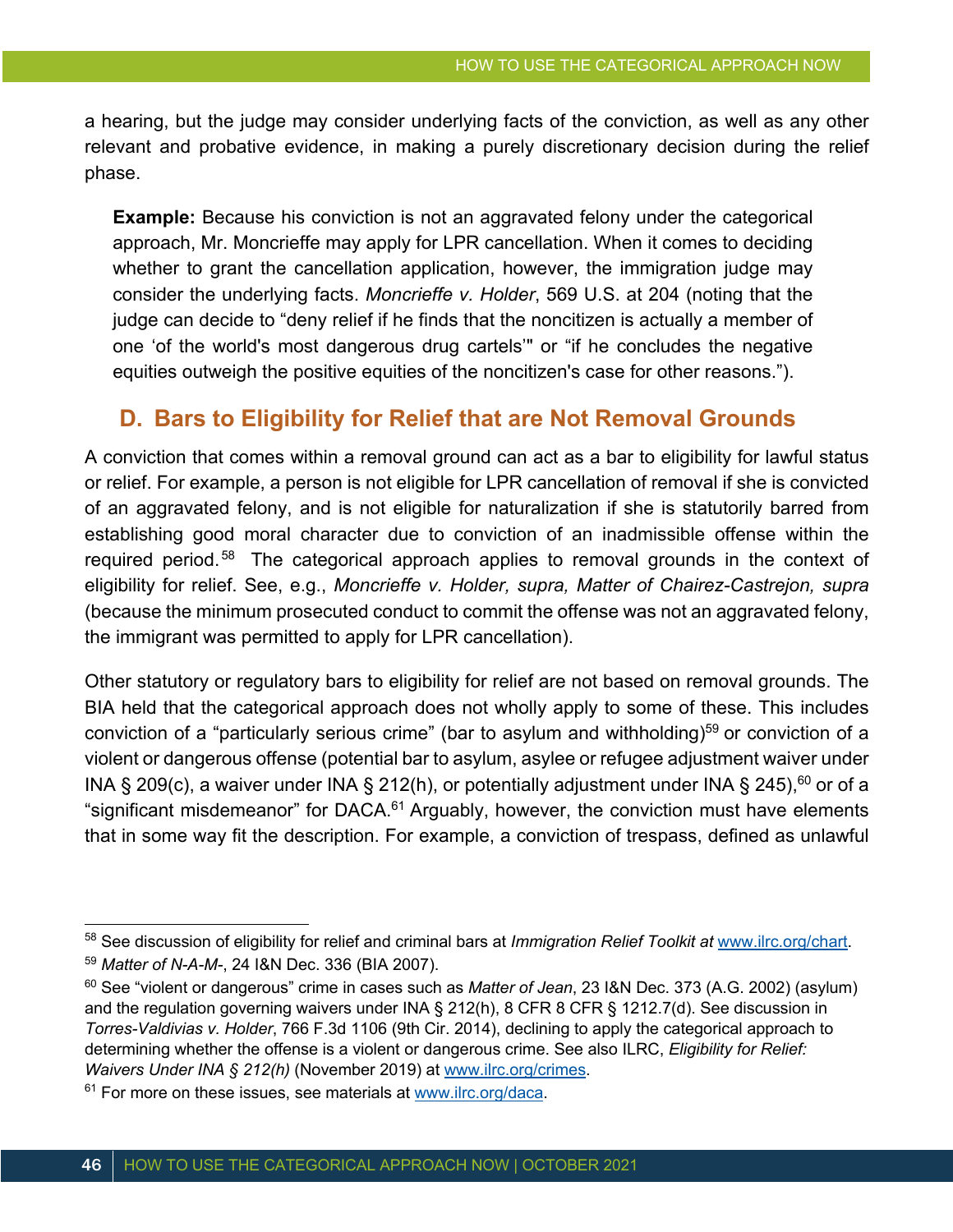a hearing, but the judge may consider underlying facts of the conviction, as well as any other relevant and probative evidence, in making a purely discretionary decision during the relief phase.

> **Example:** Because his conviction is not an aggravated felony under the categorical approach, Mr. Moncrieffe may apply for LPR cancellation. When it comes to deciding whether to grant the cancellation application, however, the immigration judge may consider the underlying facts. *Moncrieffe v. Holder*, 569 U.S. at 204 (noting that the judge can decide to "deny relief if he finds that the noncitizen is actually a member of one 'of the world's most dangerous drug cartels'" or "if he concludes the negative equities outweigh the positive equities of the noncitizen's case for other reasons.").

## D. Bars to Eligibility for Relief that are Not Removal Grounds

A conviction that comes within a removal ground can act as a bar to eligibility for lawful status or relief. For example, a person is not eligible for LPR cancellation of removal if she is convicted of an aggravated felony, and is not eligible for naturalization if she is statutorily barred from establishing good moral character due to conviction of an inadmissible offense within the required period.[58] The categorical approach applies to removal grounds in the context of eligibility for relief. See, e.g., *Moncrieffe v. Holder, supra, Matter of Chairez-Castrejon, supra* (because the minimum prosecuted conduct to commit the offense was not an aggravated felony, the immigrant was permitted to apply for LPR cancellation).

Other statutory or regulatory bars to eligibility for relief are not based on removal grounds. The BIA held that the categorical approach does not wholly apply to some of these. This includes conviction of a "particularly serious crime" (bar to asylum and withholding)[59] or conviction of a violent or dangerous offense (potential bar to asylum, asylee or refugee adjustment waiver under INA § 209(c), a waiver under INA § 212(h), or potentially adjustment under INA § 245),[60] or of a "significant misdemeanor" for DACA.[61] Arguably, however, the conviction must have elements that in some way fit the description. For example, a conviction of trespass, defined as unlawful

---

[58] See discussion of eligibility for relief and criminal bars at *Immigration Relief Toolkit at* www.ilrc.org/chart.

[59] *Matter of N-A-M-*, 24 I&N Dec. 336 (BIA 2007).

[60] See "violent or dangerous" crime in cases such as *Matter of Jean*, 23 I&N Dec. 373 (A.G. 2002) (asylum) and the regulation governing waivers under INA § 212(h), 8 CFR 8 CFR § 1212.7(d). See discussion in *Torres-Valdivias v. Holder*, 766 F.3d 1106 (9th Cir. 2014), declining to apply the categorical approach to determining whether the offense is a violent or dangerous crime. See also ILRC, *Eligibility for Relief: Waivers Under INA § 212(h)* (November 2019) at www.ilrc.org/crimes.

[61] For more on these issues, see materials at www.ilrc.org/daca.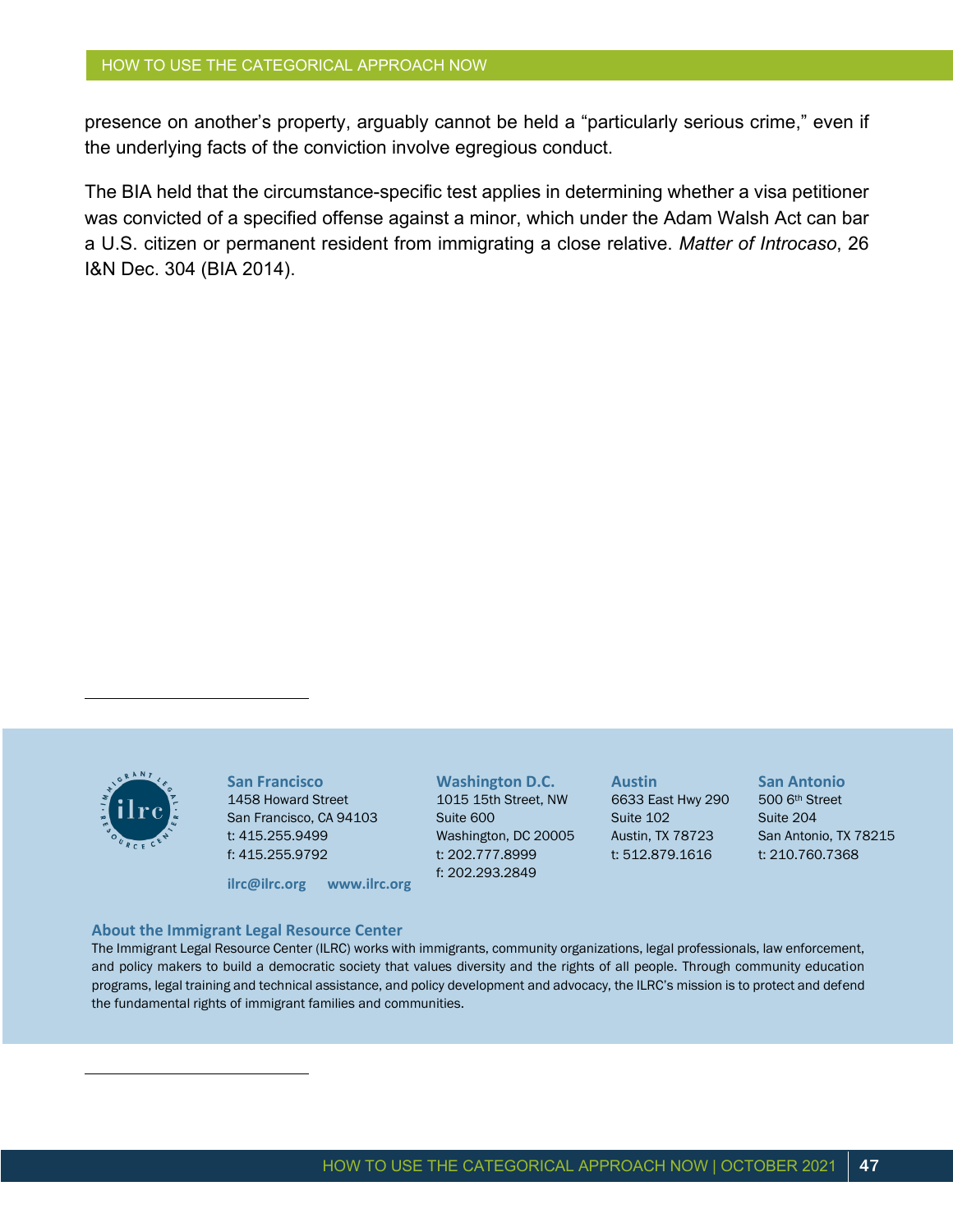presence on another's property, arguably cannot be held a "particularly serious crime," even if the underlying facts of the conviction involve egregious conduct.

The BIA held that the circumstance-specific test applies in determining whether a visa petitioner was convicted of a specified offense against a minor, which under the Adam Walsh Act can bar a U.S. citizen or permanent resident from immigrating a close relative. *Matter of Introcaso*, 26 I&N Dec. 304 (BIA 2014).

**San Francisco**
1458 Howard Street
San Francisco, CA 94103
t: 415.255.9499
f: 415.255.9792

**Washington D.C.**
1015 15th Street, NW
Suite 600
Washington, DC 20005
t: 202.777.8999
f: 202.293.2849

**Austin**
6633 East Hwy 290
Suite 102
Austin, TX 78723
t: 512.879.1616

**San Antonio**
500 6th Street
Suite 204
San Antonio, TX 78215
t: 210.760.7368

ilrc@ilrc.org www.ilrc.org

**About the Immigrant Legal Resource Center**

The Immigrant Legal Resource Center (ILRC) works with immigrants, community organizations, legal professionals, law enforcement, and policy makers to build a democratic society that values diversity and the rights of all people. Through community education programs, legal training and technical assistance, and policy development and advocacy, the ILRC's mission is to protect and defend the fundamental rights of immigrant families and communities.